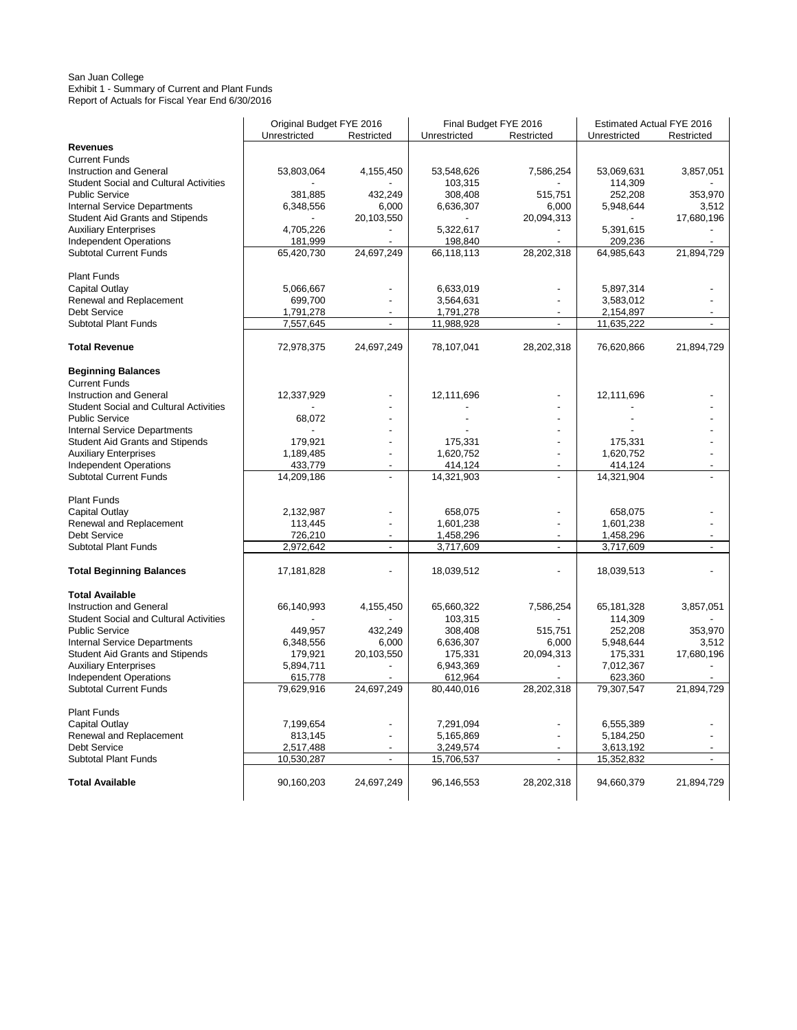San Juan College
Exhibit 1 - Summary of Current and Plant Funds
Report of Actuals for Fiscal Year End 6/30/2016

| | Original Budget FYE 2016 | | Final Budget FYE 2016 | | Estimated Actual FYE 2016 | |
|---|---|---|---|---|---|---|
| | Unrestricted | Restricted | Unrestricted | Restricted | Unrestricted | Restricted |
| **Revenues** | | | | | | |
| Current Funds | | | | | | |
| Instruction and General | 53,803,064 | 4,155,450 | 53,548,626 | 7,586,254 | 53,069,631 | 3,857,051 |
| Student Social and Cultural Activities | - | - | 103,315 | - | 114,309 | - |
| Public Service | 381,885 | 432,249 | 308,408 | 515,751 | 252,208 | 353,970 |
| Internal Service Departments | 6,348,556 | 6,000 | 6,636,307 | 6,000 | 5,948,644 | 3,512 |
| Student Aid Grants and Stipends | - | 20,103,550 | - | 20,094,313 | - | 17,680,196 |
| Auxiliary Enterprises | 4,705,226 | - | 5,322,617 | - | 5,391,615 | - |
| Independent Operations | 181,999 | - | 198,840 | - | 209,236 | - |
| Subtotal Current Funds | 65,420,730 | 24,697,249 | 66,118,113 | 28,202,318 | 64,985,643 | 21,894,729 |
| | | | | | | |
| Plant Funds | | | | | | |
| Capital Outlay | 5,066,667 | - | 6,633,019 | - | 5,897,314 | - |
| Renewal and Replacement | 699,700 | - | 3,564,631 | - | 3,583,012 | - |
| Debt Service | 1,791,278 | - | 1,791,278 | - | 2,154,897 | - |
| Subtotal Plant Funds | 7,557,645 | - | 11,988,928 | - | 11,635,222 | - |
| | | | | | | |
| **Total Revenue** | 72,978,375 | 24,697,249 | 78,107,041 | 28,202,318 | 76,620,866 | 21,894,729 |
| | | | | | | |
| **Beginning Balances** | | | | | | |
| Current Funds | | | | | | |
| Instruction and General | 12,337,929 | - | 12,111,696 | - | 12,111,696 | - |
| Student Social and Cultural Activities | - | - | - | - | - | - |
| Public Service | 68,072 | - | - | - | - | - |
| Internal Service Departments | - | - | - | - | - | - |
| Student Aid Grants and Stipends | 179,921 | - | 175,331 | - | 175,331 | - |
| Auxiliary Enterprises | 1,189,485 | - | 1,620,752 | - | 1,620,752 | - |
| Independent Operations | 433,779 | - | 414,124 | - | 414,124 | - |
| Subtotal Current Funds | 14,209,186 | - | 14,321,903 | - | 14,321,904 | - |
| | | | | | | |
| Plant Funds | | | | | | |
| Capital Outlay | 2,132,987 | - | 658,075 | - | 658,075 | - |
| Renewal and Replacement | 113,445 | - | 1,601,238 | - | 1,601,238 | - |
| Debt Service | 726,210 | - | 1,458,296 | - | 1,458,296 | - |
| Subtotal Plant Funds | 2,972,642 | - | 3,717,609 | - | 3,717,609 | - |
| | | | | | | |
| **Total Beginning Balances** | 17,181,828 | - | 18,039,512 | - | 18,039,513 | - |
| | | | | | | |
| **Total Available** | | | | | | |
| Instruction and General | 66,140,993 | 4,155,450 | 65,660,322 | 7,586,254 | 65,181,328 | 3,857,051 |
| Student Social and Cultural Activities | - | - | 103,315 | - | 114,309 | - |
| Public Service | 449,957 | 432,249 | 308,408 | 515,751 | 252,208 | 353,970 |
| Internal Service Departments | 6,348,556 | 6,000 | 6,636,307 | 6,000 | 5,948,644 | 3,512 |
| Student Aid Grants and Stipends | 179,921 | 20,103,550 | 175,331 | 20,094,313 | 175,331 | 17,680,196 |
| Auxiliary Enterprises | 5,894,711 | - | 6,943,369 | - | 7,012,367 | - |
| Independent Operations | 615,778 | - | 612,964 | - | 623,360 | - |
| Subtotal Current Funds | 79,629,916 | 24,697,249 | 80,440,016 | 28,202,318 | 79,307,547 | 21,894,729 |
| | | | | | | |
| Plant Funds | | | | | | |
| Capital Outlay | 7,199,654 | - | 7,291,094 | - | 6,555,389 | - |
| Renewal and Replacement | 813,145 | - | 5,165,869 | - | 5,184,250 | - |
| Debt Service | 2,517,488 | - | 3,249,574 | - | 3,613,192 | - |
| Subtotal Plant Funds | 10,530,287 | - | 15,706,537 | - | 15,352,832 | - |
| | | | | | | |
| **Total Available** | 90,160,203 | 24,697,249 | 96,146,553 | 28,202,318 | 94,660,379 | 21,894,729 |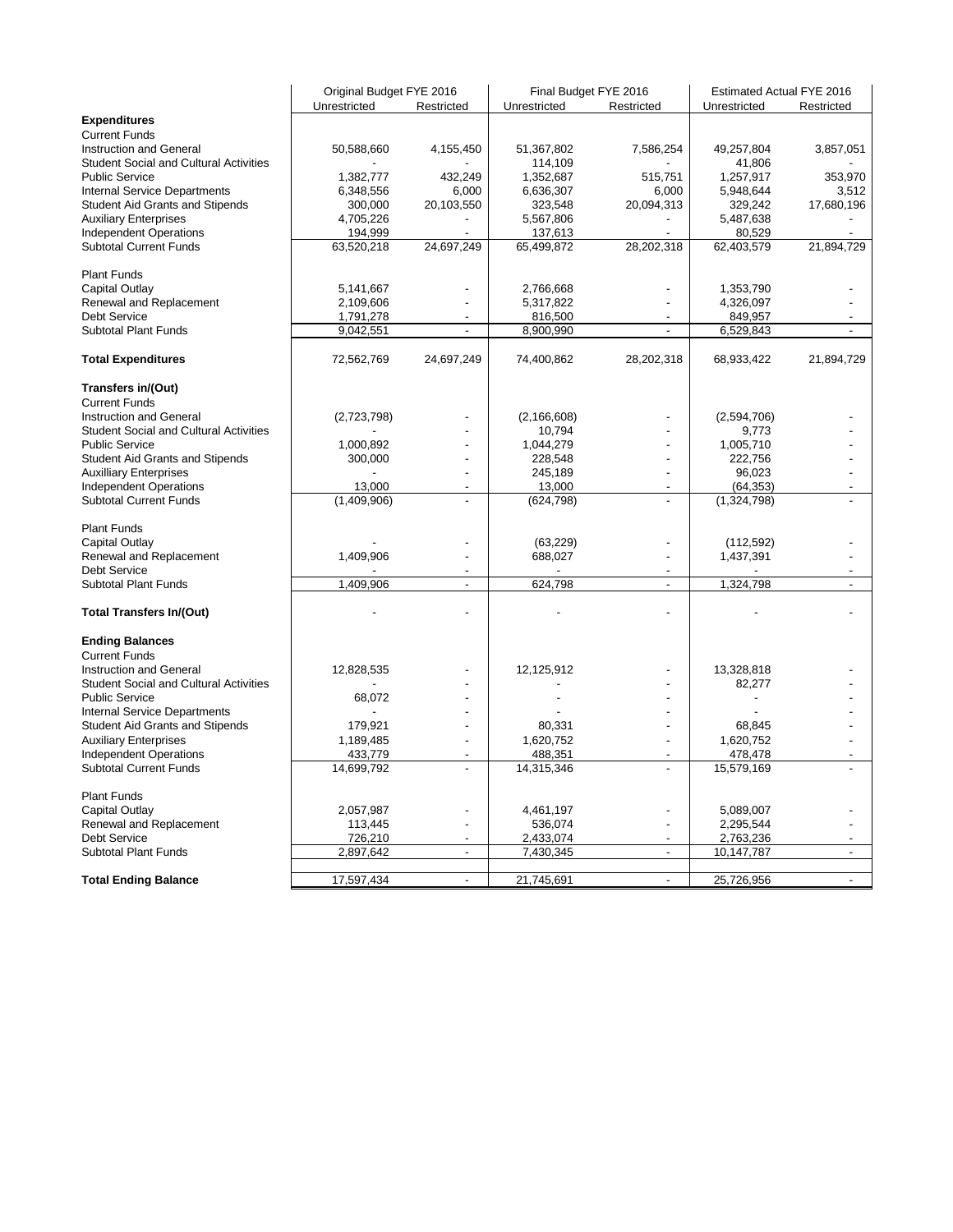| | Original Budget FYE 2016 | | Final Budget FYE 2016 | | Estimated Actual FYE 2016 | |
|---|---|---|---|---|---|---|
| | Unrestricted | Restricted | Unrestricted | Restricted | Unrestricted | Restricted |
| **Expenditures** | | | | | | |
| Current Funds | | | | | | |
| Instruction and General | 50,588,660 | 4,155,450 | 51,367,802 | 7,586,254 | 49,257,804 | 3,857,051 |
| Student Social and Cultural Activities | - | - | 114,109 | - | 41,806 | - |
| Public Service | 1,382,777 | 432,249 | 1,352,687 | 515,751 | 1,257,917 | 353,970 |
| Internal Service Departments | 6,348,556 | 6,000 | 6,636,307 | 6,000 | 5,948,644 | 3,512 |
| Student Aid Grants and Stipends | 300,000 | 20,103,550 | 323,548 | 20,094,313 | 329,242 | 17,680,196 |
| Auxiliary Enterprises | 4,705,226 | - | 5,567,806 | - | 5,487,638 | - |
| Independent Operations | 194,999 | - | 137,613 | - | 80,529 | - |
| Subtotal Current Funds | 63,520,218 | 24,697,249 | 65,499,872 | 28,202,318 | 62,403,579 | 21,894,729 |
| | | | | | | |
| Plant Funds | | | | | | |
| Capital Outlay | 5,141,667 | - | 2,766,668 | - | 1,353,790 | - |
| Renewal and Replacement | 2,109,606 | - | 5,317,822 | - | 4,326,097 | - |
| Debt Service | 1,791,278 | - | 816,500 | - | 849,957 | - |
| Subtotal Plant Funds | 9,042,551 | - | 8,900,990 | - | 6,529,843 | - |
| | | | | | | |
| **Total Expenditures** | 72,562,769 | 24,697,249 | 74,400,862 | 28,202,318 | 68,933,422 | 21,894,729 |
| | | | | | | |
| **Transfers in/(Out)** | | | | | | |
| Current Funds | | | | | | |
| Instruction and General | (2,723,798) | - | (2,166,608) | - | (2,594,706) | - |
| Student Social and Cultural Activities | - | - | 10,794 | - | 9,773 | - |
| Public Service | 1,000,892 | - | 1,044,279 | - | 1,005,710 | - |
| Student Aid Grants and Stipends | 300,000 | - | 228,548 | - | 222,756 | - |
| Auxilliary Enterprises | - | - | 245,189 | - | 96,023 | - |
| Independent Operations | 13,000 | - | 13,000 | - | (64,353) | - |
| Subtotal Current Funds | (1,409,906) | - | (624,798) | - | (1,324,798) | - |
| | | | | | | |
| Plant Funds | | | | | | |
| Capital Outlay | - | - | (63,229) | - | (112,592) | - |
| Renewal and Replacement | 1,409,906 | - | 688,027 | - | 1,437,391 | - |
| Debt Service | - | - | - | - | - | - |
| Subtotal Plant Funds | 1,409,906 | - | 624,798 | - | 1,324,798 | - |
| | | | | | | |
| **Total Transfers In/(Out)** | - | - | - | - | - | - |
| | | | | | | |
| **Ending Balances** | | | | | | |
| Current Funds | | | | | | |
| Instruction and General | 12,828,535 | - | 12,125,912 | - | 13,328,818 | - |
| Student Social and Cultural Activities | - | - | - | - | 82,277 | - |
| Public Service | 68,072 | - | - | - | - | - |
| Internal Service Departments | - | - | - | - | - | - |
| Student Aid Grants and Stipends | 179,921 | - | 80,331 | - | 68,845 | - |
| Auxiliary Enterprises | 1,189,485 | - | 1,620,752 | - | 1,620,752 | - |
| Independent Operations | 433,779 | - | 488,351 | - | 478,478 | - |
| Subtotal Current Funds | 14,699,792 | - | 14,315,346 | - | 15,579,169 | - |
| | | | | | | |
| Plant Funds | | | | | | |
| Capital Outlay | 2,057,987 | - | 4,461,197 | - | 5,089,007 | - |
| Renewal and Replacement | 113,445 | - | 536,074 | - | 2,295,544 | - |
| Debt Service | 726,210 | - | 2,433,074 | - | 2,763,236 | - |
| Subtotal Plant Funds | 2,897,642 | - | 7,430,345 | - | 10,147,787 | - |
| | | | | | | |
| **Total Ending Balance** | 17,597,434 | - | 21,745,691 | - | 25,726,956 | - |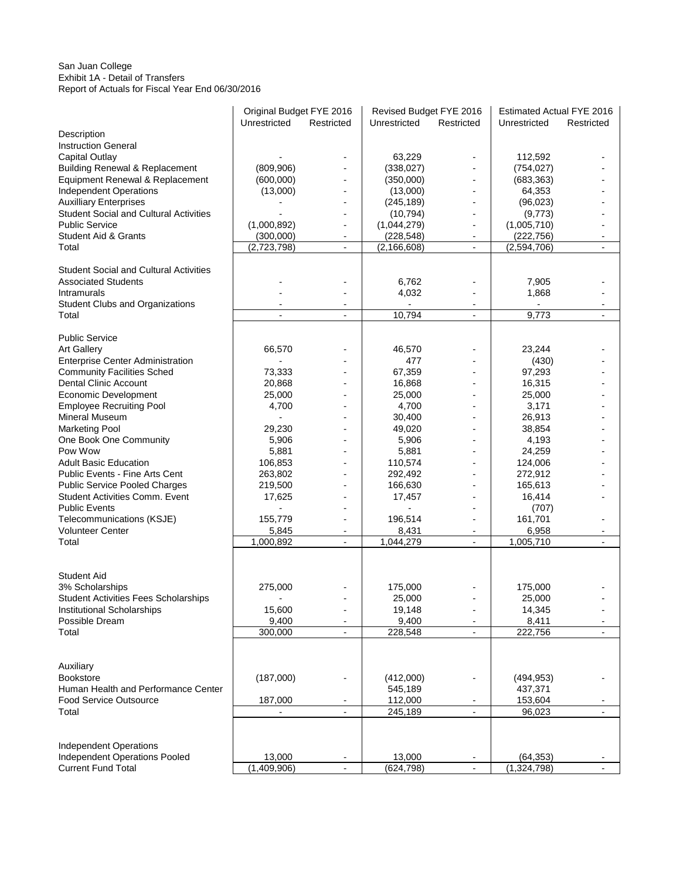San Juan College
Exhibit 1A - Detail of Transfers
Report of Actuals for Fiscal Year End 06/30/2016

| | Original Budget FYE 2016 | | Revised Budget FYE 2016 | | Estimated Actual FYE 2016 | |
|---|---|---|---|---|---|---|
| | Unrestricted | Restricted | Unrestricted | Restricted | Unrestricted | Restricted |
| Description | | | | | | |
| Instruction General | | | | | | |
| Capital Outlay | - | - | 63,229 | - | 112,592 | - |
| Building Renewal & Replacement | (809,906) | - | (338,027) | - | (754,027) | - |
| Equipment Renewal & Replacement | (600,000) | - | (350,000) | - | (683,363) | - |
| Independent Operations | (13,000) | - | (13,000) | - | 64,353 | - |
| Auxilliary Enterprises | - | - | (245,189) | - | (96,023) | - |
| Student Social and Cultural Activities | - | - | (10,794) | - | (9,773) | - |
| Public Service | (1,000,892) | - | (1,044,279) | - | (1,005,710) | - |
| Student Aid & Grants | (300,000) | - | (228,548) | - | (222,756) | - |
| Total | (2,723,798) | - | (2,166,608) | - | (2,594,706) | - |
| | | | | | | |
| Student Social and Cultural Activities | | | | | | |
| Associated Students | - | - | 6,762 | - | 7,905 | - |
| Intramurals | - | - | 4,032 | - | 1,868 | - |
| Student Clubs and Organizations | - | - | - | - | - | - |
| Total | - | - | 10,794 | - | 9,773 | - |
| | | | | | | |
| Public Service | | | | | | |
| Art Gallery | 66,570 | - | 46,570 | - | 23,244 | - |
| Enterprise Center Administration | - | - | 477 | - | (430) | - |
| Community Facilities Sched | 73,333 | - | 67,359 | - | 97,293 | - |
| Dental Clinic Account | 20,868 | - | 16,868 | - | 16,315 | - |
| Economic Development | 25,000 | - | 25,000 | - | 25,000 | - |
| Employee Recruiting Pool | 4,700 | - | 4,700 | - | 3,171 | - |
| Mineral Museum | - | - | 30,400 | - | 26,913 | - |
| Marketing Pool | 29,230 | - | 49,020 | - | 38,854 | - |
| One Book One Community | 5,906 | - | 5,906 | - | 4,193 | - |
| Pow Wow | 5,881 | - | 5,881 | - | 24,259 | - |
| Adult Basic Education | 106,853 | - | 110,574 | - | 124,006 | - |
| Public Events - Fine Arts Cent | 263,802 | - | 292,492 | - | 272,912 | - |
| Public Service Pooled Charges | 219,500 | - | 166,630 | - | 165,613 | - |
| Student Activities Comm. Event | 17,625 | - | 17,457 | - | 16,414 | - |
| Public Events | - | - | - | - | (707) | |
| Telecommunications (KSJE) | 155,779 | - | 196,514 | - | 161,701 | - |
| Volunteer Center | 5,845 | - | 8,431 | - | 6,958 | - |
| Total | 1,000,892 | - | 1,044,279 | - | 1,005,710 | - |
| | | | | | | |
| Student Aid | | | | | | |
| 3% Scholarships | 275,000 | - | 175,000 | - | 175,000 | - |
| Student Activities Fees Scholarships | - | - | 25,000 | - | 25,000 | - |
| Institutional Scholarships | 15,600 | - | 19,148 | - | 14,345 | - |
| Possible Dream | 9,400 | - | 9,400 | - | 8,411 | - |
| Total | 300,000 | - | 228,548 | - | 222,756 | - |
| | | | | | | |
| Auxiliary | | | | | | |
| Bookstore | (187,000) | - | (412,000) | - | (494,953) | - |
| Human Health and Performance Center | | | 545,189 | | 437,371 | |
| Food Service Outsource | 187,000 | - | 112,000 | - | 153,604 | - |
| Total | - | - | 245,189 | - | 96,023 | - |
| | | | | | | |
| Independent Operations | | | | | | |
| Independent Operations Pooled | 13,000 | - | 13,000 | - | (64,353) | - |
| Current Fund Total | (1,409,906) | - | (624,798) | - | (1,324,798) | - |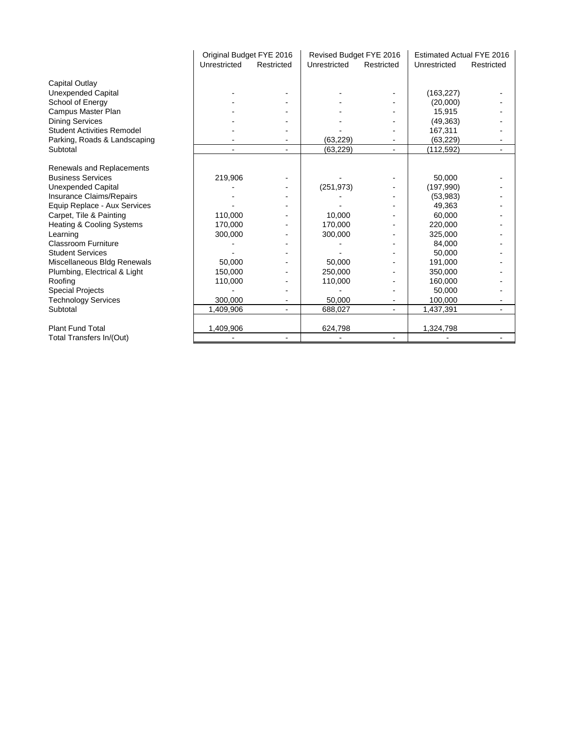| | Original Budget FYE 2016 | | Revised Budget FYE 2016 | | Estimated Actual FYE 2016 | |
|---|---|---|---|---|---|---|
| | Unrestricted | Restricted | Unrestricted | Restricted | Unrestricted | Restricted |
| Capital Outlay | | | | | | |
| Unexpended Capital | - | - | - | - | (163,227) | - |
| School of Energy | - | - | - | - | (20,000) | - |
| Campus Master Plan | - | - | - | - | 15,915 | - |
| Dining Services | - | - | - | - | (49,363) | - |
| Student Activities Remodel | - | - | - | - | 167,311 | - |
| Parking, Roads & Landscaping | - | - | (63,229) | - | (63,229) | - |
| Subtotal | - | - | (63,229) | - | (112,592) | - |
| Renewals and Replacements | | | | | | |
| Business Services | 219,906 | - | - | - | 50,000 | - |
| Unexpended Capital | - | - | (251,973) | - | (197,990) | - |
| Insurance Claims/Repairs | - | - | - | - | (53,983) | - |
| Equip Replace - Aux Services | - | - | - | - | 49,363 | - |
| Carpet, Tile & Painting | 110,000 | - | 10,000 | - | 60,000 | - |
| Heating & Cooling Systems | 170,000 | - | 170,000 | - | 220,000 | - |
| Learning | 300,000 | - | 300,000 | - | 325,000 | - |
| Classroom Furniture | - | - | - | - | 84,000 | - |
| Student Services | - | - | - | - | 50,000 | - |
| Miscellaneous Bldg Renewals | 50,000 | - | 50,000 | - | 191,000 | - |
| Plumbing, Electrical & Light | 150,000 | - | 250,000 | - | 350,000 | - |
| Roofing | 110,000 | - | 110,000 | - | 160,000 | - |
| Special Projects | - | - | - | - | 50,000 | - |
| Technology Services | 300,000 | - | 50,000 | - | 100,000 | - |
| Subtotal | 1,409,906 | - | 688,027 | - | 1,437,391 | - |
| Plant Fund Total | 1,409,906 | | 624,798 | | 1,324,798 | |
| Total Transfers In/(Out) | - | - | - | - | - | - |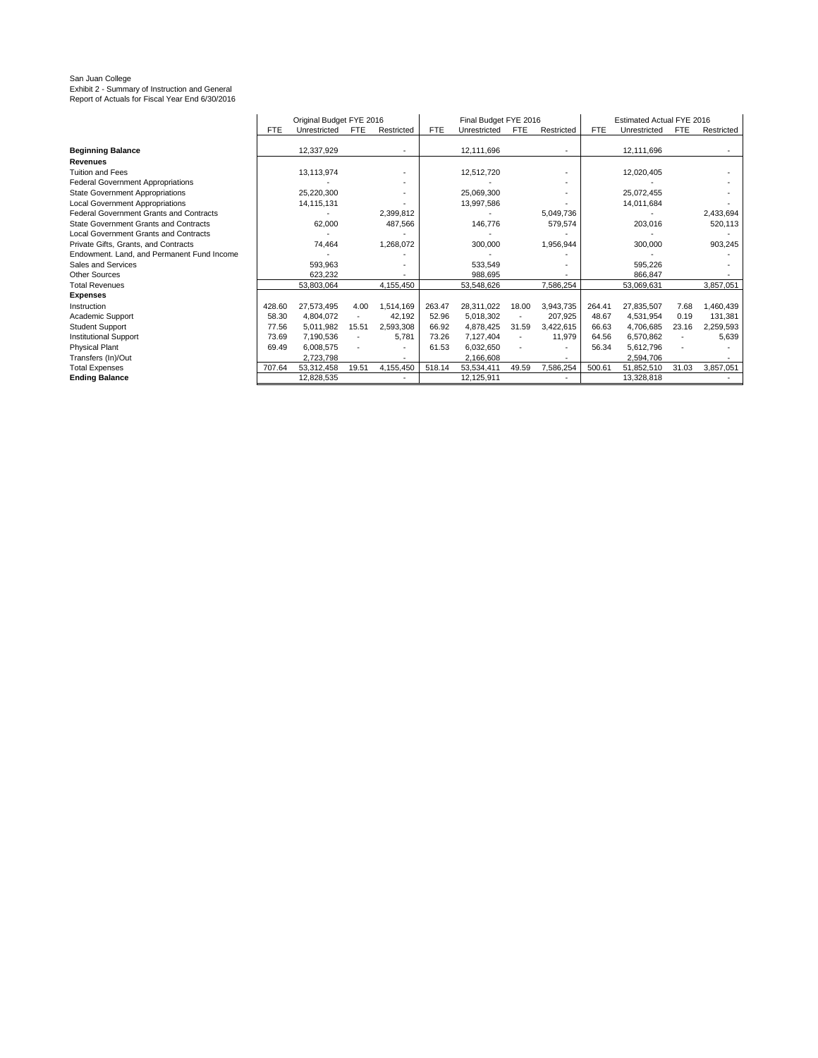San Juan College
Exhibit 2 - Summary of Instruction and General
Report of Actuals for Fiscal Year End 6/30/2016

| | Original Budget FYE 2016 | | | | Final Budget FYE 2016 | | | | Estimated Actual FYE 2016 | | | |
|---|---|---|---|---|---|---|---|---|---|---|---|---|
| | FTE | Unrestricted | FTE | Restricted | FTE | Unrestricted | FTE | Restricted | FTE | Unrestricted | FTE | Restricted |
| **Beginning Balance** | | 12,337,929 | | - | | 12,111,696 | | - | | 12,111,696 | | - |
| **Revenues** | | | | | | | | | | | | |
| Tuition and Fees | | 13,113,974 | | - | | 12,512,720 | | - | | 12,020,405 | | - |
| Federal Government Appropriations | | - | | - | | - | | - | | - | | - |
| State Government Appropriations | | 25,220,300 | | - | | 25,069,300 | | - | | 25,072,455 | | - |
| Local Government Appropriations | | 14,115,131 | | - | | 13,997,586 | | - | | 14,011,684 | | - |
| Federal Government Grants and Contracts | | - | | 2,399,812 | | - | | 5,049,736 | | - | | 2,433,694 |
| State Government Grants and Contracts | | 62,000 | | 487,566 | | 146,776 | | 579,574 | | 203,016 | | 520,113 |
| Local Government Grants and Contracts | | - | | - | | - | | - | | - | | - |
| Private Gifts, Grants, and Contracts | | 74,464 | | 1,268,072 | | 300,000 | | 1,956,944 | | 300,000 | | 903,245 |
| Endowment. Land, and Permanent Fund Income | | - | | - | | - | | - | | - | | - |
| Sales and Services | | 593,963 | | - | | 533,549 | | - | | 595,226 | | - |
| Other Sources | | 623,232 | | - | | 988,695 | | - | | 866,847 | | - |
| Total Revenues | | 53,803,064 | | 4,155,450 | | 53,548,626 | | 7,586,254 | | 53,069,631 | | 3,857,051 |
| **Expenses** | | | | | | | | | | | | |
| Instruction | 428.60 | 27,573,495 | 4.00 | 1,514,169 | 263.47 | 28,311,022 | 18.00 | 3,943,735 | 264.41 | 27,835,507 | 7.68 | 1,460,439 |
| Academic Support | 58.30 | 4,804,072 | - | 42,192 | 52.96 | 5,018,302 | - | 207,925 | 48.67 | 4,531,954 | 0.19 | 131,381 |
| Student Support | 77.56 | 5,011,982 | 15.51 | 2,593,308 | 66.92 | 4,878,425 | 31.59 | 3,422,615 | 66.63 | 4,706,685 | 23.16 | 2,259,593 |
| Institutional Support | 73.69 | 7,190,536 | - | 5,781 | 73.26 | 7,127,404 | - | 11,979 | 64.56 | 6,570,862 | - | 5,639 |
| Physical Plant | 69.49 | 6,008,575 | - | - | 61.53 | 6,032,650 | - | - | 56.34 | 5,612,796 | - | - |
| Transfers (In)/Out | | 2,723,798 | | - | | 2,166,608 | | - | | 2,594,706 | | - |
| Total Expenses | 707.64 | 53,312,458 | 19.51 | 4,155,450 | 518.14 | 53,534,411 | 49.59 | 7,586,254 | 500.61 | 51,852,510 | 31.03 | 3,857,051 |
| **Ending Balance** | | 12,828,535 | | - | | 12,125,911 | | - | | 13,328,818 | | - |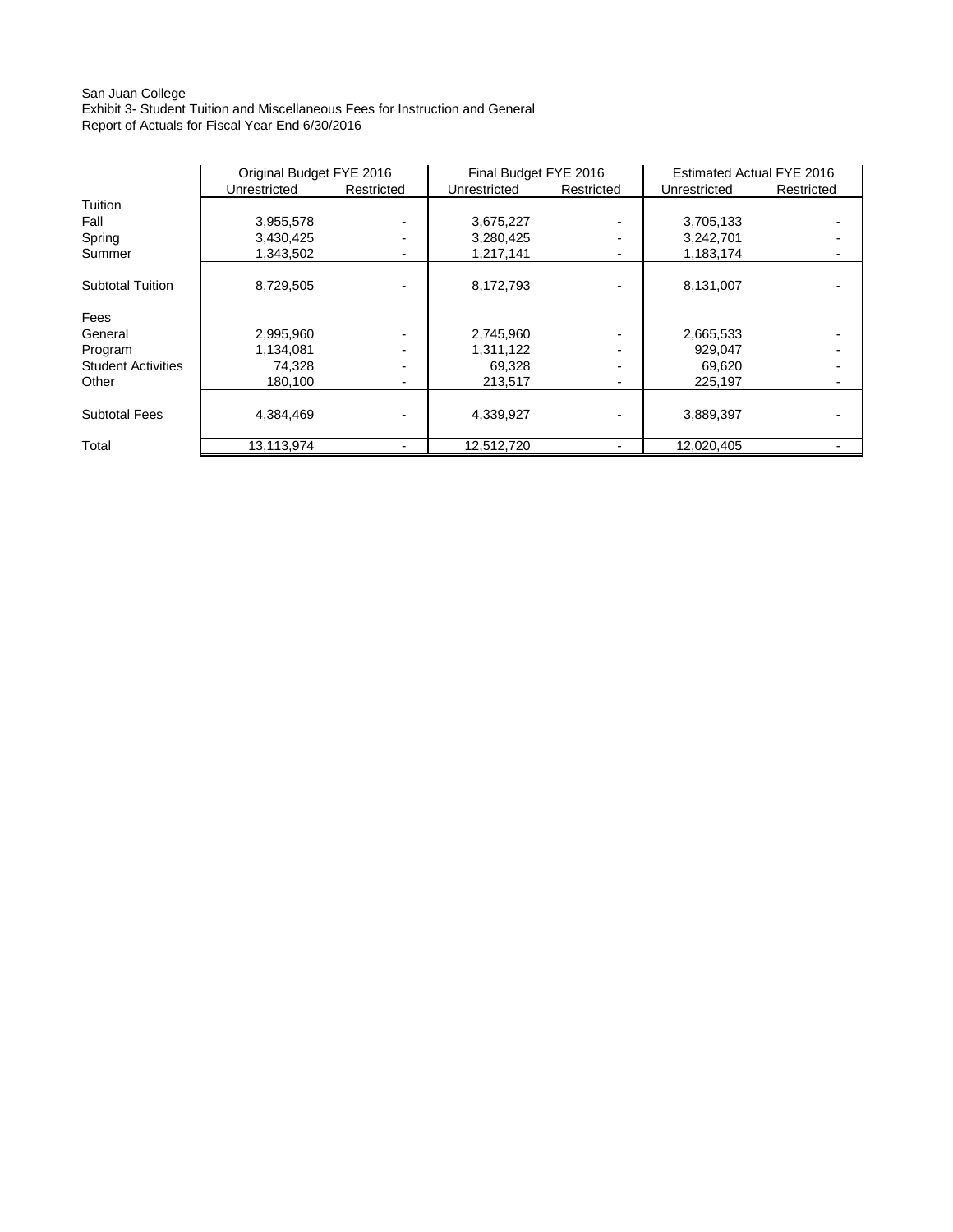San Juan College
Exhibit 3- Student Tuition and Miscellaneous Fees for Instruction and General
Report of Actuals for Fiscal Year End 6/30/2016

| | Original Budget FYE 2016 | | Final Budget FYE 2016 | | Estimated Actual FYE 2016 | |
|---|---|---|---|---|---|---|
| | Unrestricted | Restricted | Unrestricted | Restricted | Unrestricted | Restricted |
| Tuition | | | | | | |
| Fall | 3,955,578 | - | 3,675,227 | - | 3,705,133 | - |
| Spring | 3,430,425 | - | 3,280,425 | - | 3,242,701 | - |
| Summer | 1,343,502 | - | 1,217,141 | - | 1,183,174 | - |
| Subtotal Tuition | 8,729,505 | - | 8,172,793 | - | 8,131,007 | - |
| Fees | | | | | | |
| General | 2,995,960 | - | 2,745,960 | - | 2,665,533 | - |
| Program | 1,134,081 | - | 1,311,122 | - | 929,047 | - |
| Student Activities | 74,328 | - | 69,328 | - | 69,620 | - |
| Other | 180,100 | - | 213,517 | - | 225,197 | - |
| Subtotal Fees | 4,384,469 | - | 4,339,927 | - | 3,889,397 | - |
| Total | 13,113,974 | - | 12,512,720 | - | 12,020,405 | - |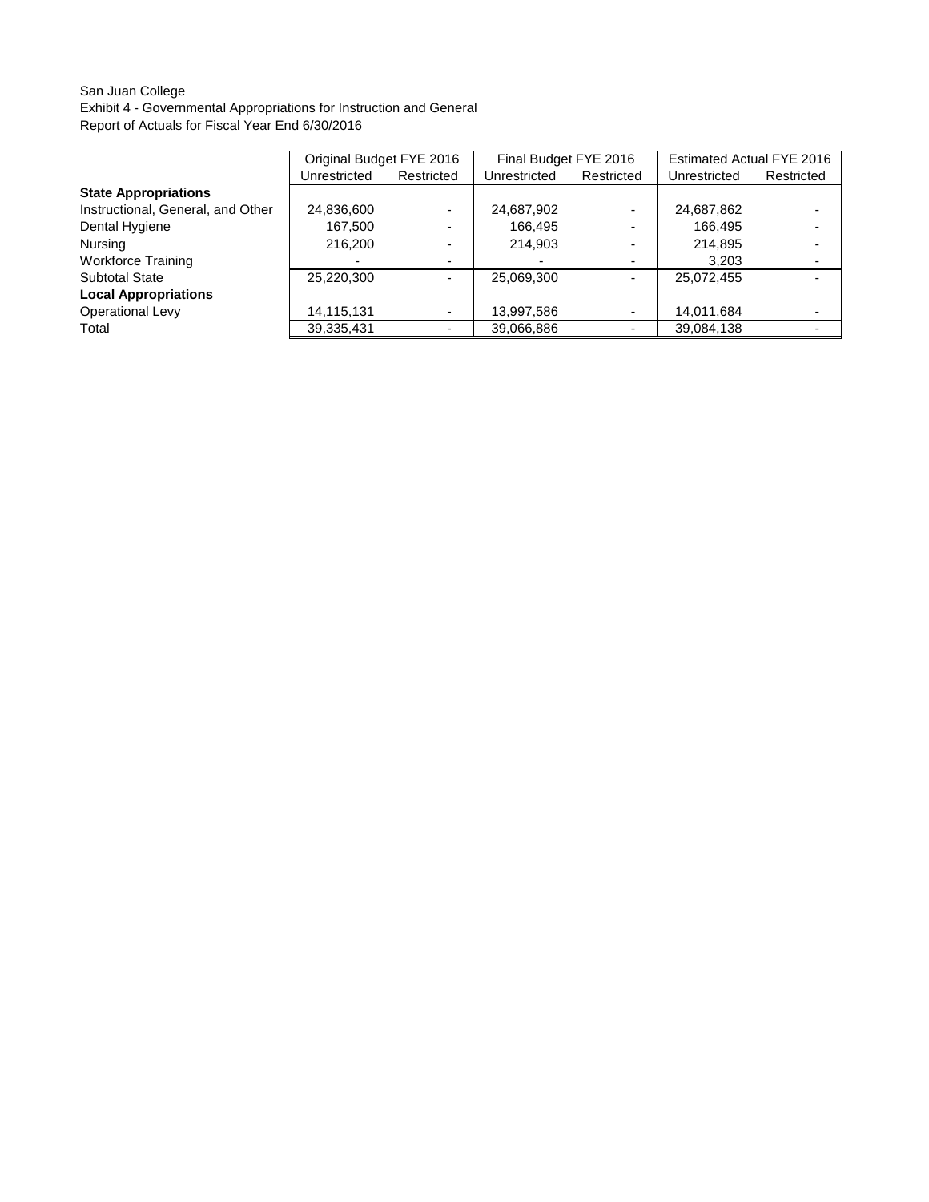San Juan College
Exhibit 4 - Governmental Appropriations for Instruction and General
Report of Actuals for Fiscal Year End 6/30/2016

| | Original Budget FYE 2016 | | Final Budget FYE 2016 | | Estimated Actual FYE 2016 | |
|---|---|---|---|---|---|---|
| | Unrestricted | Restricted | Unrestricted | Restricted | Unrestricted | Restricted |
| **State Appropriations** | | | | | | |
| Instructional, General, and Other | 24,836,600 | - | 24,687,902 | - | 24,687,862 | - |
| Dental Hygiene | 167,500 | - | 166,495 | - | 166,495 | - |
| Nursing | 216,200 | - | 214,903 | - | 214,895 | - |
| Workforce Training | - | - | - | - | 3,203 | - |
| Subtotal State | 25,220,300 | - | 25,069,300 | - | 25,072,455 | - |
| **Local Appropriations** | | | | | | |
| Operational Levy | 14,115,131 | - | 13,997,586 | - | 14,011,684 | - |
| Total | 39,335,431 | - | 39,066,886 | - | 39,084,138 | - |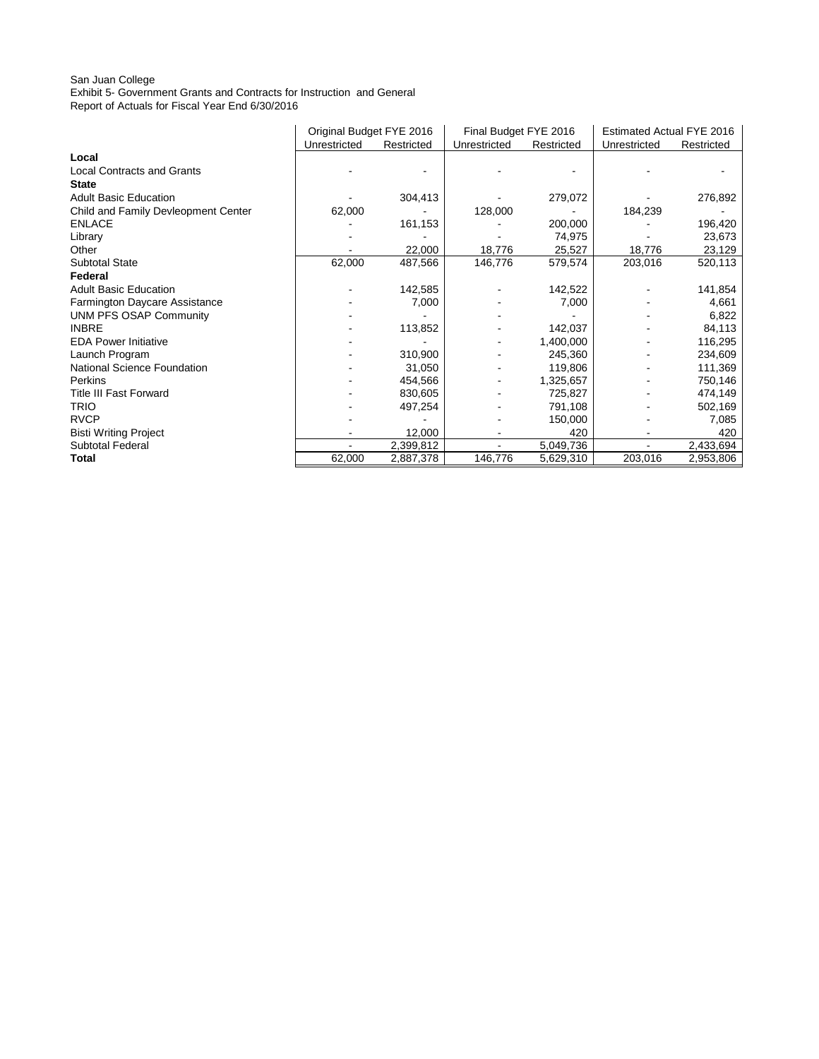San Juan College
Exhibit 5- Government Grants and Contracts for Instruction and General
Report of Actuals for Fiscal Year End 6/30/2016

| | Original Budget FYE 2016 | | Final Budget FYE 2016 | | Estimated Actual FYE 2016 | |
|---|---|---|---|---|---|---|
| | Unrestricted | Restricted | Unrestricted | Restricted | Unrestricted | Restricted |
| **Local** | | | | | | |
| Local Contracts and Grants | - | - | - | - | - | - |
| **State** | | | | | | |
| Adult Basic Education | - | 304,413 | - | 279,072 | - | 276,892 |
| Child and Family Devleopment Center | 62,000 | - | 128,000 | - | 184,239 | - |
| ENLACE | - | 161,153 | - | 200,000 | - | 196,420 |
| Library | - | - | - | 74,975 | - | 23,673 |
| Other | - | 22,000 | 18,776 | 25,527 | 18,776 | 23,129 |
| Subtotal State | 62,000 | 487,566 | 146,776 | 579,574 | 203,016 | 520,113 |
| **Federal** | | | | | | |
| Adult Basic Education | - | 142,585 | - | 142,522 | - | 141,854 |
| Farmington Daycare Assistance | - | 7,000 | - | 7,000 | - | 4,661 |
| UNM PFS OSAP Community | - | - | - | - | - | 6,822 |
| INBRE | - | 113,852 | - | 142,037 | - | 84,113 |
| EDA Power Initiative | - | - | - | 1,400,000 | - | 116,295 |
| Launch Program | - | 310,900 | - | 245,360 | - | 234,609 |
| National Science Foundation | - | 31,050 | - | 119,806 | - | 111,369 |
| Perkins | - | 454,566 | - | 1,325,657 | - | 750,146 |
| Title III Fast Forward | - | 830,605 | - | 725,827 | - | 474,149 |
| TRIO | - | 497,254 | - | 791,108 | - | 502,169 |
| RVCP | - | - | - | 150,000 | - | 7,085 |
| Bisti Writing Project | - | 12,000 | - | 420 | - | 420 |
| Subtotal Federal | - | 2,399,812 | - | 5,049,736 | - | 2,433,694 |
| **Total** | 62,000 | 2,887,378 | 146,776 | 5,629,310 | 203,016 | 2,953,806 |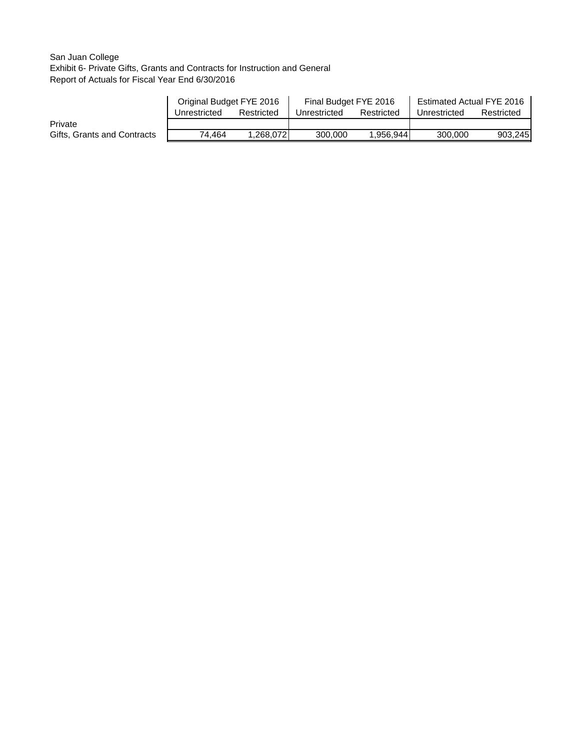San Juan College
Exhibit 6- Private Gifts, Grants and Contracts for Instruction and General
Report of Actuals for Fiscal Year End 6/30/2016

| | Original Budget FYE 2016 | | Final Budget FYE 2016 | | Estimated Actual FYE 2016 | |
|---|---|---|---|---|---|---|
| | Unrestricted | Restricted | Unrestricted | Restricted | Unrestricted | Restricted |
| Private | | | | | | |
| Gifts, Grants and Contracts | 74,464 | 1,268,072 | 300,000 | 1,956,944 | 300,000 | 903,245 |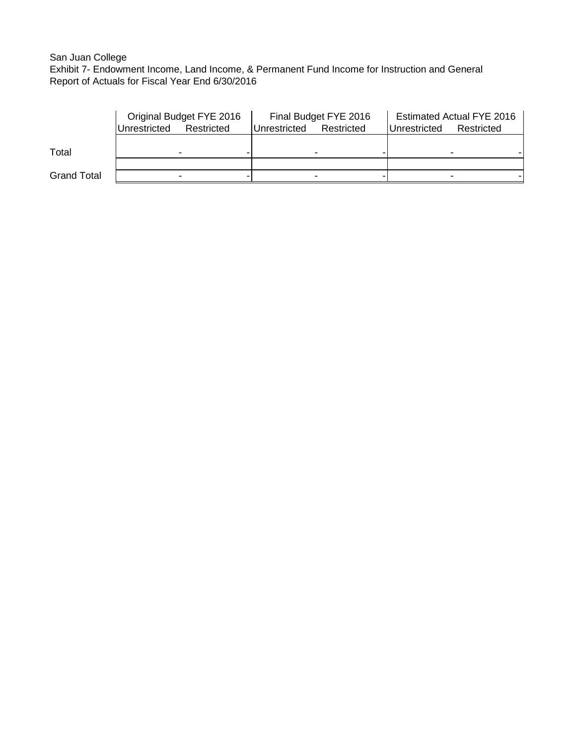San Juan College
Exhibit 7- Endowment Income, Land Income, & Permanent Fund Income for Instruction and General
Report of Actuals for Fiscal Year End 6/30/2016

| | Original Budget FYE 2016 | | Final Budget FYE 2016 | | Estimated Actual FYE 2016 | |
|---|---|---|---|---|---|---|
| | Unrestricted | Restricted | Unrestricted | Restricted | Unrestricted | Restricted |
| Total | - | - | - | - | - | - |
| Grand Total | - | - | - | - | - | - |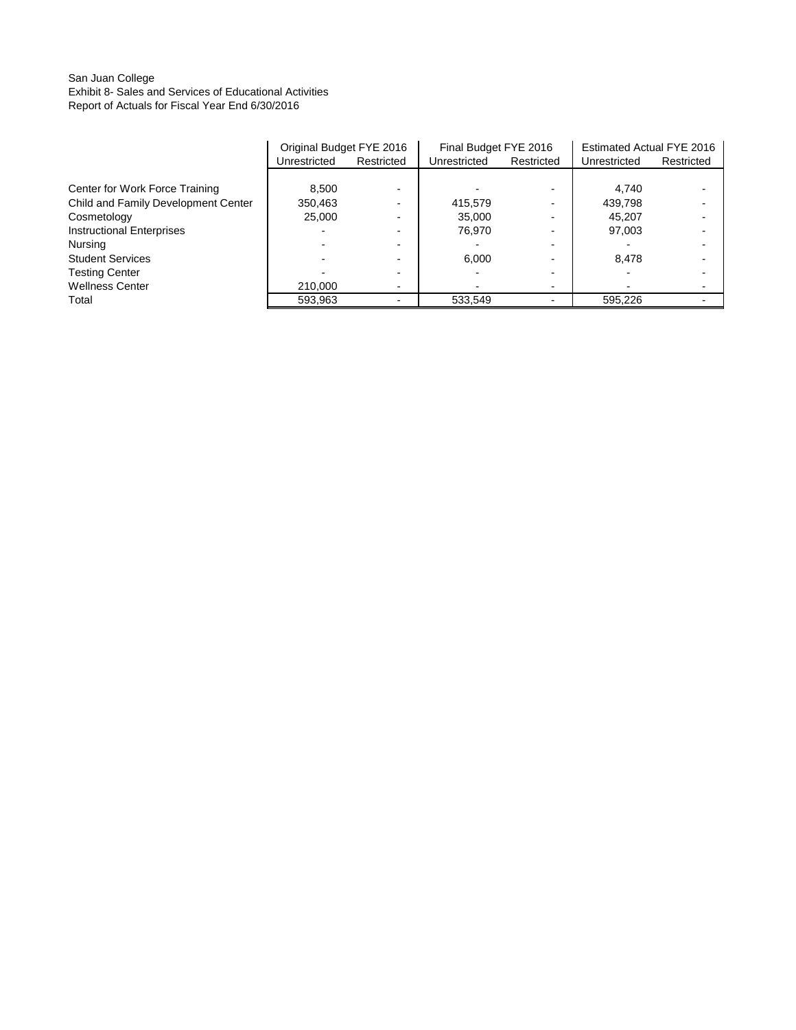San Juan College
Exhibit 8- Sales and Services of Educational Activities
Report of Actuals for Fiscal Year End 6/30/2016

| | Original Budget FYE 2016 | | Final Budget FYE 2016 | | Estimated Actual FYE 2016 | |
|---|---|---|---|---|---|---|
| | Unrestricted | Restricted | Unrestricted | Restricted | Unrestricted | Restricted |
| Center for Work Force Training | 8,500 | - | - | - | 4,740 | - |
| Child and Family Development Center | 350,463 | - | 415,579 | - | 439,798 | - |
| Cosmetology | 25,000 | - | 35,000 | - | 45,207 | - |
| Instructional Enterprises | - | - | 76,970 | - | 97,003 | - |
| Nursing | - | - | - | - | - | - |
| Student Services | - | - | 6,000 | - | 8,478 | - |
| Testing Center | - | - | - | - | - | - |
| Wellness Center | 210,000 | - | - | - | - | - |
| Total | 593,963 | - | 533,549 | - | 595,226 | - |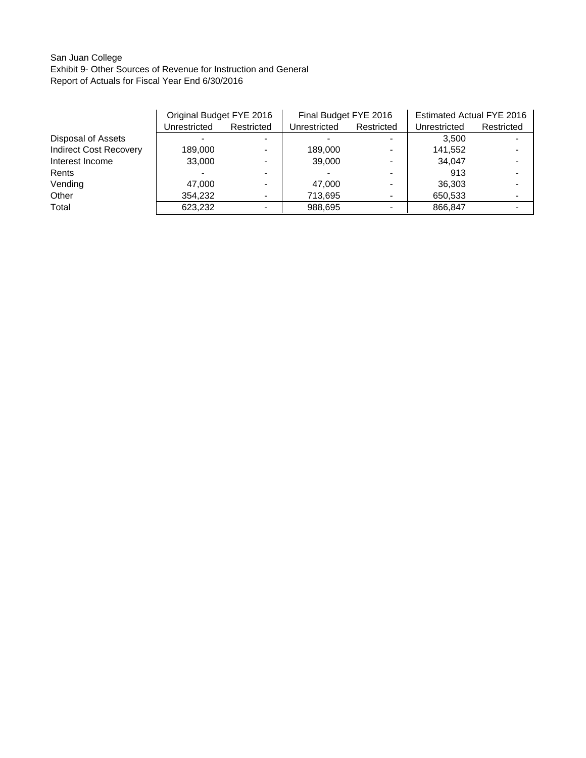San Juan College
Exhibit 9- Other Sources of Revenue for Instruction and General
Report of Actuals for Fiscal Year End 6/30/2016

| | Original Budget FYE 2016 | | Final Budget FYE 2016 | | Estimated Actual FYE 2016 | |
|---|---|---|---|---|---|---|
| | Unrestricted | Restricted | Unrestricted | Restricted | Unrestricted | Restricted |
| Disposal of Assets | - | - | - | - | 3,500 | - |
| Indirect Cost Recovery | 189,000 | - | 189,000 | - | 141,552 | - |
| Interest Income | 33,000 | - | 39,000 | - | 34,047 | - |
| Rents | - | - | - | - | 913 | - |
| Vending | 47,000 | - | 47,000 | - | 36,303 | - |
| Other | 354,232 | - | 713,695 | - | 650,533 | - |
| Total | 623,232 | - | 988,695 | - | 866,847 | - |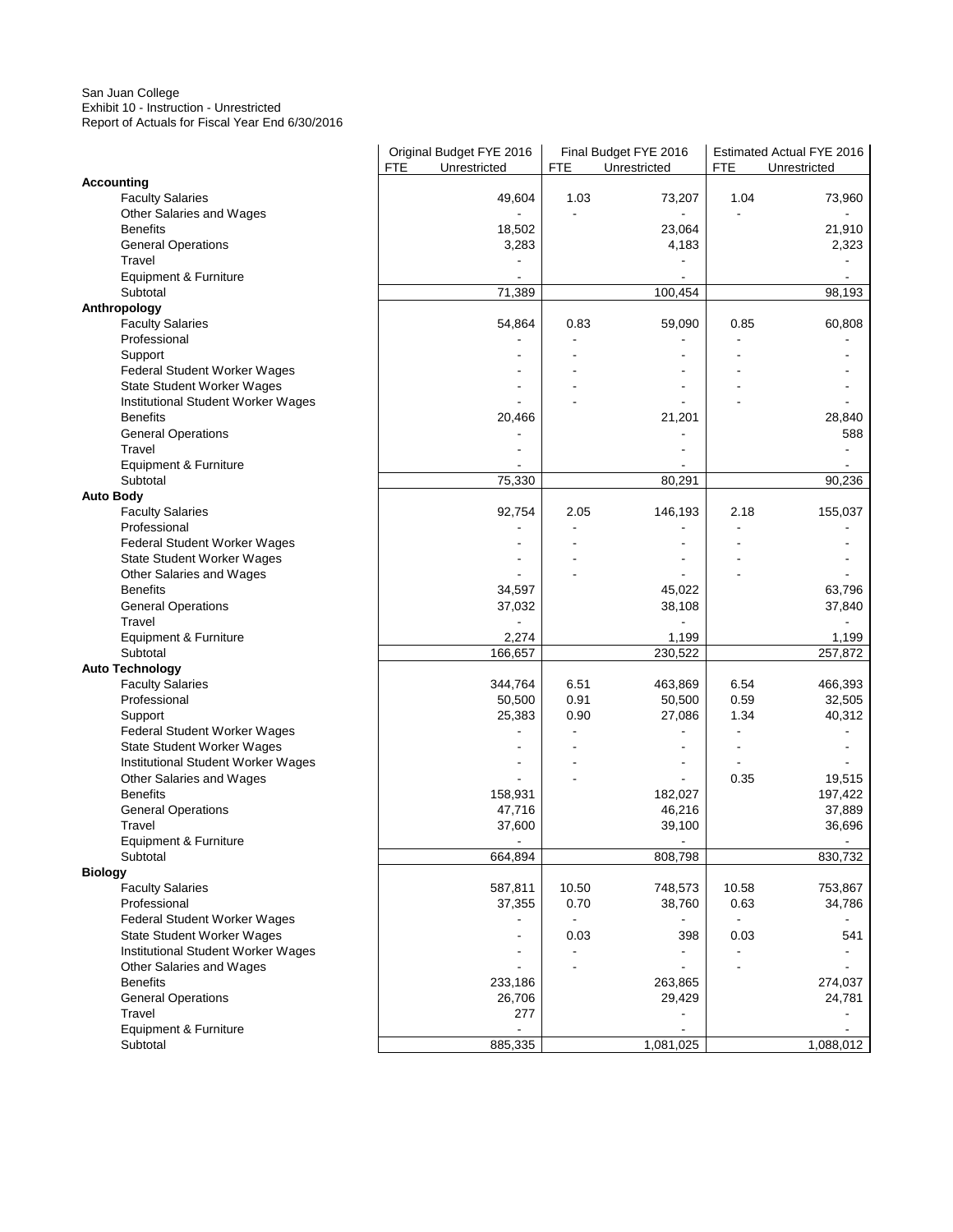San Juan College
Exhibit 10 - Instruction - Unrestricted
Report of Actuals for Fiscal Year End 6/30/2016

| | Original Budget FYE 2016 | | Final Budget FYE 2016 | | Estimated Actual FYE 2016 | |
|---|---|---|---|---|---|---|
| | FTE | Unrestricted | FTE | Unrestricted | FTE | Unrestricted |
| **Accounting** | | | | | | |
| Faculty Salaries | | 49,604 | 1.03 | 73,207 | 1.04 | 73,960 |
| Other Salaries and Wages | | - | - | - | - | - |
| Benefits | | 18,502 | | 23,064 | | 21,910 |
| General Operations | | 3,283 | | 4,183 | | 2,323 |
| Travel | | - | | - | | - |
| Equipment & Furniture | | - | | - | | - |
| Subtotal | | 71,389 | | 100,454 | | 98,193 |
| **Anthropology** | | | | | | |
| Faculty Salaries | | 54,864 | 0.83 | 59,090 | 0.85 | 60,808 |
| Professional | | - | - | - | - | - |
| Support | | - | - | - | - | - |
| Federal Student Worker Wages | | - | - | - | - | - |
| State Student Worker Wages | | - | - | - | - | - |
| Institutional Student Worker Wages | | - | - | - | - | - |
| Benefits | | 20,466 | | 21,201 | | 28,840 |
| General Operations | | - | | - | | 588 |
| Travel | | - | | - | | - |
| Equipment & Furniture | | - | | - | | - |
| Subtotal | | 75,330 | | 80,291 | | 90,236 |
| **Auto Body** | | | | | | |
| Faculty Salaries | | 92,754 | 2.05 | 146,193 | 2.18 | 155,037 |
| Professional | | - | - | - | - | - |
| Federal Student Worker Wages | | - | - | - | - | - |
| State Student Worker Wages | | - | - | - | - | - |
| Other Salaries and Wages | | - | - | - | - | - |
| Benefits | | 34,597 | | 45,022 | | 63,796 |
| General Operations | | 37,032 | | 38,108 | | 37,840 |
| Travel | | - | | - | | - |
| Equipment & Furniture | | 2,274 | | 1,199 | | 1,199 |
| Subtotal | | 166,657 | | 230,522 | | 257,872 |
| **Auto Technology** | | | | | | |
| Faculty Salaries | | 344,764 | 6.51 | 463,869 | 6.54 | 466,393 |
| Professional | | 50,500 | 0.91 | 50,500 | 0.59 | 32,505 |
| Support | | 25,383 | 0.90 | 27,086 | 1.34 | 40,312 |
| Federal Student Worker Wages | | - | - | - | - | - |
| State Student Worker Wages | | - | - | - | - | - |
| Institutional Student Worker Wages | | - | - | - | - | - |
| Other Salaries and Wages | | - | - | - | 0.35 | 19,515 |
| Benefits | | 158,931 | | 182,027 | | 197,422 |
| General Operations | | 47,716 | | 46,216 | | 37,889 |
| Travel | | 37,600 | | 39,100 | | 36,696 |
| Equipment & Furniture | | - | | - | | - |
| Subtotal | | 664,894 | | 808,798 | | 830,732 |
| **Biology** | | | | | | |
| Faculty Salaries | | 587,811 | 10.50 | 748,573 | 10.58 | 753,867 |
| Professional | | 37,355 | 0.70 | 38,760 | 0.63 | 34,786 |
| Federal Student Worker Wages | | - | - | - | - | - |
| State Student Worker Wages | | - | 0.03 | 398 | 0.03 | 541 |
| Institutional Student Worker Wages | | - | - | - | - | - |
| Other Salaries and Wages | | - | - | - | - | - |
| Benefits | | 233,186 | | 263,865 | | 274,037 |
| General Operations | | 26,706 | | 29,429 | | 24,781 |
| Travel | | 277 | | - | | - |
| Equipment & Furniture | | - | | - | | - |
| Subtotal | | 885,335 | | 1,081,025 | | 1,088,012 |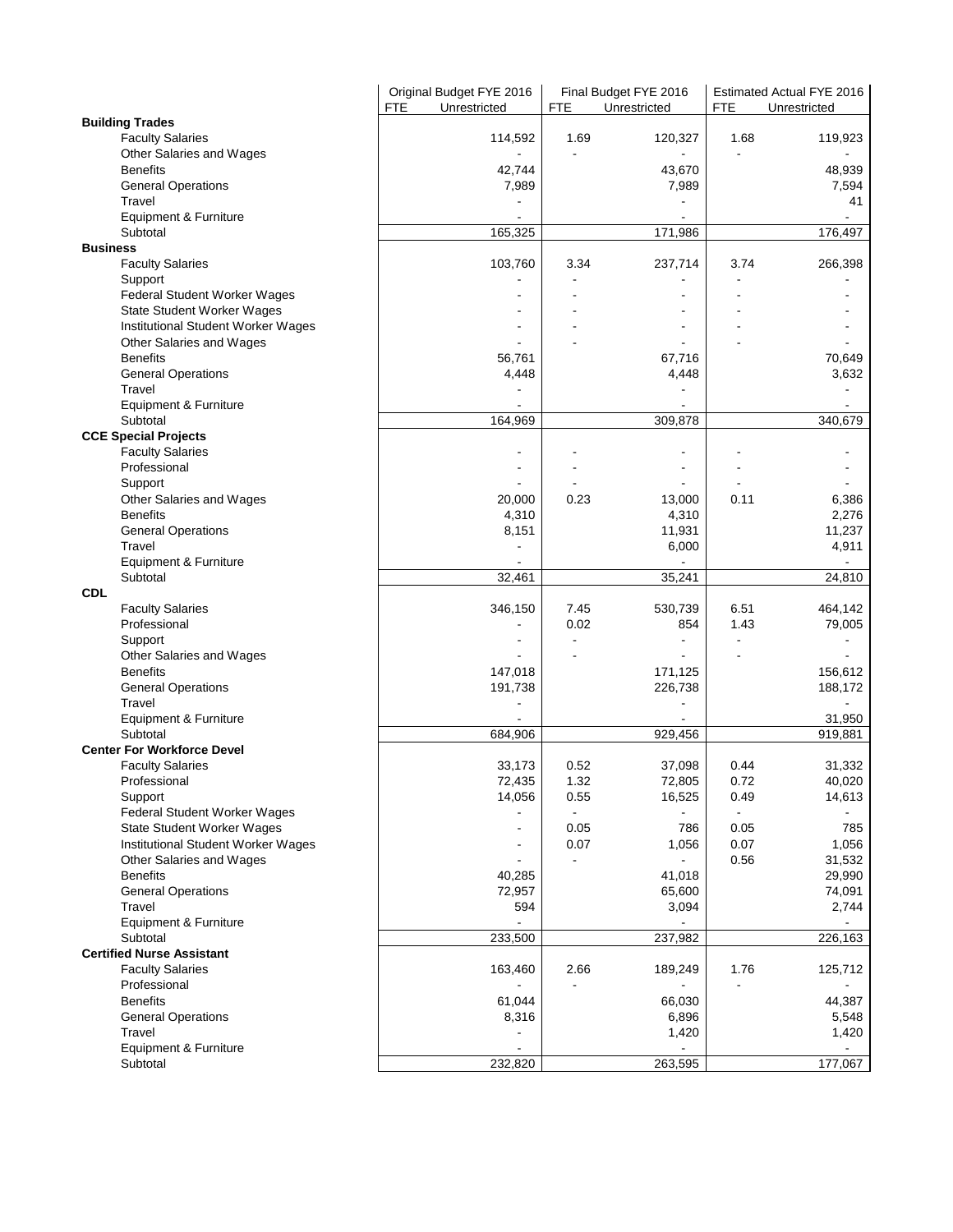| | Original Budget FYE 2016 | | Final Budget FYE 2016 | | Estimated Actual FYE 2016 | |
|---|---|---|---|---|---|---|
| | FTE | Unrestricted | FTE | Unrestricted | FTE | Unrestricted |
| **Building Trades** | | | | | | |
| Faculty Salaries | | 114,592 | 1.69 | 120,327 | 1.68 | 119,923 |
| Other Salaries and Wages | | - | - | - | - | - |
| Benefits | | 42,744 | | 43,670 | | 48,939 |
| General Operations | | 7,989 | | 7,989 | | 7,594 |
| Travel | | - | | - | | 41 |
| Equipment & Furniture | | - | | - | | - |
| Subtotal | | 165,325 | | 171,986 | | 176,497 |
| **Business** | | | | | | |
| Faculty Salaries | | 103,760 | 3.34 | 237,714 | 3.74 | 266,398 |
| Support | | - | - | - | - | - |
| Federal Student Worker Wages | | - | - | - | - | - |
| State Student Worker Wages | | - | - | - | - | - |
| Institutional Student Worker Wages | | - | - | - | - | - |
| Other Salaries and Wages | | - | - | - | - | - |
| Benefits | | 56,761 | | 67,716 | | 70,649 |
| General Operations | | 4,448 | | 4,448 | | 3,632 |
| Travel | | - | | - | | - |
| Equipment & Furniture | | - | | - | | - |
| Subtotal | | 164,969 | | 309,878 | | 340,679 |
| **CCE Special Projects** | | | | | | |
| Faculty Salaries | | - | - | - | - | - |
| Professional | | - | - | - | - | - |
| Support | | - | - | - | - | - |
| Other Salaries and Wages | | 20,000 | 0.23 | 13,000 | 0.11 | 6,386 |
| Benefits | | 4,310 | | 4,310 | | 2,276 |
| General Operations | | 8,151 | | 11,931 | | 11,237 |
| Travel | | - | | 6,000 | | 4,911 |
| Equipment & Furniture | | - | | - | | - |
| Subtotal | | 32,461 | | 35,241 | | 24,810 |
| **CDL** | | | | | | |
| Faculty Salaries | | 346,150 | 7.45 | 530,739 | 6.51 | 464,142 |
| Professional | | - | 0.02 | 854 | 1.43 | 79,005 |
| Support | | - | - | - | - | - |
| Other Salaries and Wages | | - | - | - | - | - |
| Benefits | | 147,018 | | 171,125 | | 156,612 |
| General Operations | | 191,738 | | 226,738 | | 188,172 |
| Travel | | - | | - | | - |
| Equipment & Furniture | | - | | - | | 31,950 |
| Subtotal | | 684,906 | | 929,456 | | 919,881 |
| **Center For Workforce Devel** | | | | | | |
| Faculty Salaries | | 33,173 | 0.52 | 37,098 | 0.44 | 31,332 |
| Professional | | 72,435 | 1.32 | 72,805 | 0.72 | 40,020 |
| Support | | 14,056 | 0.55 | 16,525 | 0.49 | 14,613 |
| Federal Student Worker Wages | | - | - | - | - | - |
| State Student Worker Wages | | - | 0.05 | 786 | 0.05 | 785 |
| Institutional Student Worker Wages | | - | 0.07 | 1,056 | 0.07 | 1,056 |
| Other Salaries and Wages | | - | - | - | 0.56 | 31,532 |
| Benefits | | 40,285 | | 41,018 | | 29,990 |
| General Operations | | 72,957 | | 65,600 | | 74,091 |
| Travel | | 594 | | 3,094 | | 2,744 |
| Equipment & Furniture | | - | | - | | - |
| Subtotal | | 233,500 | | 237,982 | | 226,163 |
| **Certified Nurse Assistant** | | | | | | |
| Faculty Salaries | | 163,460 | 2.66 | 189,249 | 1.76 | 125,712 |
| Professional | | - | - | - | - | - |
| Benefits | | 61,044 | | 66,030 | | 44,387 |
| General Operations | | 8,316 | | 6,896 | | 5,548 |
| Travel | | - | | 1,420 | | 1,420 |
| Equipment & Furniture | | - | | - | | - |
| Subtotal | | 232,820 | | 263,595 | | 177,067 |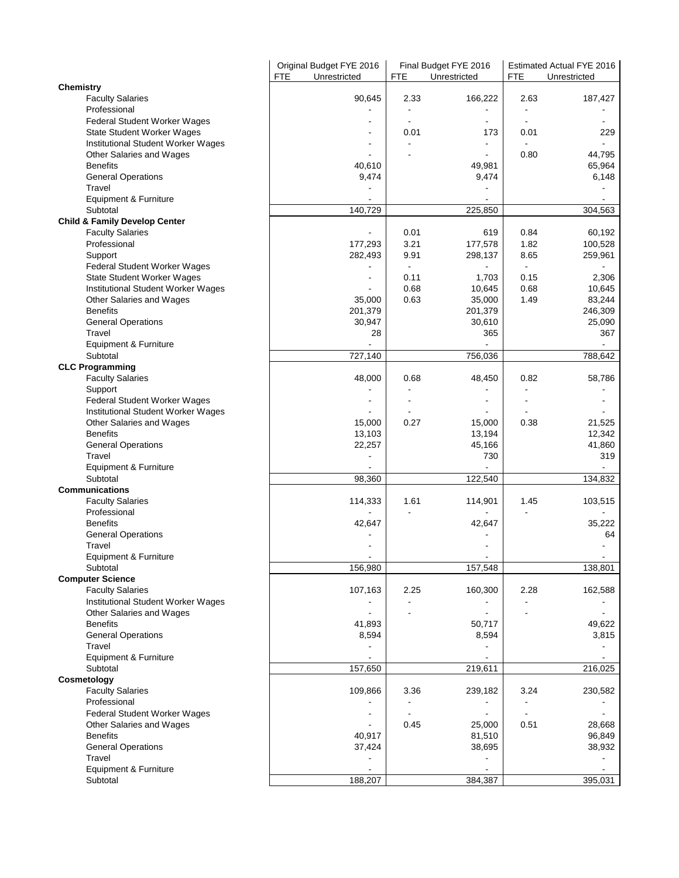| | Original Budget FYE 2016 | | Final Budget FYE 2016 | | Estimated Actual FYE 2016 | |
|---|---|---|---|---|---|---|
| | FTE | Unrestricted | FTE | Unrestricted | FTE | Unrestricted |
| **Chemistry** | | | | | | |
| Faculty Salaries | | 90,645 | 2.33 | 166,222 | 2.63 | 187,427 |
| Professional | | - | - | - | - | - |
| Federal Student Worker Wages | | - | - | - | - | - |
| State Student Worker Wages | | - | 0.01 | 173 | 0.01 | 229 |
| Institutional Student Worker Wages | | - | - | - | - | - |
| Other Salaries and Wages | | - | - | - | 0.80 | 44,795 |
| Benefits | | 40,610 | | 49,981 | | 65,964 |
| General Operations | | 9,474 | | 9,474 | | 6,148 |
| Travel | | - | | - | | - |
| Equipment & Furniture | | - | | - | | - |
| Subtotal | | 140,729 | | 225,850 | | 304,563 |
| **Child & Family Develop Center** | | | | | | |
| Faculty Salaries | | - | 0.01 | 619 | 0.84 | 60,192 |
| Professional | | 177,293 | 3.21 | 177,578 | 1.82 | 100,528 |
| Support | | 282,493 | 9.91 | 298,137 | 8.65 | 259,961 |
| Federal Student Worker Wages | | - | - | - | - | - |
| State Student Worker Wages | | - | 0.11 | 1,703 | 0.15 | 2,306 |
| Institutional Student Worker Wages | | - | 0.68 | 10,645 | 0.68 | 10,645 |
| Other Salaries and Wages | | 35,000 | 0.63 | 35,000 | 1.49 | 83,244 |
| Benefits | | 201,379 | | 201,379 | | 246,309 |
| General Operations | | 30,947 | | 30,610 | | 25,090 |
| Travel | | 28 | | 365 | | 367 |
| Equipment & Furniture | | - | | - | | - |
| Subtotal | | 727,140 | | 756,036 | | 788,642 |
| **CLC Programming** | | | | | | |
| Faculty Salaries | | 48,000 | 0.68 | 48,450 | 0.82 | 58,786 |
| Support | | - | - | - | - | - |
| Federal Student Worker Wages | | - | - | - | - | - |
| Institutional Student Worker Wages | | - | - | - | - | - |
| Other Salaries and Wages | | 15,000 | 0.27 | 15,000 | 0.38 | 21,525 |
| Benefits | | 13,103 | | 13,194 | | 12,342 |
| General Operations | | 22,257 | | 45,166 | | 41,860 |
| Travel | | - | | 730 | | 319 |
| Equipment & Furniture | | - | | - | | - |
| Subtotal | | 98,360 | | 122,540 | | 134,832 |
| **Communications** | | | | | | |
| Faculty Salaries | | 114,333 | 1.61 | 114,901 | 1.45 | 103,515 |
| Professional | | - | - | - | - | - |
| Benefits | | 42,647 | | 42,647 | | 35,222 |
| General Operations | | - | | - | | 64 |
| Travel | | - | | - | | - |
| Equipment & Furniture | | - | | - | | - |
| Subtotal | | 156,980 | | 157,548 | | 138,801 |
| **Computer Science** | | | | | | |
| Faculty Salaries | | 107,163 | 2.25 | 160,300 | 2.28 | 162,588 |
| Institutional Student Worker Wages | | - | - | - | - | - |
| Other Salaries and Wages | | - | - | - | - | - |
| Benefits | | 41,893 | | 50,717 | | 49,622 |
| General Operations | | 8,594 | | 8,594 | | 3,815 |
| Travel | | - | | - | | - |
| Equipment & Furniture | | - | | - | | - |
| Subtotal | | 157,650 | | 219,611 | | 216,025 |
| **Cosmetology** | | | | | | |
| Faculty Salaries | | 109,866 | 3.36 | 239,182 | 3.24 | 230,582 |
| Professional | | - | - | - | - | - |
| Federal Student Worker Wages | | - | - | - | - | - |
| Other Salaries and Wages | | - | 0.45 | 25,000 | 0.51 | 28,668 |
| Benefits | | 40,917 | | 81,510 | | 96,849 |
| General Operations | | 37,424 | | 38,695 | | 38,932 |
| Travel | | - | | - | | - |
| Equipment & Furniture | | - | | - | | - |
| Subtotal | | 188,207 | | 384,387 | | 395,031 |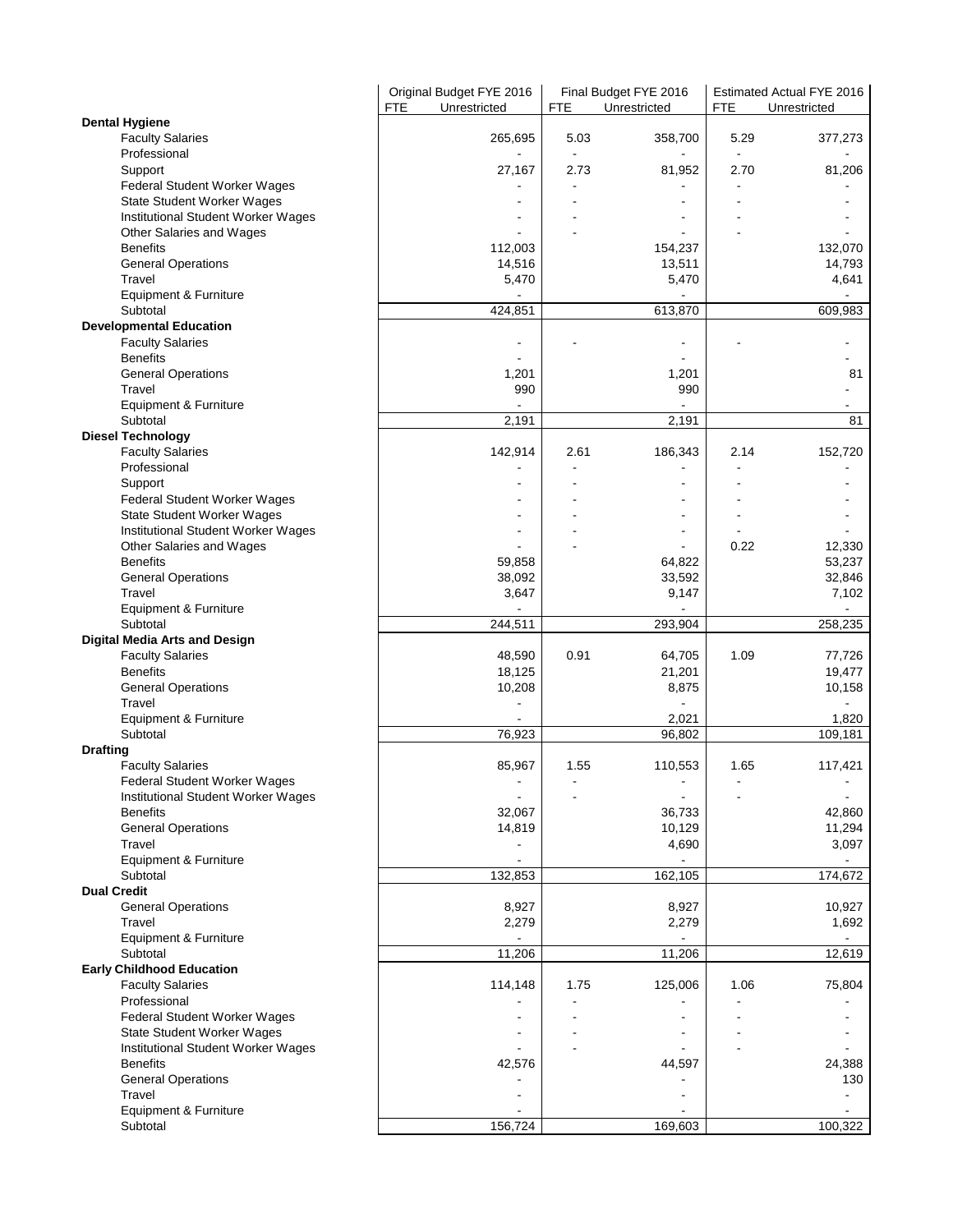| | Original Budget FYE 2016 | | Final Budget FYE 2016 | | Estimated Actual FYE 2016 | |
|---|---|---|---|---|---|---|
| | FTE | Unrestricted | FTE | Unrestricted | FTE | Unrestricted |
| **Dental Hygiene** | | | | | | |
| Faculty Salaries | | 265,695 | 5.03 | 358,700 | 5.29 | 377,273 |
| Professional | | - | - | - | - | - |
| Support | | 27,167 | 2.73 | 81,952 | 2.70 | 81,206 |
| Federal Student Worker Wages | | - | - | - | - | - |
| State Student Worker Wages | | - | - | - | - | - |
| Institutional Student Worker Wages | | - | - | - | - | - |
| Other Salaries and Wages | | - | - | - | - | - |
| Benefits | | 112,003 | | 154,237 | | 132,070 |
| General Operations | | 14,516 | | 13,511 | | 14,793 |
| Travel | | 5,470 | | 5,470 | | 4,641 |
| Equipment & Furniture | | - | | - | | - |
| Subtotal | | 424,851 | | 613,870 | | 609,983 |
| **Developmental Education** | | | | | | |
| Faculty Salaries | | - | - | - | - | - |
| Benefits | | - | | - | | - |
| General Operations | | 1,201 | | 1,201 | | 81 |
| Travel | | 990 | | 990 | | - |
| Equipment & Furniture | | - | | - | | - |
| Subtotal | | 2,191 | | 2,191 | | 81 |
| **Diesel Technology** | | | | | | |
| Faculty Salaries | | 142,914 | 2.61 | 186,343 | 2.14 | 152,720 |
| Professional | | - | - | - | - | - |
| Support | | - | - | - | - | - |
| Federal Student Worker Wages | | - | - | - | - | - |
| State Student Worker Wages | | - | - | - | - | - |
| Institutional Student Worker Wages | | - | - | - | - | - |
| Other Salaries and Wages | | - | - | - | 0.22 | 12,330 |
| Benefits | | 59,858 | | 64,822 | | 53,237 |
| General Operations | | 38,092 | | 33,592 | | 32,846 |
| Travel | | 3,647 | | 9,147 | | 7,102 |
| Equipment & Furniture | | - | | - | | - |
| Subtotal | | 244,511 | | 293,904 | | 258,235 |
| **Digital Media Arts and Design** | | | | | | |
| Faculty Salaries | | 48,590 | 0.91 | 64,705 | 1.09 | 77,726 |
| Benefits | | 18,125 | | 21,201 | | 19,477 |
| General Operations | | 10,208 | | 8,875 | | 10,158 |
| Travel | | - | | - | | - |
| Equipment & Furniture | | - | | 2,021 | | 1,820 |
| Subtotal | | 76,923 | | 96,802 | | 109,181 |
| **Drafting** | | | | | | |
| Faculty Salaries | | 85,967 | 1.55 | 110,553 | 1.65 | 117,421 |
| Federal Student Worker Wages | | - | - | - | - | - |
| Institutional Student Worker Wages | | - | - | - | - | - |
| Benefits | | 32,067 | | 36,733 | | 42,860 |
| General Operations | | 14,819 | | 10,129 | | 11,294 |
| Travel | | - | | 4,690 | | 3,097 |
| Equipment & Furniture | | - | | - | | - |
| Subtotal | | 132,853 | | 162,105 | | 174,672 |
| **Dual Credit** | | | | | | |
| General Operations | | 8,927 | | 8,927 | | 10,927 |
| Travel | | 2,279 | | 2,279 | | 1,692 |
| Equipment & Furniture | | - | | - | | - |
| Subtotal | | 11,206 | | 11,206 | | 12,619 |
| **Early Childhood Education** | | | | | | |
| Faculty Salaries | | 114,148 | 1.75 | 125,006 | 1.06 | 75,804 |
| Professional | | - | - | - | - | - |
| Federal Student Worker Wages | | - | - | - | - | - |
| State Student Worker Wages | | - | - | - | - | - |
| Institutional Student Worker Wages | | - | - | - | - | - |
| Benefits | | 42,576 | | 44,597 | | 24,388 |
| General Operations | | - | | - | | 130 |
| Travel | | - | | - | | - |
| Equipment & Furniture | | - | | - | | - |
| Subtotal | | 156,724 | | 169,603 | | 100,322 |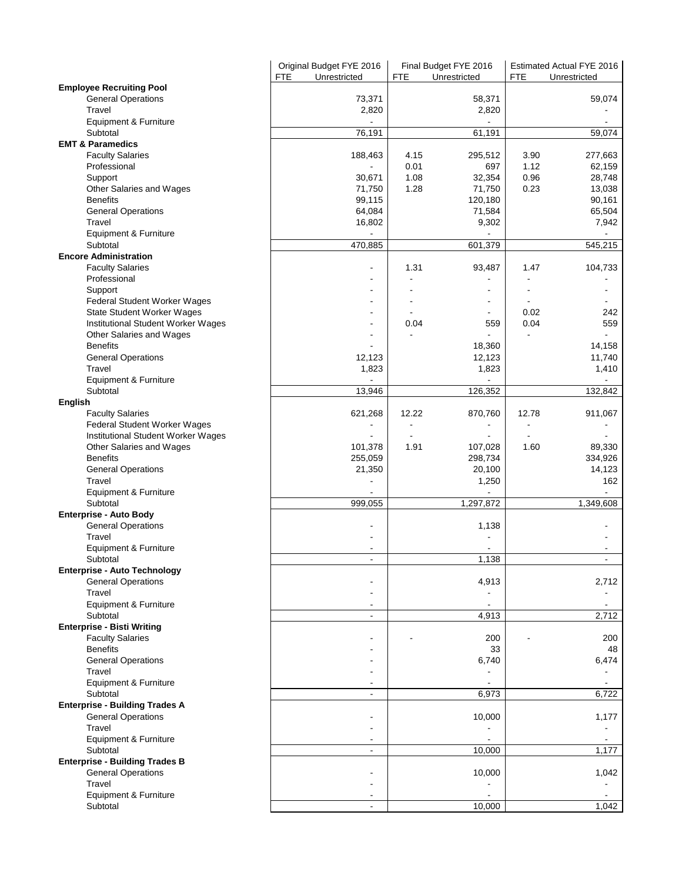| | Original Budget FYE 2016 | | Final Budget FYE 2016 | | Estimated Actual FYE 2016 | |
|---|---|---|---|---|---|---|
| | FTE | Unrestricted | FTE | Unrestricted | FTE | Unrestricted |
| **Employee Recruiting Pool** | | | | | | |
| General Operations | | 73,371 | | 58,371 | | 59,074 |
| Travel | | 2,820 | | 2,820 | | - |
| Equipment & Furniture | | - | | - | | - |
| Subtotal | | 76,191 | | 61,191 | | 59,074 |
| **EMT & Paramedics** | | | | | | |
| Faculty Salaries | | 188,463 | 4.15 | 295,512 | 3.90 | 277,663 |
| Professional | | - | 0.01 | 697 | 1.12 | 62,159 |
| Support | | 30,671 | 1.08 | 32,354 | 0.96 | 28,748 |
| Other Salaries and Wages | | 71,750 | 1.28 | 71,750 | 0.23 | 13,038 |
| Benefits | | 99,115 | | 120,180 | | 90,161 |
| General Operations | | 64,084 | | 71,584 | | 65,504 |
| Travel | | 16,802 | | 9,302 | | 7,942 |
| Equipment & Furniture | | - | | - | | - |
| Subtotal | | 470,885 | | 601,379 | | 545,215 |
| **Encore Administration** | | | | | | |
| Faculty Salaries | | - | 1.31 | 93,487 | 1.47 | 104,733 |
| Professional | | - | - | - | - | - |
| Support | | - | - | - | - | - |
| Federal Student Worker Wages | | - | - | - | - | - |
| State Student Worker Wages | | - | - | - | 0.02 | 242 |
| Institutional Student Worker Wages | | - | 0.04 | 559 | 0.04 | 559 |
| Other Salaries and Wages | | - | - | - | - | - |
| Benefits | | - | | 18,360 | | 14,158 |
| General Operations | | 12,123 | | 12,123 | | 11,740 |
| Travel | | 1,823 | | 1,823 | | 1,410 |
| Equipment & Furniture | | - | | - | | - |
| Subtotal | | 13,946 | | 126,352 | | 132,842 |
| **English** | | | | | | |
| Faculty Salaries | | 621,268 | 12.22 | 870,760 | 12.78 | 911,067 |
| Federal Student Worker Wages | | - | - | - | - | - |
| Institutional Student Worker Wages | | - | - | - | - | - |
| Other Salaries and Wages | | 101,378 | 1.91 | 107,028 | 1.60 | 89,330 |
| Benefits | | 255,059 | | 298,734 | | 334,926 |
| General Operations | | 21,350 | | 20,100 | | 14,123 |
| Travel | | - | | 1,250 | | 162 |
| Equipment & Furniture | | - | | - | | - |
| Subtotal | | 999,055 | | 1,297,872 | | 1,349,608 |
| **Enterprise - Auto Body** | | | | | | |
| General Operations | | - | | 1,138 | | - |
| Travel | | - | | - | | - |
| Equipment & Furniture | | - | | - | | - |
| Subtotal | | - | | 1,138 | | - |
| **Enterprise - Auto Technology** | | | | | | |
| General Operations | | - | | 4,913 | | 2,712 |
| Travel | | - | | - | | - |
| Equipment & Furniture | | - | | - | | - |
| Subtotal | | - | | 4,913 | | 2,712 |
| **Enterprise - Bisti Writing** | | | | | | |
| Faculty Salaries | | - | - | 200 | - | 200 |
| Benefits | | - | | 33 | | 48 |
| General Operations | | - | | 6,740 | | 6,474 |
| Travel | | - | | - | | - |
| Equipment & Furniture | | - | | - | | - |
| Subtotal | | - | | 6,973 | | 6,722 |
| **Enterprise - Building Trades A** | | | | | | |
| General Operations | | - | | 10,000 | | 1,177 |
| Travel | | - | | - | | - |
| Equipment & Furniture | | - | | - | | - |
| Subtotal | | - | | 10,000 | | 1,177 |
| **Enterprise - Building Trades B** | | | | | | |
| General Operations | | - | | 10,000 | | 1,042 |
| Travel | | - | | - | | - |
| Equipment & Furniture | | - | | - | | - |
| Subtotal | | - | | 10,000 | | 1,042 |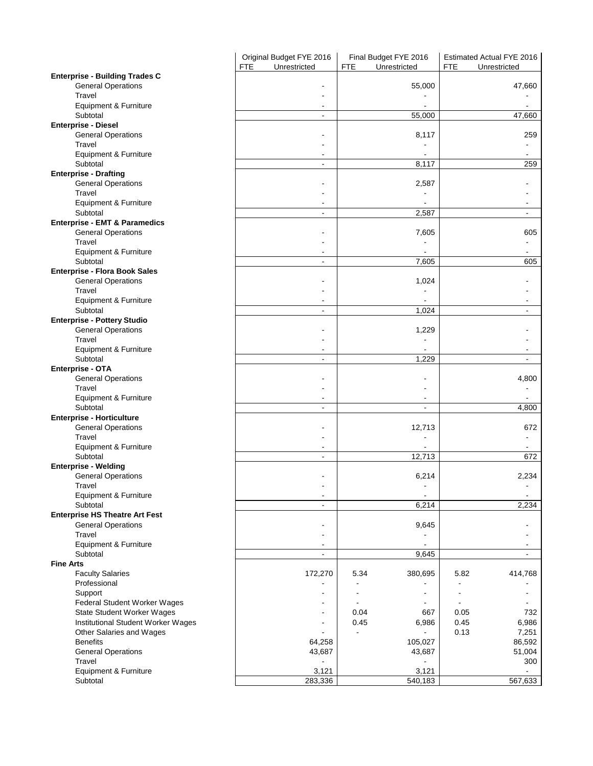| | Original Budget FYE 2016 | | Final Budget FYE 2016 | | Estimated Actual FYE 2016 | |
|---|---|---|---|---|---|---|
| | FTE | Unrestricted | FTE | Unrestricted | FTE | Unrestricted |
| **Enterprise - Building Trades C** | | | | | | |
| General Operations | | - | | 55,000 | | 47,660 |
| Travel | | - | | - | | - |
| Equipment & Furniture | | - | | - | | - |
| Subtotal | | - | | 55,000 | | 47,660 |
| **Enterprise - Diesel** | | | | | | |
| General Operations | | - | | 8,117 | | 259 |
| Travel | | - | | - | | - |
| Equipment & Furniture | | - | | - | | - |
| Subtotal | | - | | 8,117 | | 259 |
| **Enterprise - Drafting** | | | | | | |
| General Operations | | - | | 2,587 | | - |
| Travel | | - | | - | | - |
| Equipment & Furniture | | - | | - | | - |
| Subtotal | | - | | 2,587 | | - |
| **Enterprise - EMT & Paramedics** | | | | | | |
| General Operations | | - | | 7,605 | | 605 |
| Travel | | - | | - | | - |
| Equipment & Furniture | | - | | - | | - |
| Subtotal | | - | | 7,605 | | 605 |
| **Enterprise - Flora Book Sales** | | | | | | |
| General Operations | | - | | 1,024 | | - |
| Travel | | - | | - | | - |
| Equipment & Furniture | | - | | - | | - |
| Subtotal | | - | | 1,024 | | - |
| **Enterprise - Pottery Studio** | | | | | | |
| General Operations | | - | | 1,229 | | - |
| Travel | | - | | - | | - |
| Equipment & Furniture | | - | | - | | - |
| Subtotal | | - | | 1,229 | | - |
| **Enterprise - OTA** | | | | | | |
| General Operations | | - | | - | | 4,800 |
| Travel | | - | | - | | - |
| Equipment & Furniture | | - | | - | | - |
| Subtotal | | - | | - | | 4,800 |
| **Enterprise - Horticulture** | | | | | | |
| General Operations | | - | | 12,713 | | 672 |
| Travel | | - | | - | | - |
| Equipment & Furniture | | - | | - | | - |
| Subtotal | | - | | 12,713 | | 672 |
| **Enterprise - Welding** | | | | | | |
| General Operations | | - | | 6,214 | | 2,234 |
| Travel | | - | | - | | - |
| Equipment & Furniture | | - | | - | | - |
| Subtotal | | - | | 6,214 | | 2,234 |
| **Enterprise HS Theatre Art Fest** | | | | | | |
| General Operations | | - | | 9,645 | | - |
| Travel | | - | | - | | - |
| Equipment & Furniture | | - | | - | | - |
| Subtotal | | - | | 9,645 | | - |
| **Fine Arts** | | | | | | |
| Faculty Salaries | | 172,270 | 5.34 | 380,695 | 5.82 | 414,768 |
| Professional | | - | - | - | - | - |
| Support | | - | - | - | - | - |
| Federal Student Worker Wages | | - | - | - | - | - |
| State Student Worker Wages | | - | 0.04 | 667 | 0.05 | 732 |
| Institutional Student Worker Wages | | - | 0.45 | 6,986 | 0.45 | 6,986 |
| Other Salaries and Wages | | - | - | - | 0.13 | 7,251 |
| Benefits | | 64,258 | | 105,027 | | 86,592 |
| General Operations | | 43,687 | | 43,687 | | 51,004 |
| Travel | | - | | - | | 300 |
| Equipment & Furniture | | 3,121 | | 3,121 | | - |
| Subtotal | | 283,336 | | 540,183 | | 567,633 |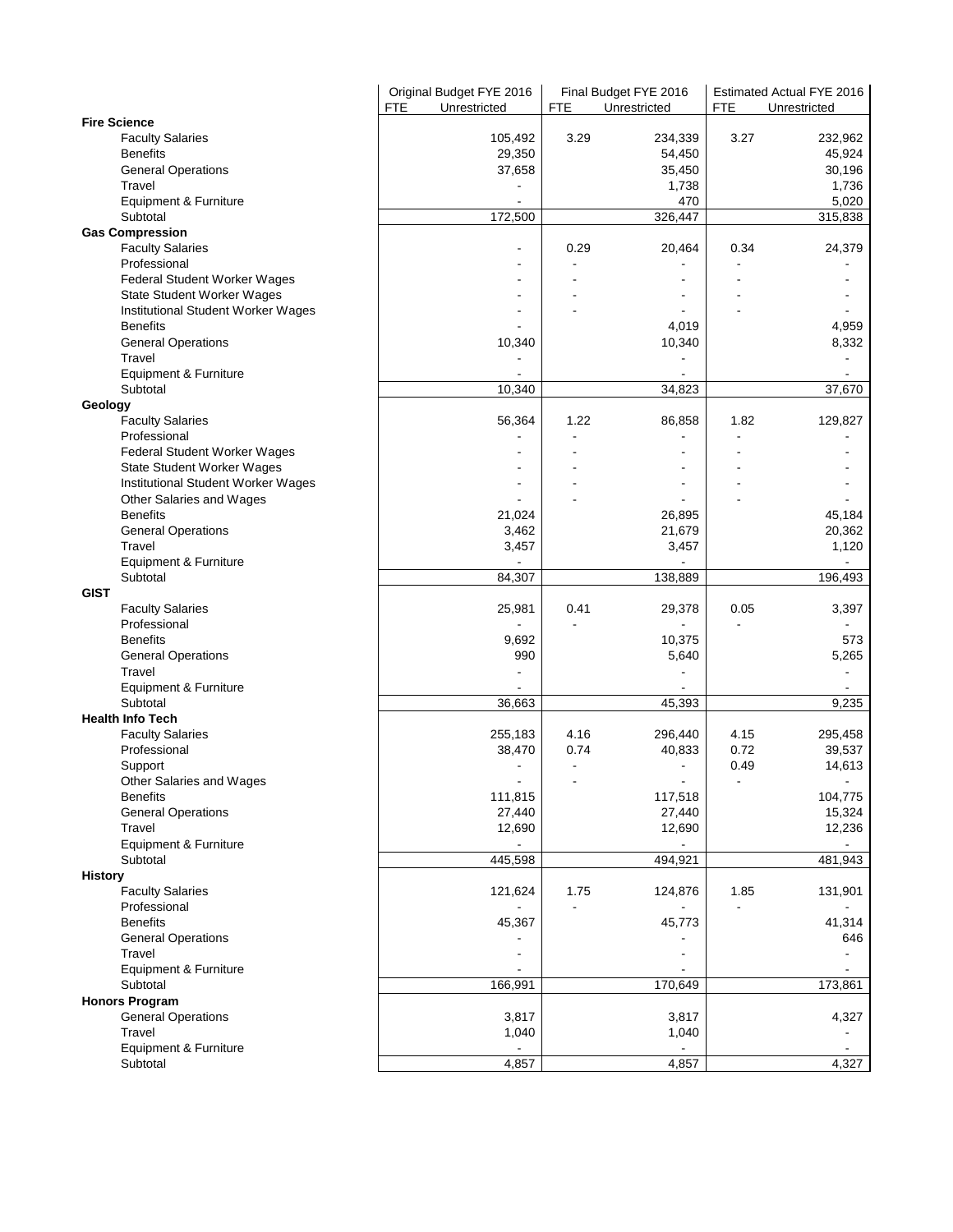| | Original Budget FYE 2016 | | Final Budget FYE 2016 | | Estimated Actual FYE 2016 | |
|---|---|---|---|---|---|---|
| | FTE | Unrestricted | FTE | Unrestricted | FTE | Unrestricted |
| **Fire Science** | | | | | | |
| Faculty Salaries | | 105,492 | 3.29 | 234,339 | 3.27 | 232,962 |
| Benefits | | 29,350 | | 54,450 | | 45,924 |
| General Operations | | 37,658 | | 35,450 | | 30,196 |
| Travel | | - | | 1,738 | | 1,736 |
| Equipment & Furniture | | - | | 470 | | 5,020 |
| Subtotal | | 172,500 | | 326,447 | | 315,838 |
| **Gas Compression** | | | | | | |
| Faculty Salaries | | - | 0.29 | 20,464 | 0.34 | 24,379 |
| Professional | | - | - | - | - | - |
| Federal Student Worker Wages | | - | - | - | - | - |
| State Student Worker Wages | | - | - | - | - | - |
| Institutional Student Worker Wages | | - | - | - | - | - |
| Benefits | | - | | 4,019 | | 4,959 |
| General Operations | | 10,340 | | 10,340 | | 8,332 |
| Travel | | - | | - | | - |
| Equipment & Furniture | | - | | - | | - |
| Subtotal | | 10,340 | | 34,823 | | 37,670 |
| **Geology** | | | | | | |
| Faculty Salaries | | 56,364 | 1.22 | 86,858 | 1.82 | 129,827 |
| Professional | | - | - | - | - | - |
| Federal Student Worker Wages | | - | - | - | - | - |
| State Student Worker Wages | | - | - | - | - | - |
| Institutional Student Worker Wages | | - | - | - | - | - |
| Other Salaries and Wages | | - | - | - | - | - |
| Benefits | | 21,024 | | 26,895 | | 45,184 |
| General Operations | | 3,462 | | 21,679 | | 20,362 |
| Travel | | 3,457 | | 3,457 | | 1,120 |
| Equipment & Furniture | | - | | - | | - |
| Subtotal | | 84,307 | | 138,889 | | 196,493 |
| **GIST** | | | | | | |
| Faculty Salaries | | 25,981 | 0.41 | 29,378 | 0.05 | 3,397 |
| Professional | | - | - | - | - | - |
| Benefits | | 9,692 | | 10,375 | | 573 |
| General Operations | | 990 | | 5,640 | | 5,265 |
| Travel | | - | | - | | - |
| Equipment & Furniture | | - | | - | | - |
| Subtotal | | 36,663 | | 45,393 | | 9,235 |
| **Health Info Tech** | | | | | | |
| Faculty Salaries | | 255,183 | 4.16 | 296,440 | 4.15 | 295,458 |
| Professional | | 38,470 | 0.74 | 40,833 | 0.72 | 39,537 |
| Support | | - | - | - | 0.49 | 14,613 |
| Other Salaries and Wages | | - | - | - | - | - |
| Benefits | | 111,815 | | 117,518 | | 104,775 |
| General Operations | | 27,440 | | 27,440 | | 15,324 |
| Travel | | 12,690 | | 12,690 | | 12,236 |
| Equipment & Furniture | | - | | - | | - |
| Subtotal | | 445,598 | | 494,921 | | 481,943 |
| **History** | | | | | | |
| Faculty Salaries | | 121,624 | 1.75 | 124,876 | 1.85 | 131,901 |
| Professional | | - | - | - | - | - |
| Benefits | | 45,367 | | 45,773 | | 41,314 |
| General Operations | | - | | - | | 646 |
| Travel | | - | | - | | - |
| Equipment & Furniture | | - | | - | | - |
| Subtotal | | 166,991 | | 170,649 | | 173,861 |
| **Honors Program** | | | | | | |
| General Operations | | 3,817 | | 3,817 | | 4,327 |
| Travel | | 1,040 | | 1,040 | | - |
| Equipment & Furniture | | - | | - | | - |
| Subtotal | | 4,857 | | 4,857 | | 4,327 |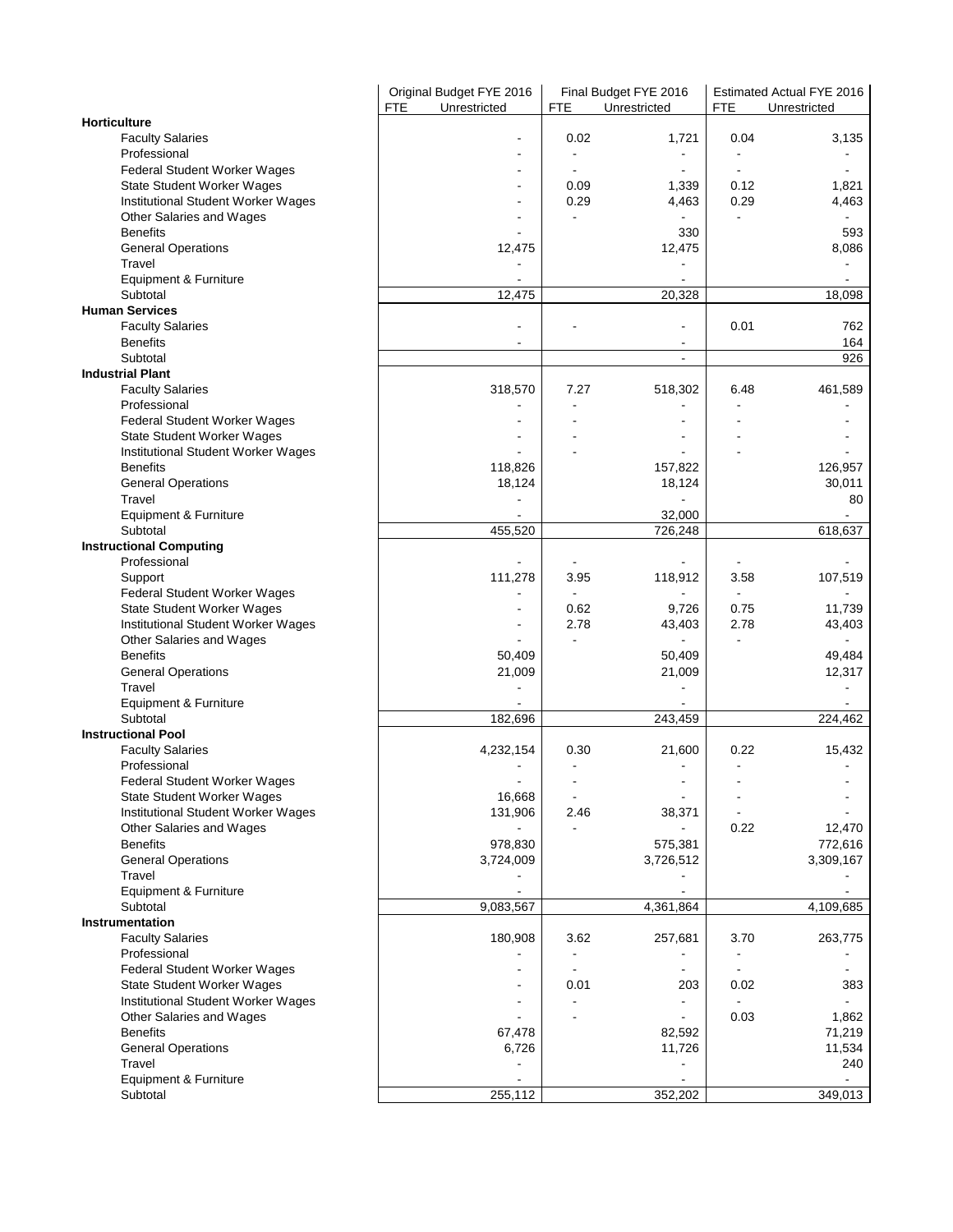| | Original Budget FYE 2016 | | Final Budget FYE 2016 | | Estimated Actual FYE 2016 | |
|---|---|---|---|---|---|---|
| | FTE | Unrestricted | FTE | Unrestricted | FTE | Unrestricted |
| **Horticulture** | | | | | | |
| Faculty Salaries | | - | 0.02 | 1,721 | 0.04 | 3,135 |
| Professional | | - | - | - | - | - |
| Federal Student Worker Wages | | - | - | - | - | - |
| State Student Worker Wages | | - | 0.09 | 1,339 | 0.12 | 1,821 |
| Institutional Student Worker Wages | | - | 0.29 | 4,463 | 0.29 | 4,463 |
| Other Salaries and Wages | | - | - | - | - | - |
| Benefits | | - | | 330 | | 593 |
| General Operations | | 12,475 | | 12,475 | | 8,086 |
| Travel | | - | | - | | - |
| Equipment & Furniture | | - | | - | | - |
| Subtotal | | 12,475 | | 20,328 | | 18,098 |
| **Human Services** | | | | | | |
| Faculty Salaries | | - | - | - | 0.01 | 762 |
| Benefits | | - | | - | | 164 |
| Subtotal | | | | - | | 926 |
| **Industrial Plant** | | | | | | |
| Faculty Salaries | | 318,570 | 7.27 | 518,302 | 6.48 | 461,589 |
| Professional | | - | - | - | - | - |
| Federal Student Worker Wages | | - | - | - | - | - |
| State Student Worker Wages | | - | - | - | - | - |
| Institutional Student Worker Wages | | - | - | - | - | - |
| Benefits | | 118,826 | | 157,822 | | 126,957 |
| General Operations | | 18,124 | | 18,124 | | 30,011 |
| Travel | | - | | - | | 80 |
| Equipment & Furniture | | - | | 32,000 | | - |
| Subtotal | | 455,520 | | 726,248 | | 618,637 |
| **Instructional Computing** | | | | | | |
| Professional | | - | - | - | - | - |
| Support | | 111,278 | 3.95 | 118,912 | 3.58 | 107,519 |
| Federal Student Worker Wages | | - | - | - | - | - |
| State Student Worker Wages | | - | 0.62 | 9,726 | 0.75 | 11,739 |
| Institutional Student Worker Wages | | - | 2.78 | 43,403 | 2.78 | 43,403 |
| Other Salaries and Wages | | - | - | - | - | - |
| Benefits | | 50,409 | | 50,409 | | 49,484 |
| General Operations | | 21,009 | | 21,009 | | 12,317 |
| Travel | | - | | - | | - |
| Equipment & Furniture | | - | | - | | - |
| Subtotal | | 182,696 | | 243,459 | | 224,462 |
| **Instructional Pool** | | | | | | |
| Faculty Salaries | | 4,232,154 | 0.30 | 21,600 | 0.22 | 15,432 |
| Professional | | - | - | - | - | - |
| Federal Student Worker Wages | | - | - | - | - | - |
| State Student Worker Wages | | 16,668 | - | - | - | - |
| Institutional Student Worker Wages | | 131,906 | 2.46 | 38,371 | - | - |
| Other Salaries and Wages | | - | - | - | 0.22 | 12,470 |
| Benefits | | 978,830 | | 575,381 | | 772,616 |
| General Operations | | 3,724,009 | | 3,726,512 | | 3,309,167 |
| Travel | | - | | - | | - |
| Equipment & Furniture | | - | | - | | - |
| Subtotal | | 9,083,567 | | 4,361,864 | | 4,109,685 |
| **Instrumentation** | | | | | | |
| Faculty Salaries | | 180,908 | 3.62 | 257,681 | 3.70 | 263,775 |
| Professional | | - | - | - | - | - |
| Federal Student Worker Wages | | - | - | - | - | - |
| State Student Worker Wages | | - | 0.01 | 203 | 0.02 | 383 |
| Institutional Student Worker Wages | | - | - | - | - | - |
| Other Salaries and Wages | | - | - | - | 0.03 | 1,862 |
| Benefits | | 67,478 | | 82,592 | | 71,219 |
| General Operations | | 6,726 | | 11,726 | | 11,534 |
| Travel | | - | | - | | 240 |
| Equipment & Furniture | | - | | - | | - |
| Subtotal | | 255,112 | | 352,202 | | 349,013 |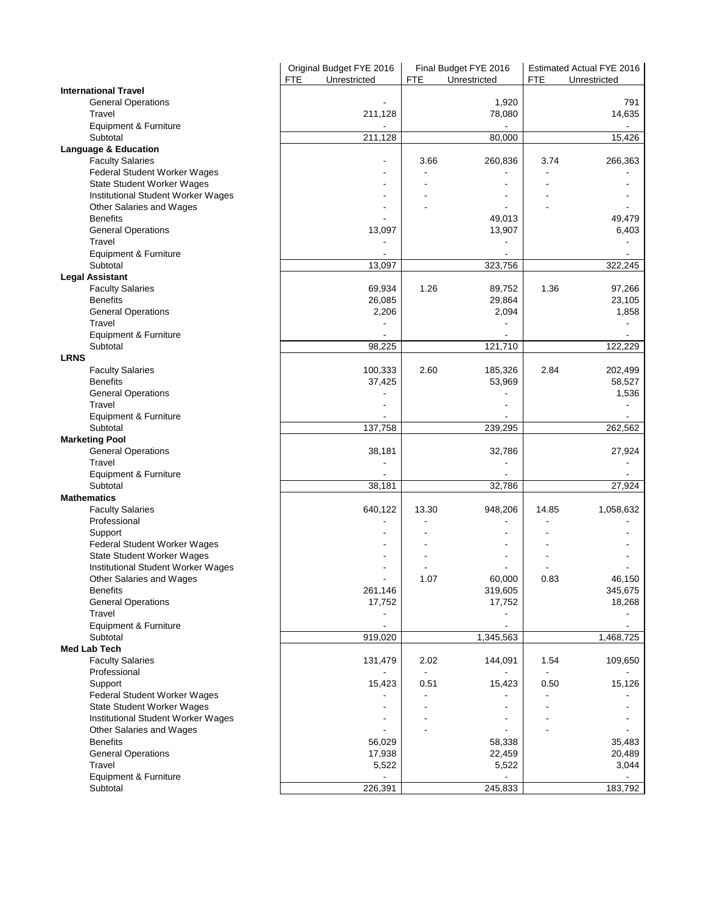| | Original Budget FYE 2016 | | Final Budget FYE 2016 | | Estimated Actual FYE 2016 | |
|---|---|---|---|---|---|---|
| | FTE | Unrestricted | FTE | Unrestricted | FTE | Unrestricted |
| **International Travel** | | | | | | |
| General Operations | | - | | 1,920 | | 791 |
| Travel | | 211,128 | | 78,080 | | 14,635 |
| Equipment & Furniture | | - | | - | | - |
| Subtotal | | 211,128 | | 80,000 | | 15,426 |
| **Language & Education** | | | | | | |
| Faculty Salaries | | - | 3.66 | 260,836 | 3.74 | 266,363 |
| Federal Student Worker Wages | | - | - | - | - | - |
| State Student Worker Wages | | - | - | - | - | - |
| Institutional Student Worker Wages | | - | - | - | - | - |
| Other Salaries and Wages | | - | - | - | - | - |
| Benefits | | - | | 49,013 | | 49,479 |
| General Operations | | 13,097 | | 13,907 | | 6,403 |
| Travel | | - | | - | | - |
| Equipment & Furniture | | - | | - | | - |
| Subtotal | | 13,097 | | 323,756 | | 322,245 |
| **Legal Assistant** | | | | | | |
| Faculty Salaries | | 69,934 | 1.26 | 89,752 | 1.36 | 97,266 |
| Benefits | | 26,085 | | 29,864 | | 23,105 |
| General Operations | | 2,206 | | 2,094 | | 1,858 |
| Travel | | - | | - | | - |
| Equipment & Furniture | | - | | - | | - |
| Subtotal | | 98,225 | | 121,710 | | 122,229 |
| **LRNS** | | | | | | |
| Faculty Salaries | | 100,333 | 2.60 | 185,326 | 2.84 | 202,499 |
| Benefits | | 37,425 | | 53,969 | | 58,527 |
| General Operations | | - | | - | | 1,536 |
| Travel | | - | | - | | - |
| Equipment & Furniture | | - | | - | | - |
| Subtotal | | 137,758 | | 239,295 | | 262,562 |
| **Marketing Pool** | | | | | | |
| General Operations | | 38,181 | | 32,786 | | 27,924 |
| Travel | | - | | - | | - |
| Equipment & Furniture | | - | | - | | - |
| Subtotal | | 38,181 | | 32,786 | | 27,924 |
| **Mathematics** | | | | | | |
| Faculty Salaries | | 640,122 | 13.30 | 948,206 | 14.85 | 1,058,632 |
| Professional | | - | - | - | - | - |
| Support | | - | - | - | - | - |
| Federal Student Worker Wages | | - | - | - | - | - |
| State Student Worker Wages | | - | - | - | - | - |
| Institutional Student Worker Wages | | - | - | - | - | - |
| Other Salaries and Wages | | - | 1.07 | 60,000 | 0.83 | 46,150 |
| Benefits | | 261,146 | | 319,605 | | 345,675 |
| General Operations | | 17,752 | | 17,752 | | 18,268 |
| Travel | | - | | - | | - |
| Equipment & Furniture | | - | | - | | - |
| Subtotal | | 919,020 | | 1,345,563 | | 1,468,725 |
| **Med Lab Tech** | | | | | | |
| Faculty Salaries | | 131,479 | 2.02 | 144,091 | 1.54 | 109,650 |
| Professional | | - | - | - | - | - |
| Support | | 15,423 | 0.51 | 15,423 | 0.50 | 15,126 |
| Federal Student Worker Wages | | - | - | - | - | - |
| State Student Worker Wages | | - | - | - | - | - |
| Institutional Student Worker Wages | | - | - | - | - | - |
| Other Salaries and Wages | | - | - | - | - | - |
| Benefits | | 56,029 | | 58,338 | | 35,483 |
| General Operations | | 17,938 | | 22,459 | | 20,489 |
| Travel | | 5,522 | | 5,522 | | 3,044 |
| Equipment & Furniture | | - | | - | | - |
| Subtotal | | 226,391 | | 245,833 | | 183,792 |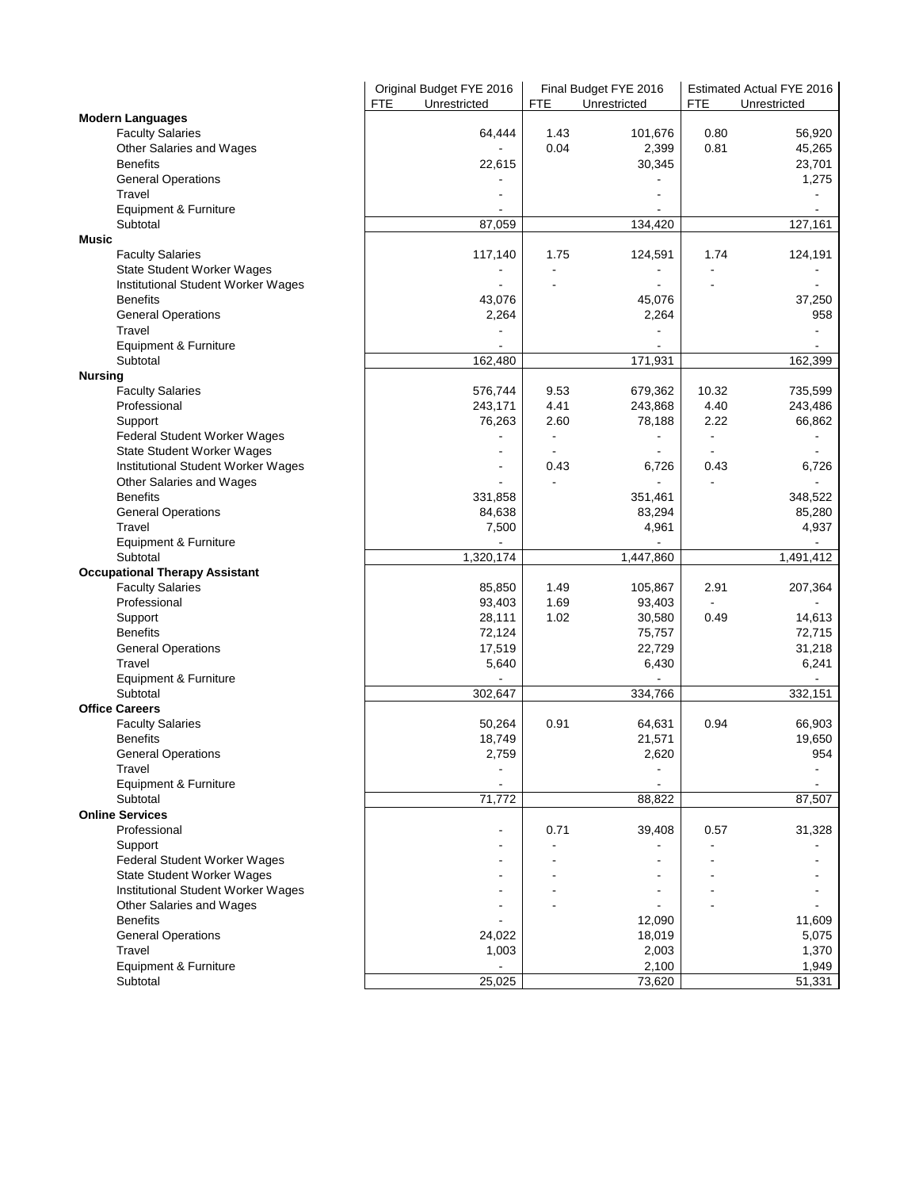| | Original Budget FYE 2016 | | Final Budget FYE 2016 | | Estimated Actual FYE 2016 | |
|---|---|---|---|---|---|---|
| | FTE | Unrestricted | FTE | Unrestricted | FTE | Unrestricted |
| **Modern Languages** | | | | | | |
| Faculty Salaries | | 64,444 | 1.43 | 101,676 | 0.80 | 56,920 |
| Other Salaries and Wages | | - | 0.04 | 2,399 | 0.81 | 45,265 |
| Benefits | | 22,615 | | 30,345 | | 23,701 |
| General Operations | | - | | - | | 1,275 |
| Travel | | - | | - | | - |
| Equipment & Furniture | | - | | - | | - |
| Subtotal | | 87,059 | | 134,420 | | 127,161 |
| **Music** | | | | | | |
| Faculty Salaries | | 117,140 | 1.75 | 124,591 | 1.74 | 124,191 |
| State Student Worker Wages | | - | - | - | - | - |
| Institutional Student Worker Wages | | - | - | - | - | - |
| Benefits | | 43,076 | | 45,076 | | 37,250 |
| General Operations | | 2,264 | | 2,264 | | 958 |
| Travel | | - | | - | | - |
| Equipment & Furniture | | - | | - | | - |
| Subtotal | | 162,480 | | 171,931 | | 162,399 |
| **Nursing** | | | | | | |
| Faculty Salaries | | 576,744 | 9.53 | 679,362 | 10.32 | 735,599 |
| Professional | | 243,171 | 4.41 | 243,868 | 4.40 | 243,486 |
| Support | | 76,263 | 2.60 | 78,188 | 2.22 | 66,862 |
| Federal Student Worker Wages | | - | - | - | - | - |
| State Student Worker Wages | | - | - | - | - | - |
| Institutional Student Worker Wages | | - | 0.43 | 6,726 | 0.43 | 6,726 |
| Other Salaries and Wages | | - | - | - | - | - |
| Benefits | | 331,858 | | 351,461 | | 348,522 |
| General Operations | | 84,638 | | 83,294 | | 85,280 |
| Travel | | 7,500 | | 4,961 | | 4,937 |
| Equipment & Furniture | | - | | - | | - |
| Subtotal | | 1,320,174 | | 1,447,860 | | 1,491,412 |
| **Occupational Therapy Assistant** | | | | | | |
| Faculty Salaries | | 85,850 | 1.49 | 105,867 | 2.91 | 207,364 |
| Professional | | 93,403 | 1.69 | 93,403 | - | - |
| Support | | 28,111 | 1.02 | 30,580 | 0.49 | 14,613 |
| Benefits | | 72,124 | | 75,757 | | 72,715 |
| General Operations | | 17,519 | | 22,729 | | 31,218 |
| Travel | | 5,640 | | 6,430 | | 6,241 |
| Equipment & Furniture | | - | | - | | - |
| Subtotal | | 302,647 | | 334,766 | | 332,151 |
| **Office Careers** | | | | | | |
| Faculty Salaries | | 50,264 | 0.91 | 64,631 | 0.94 | 66,903 |
| Benefits | | 18,749 | | 21,571 | | 19,650 |
| General Operations | | 2,759 | | 2,620 | | 954 |
| Travel | | - | | - | | - |
| Equipment & Furniture | | - | | - | | - |
| Subtotal | | 71,772 | | 88,822 | | 87,507 |
| **Online Services** | | | | | | |
| Professional | | - | 0.71 | 39,408 | 0.57 | 31,328 |
| Support | | - | - | - | - | - |
| Federal Student Worker Wages | | - | - | - | - | - |
| State Student Worker Wages | | - | - | - | - | - |
| Institutional Student Worker Wages | | - | - | - | - | - |
| Other Salaries and Wages | | - | - | - | - | - |
| Benefits | | - | | 12,090 | | 11,609 |
| General Operations | | 24,022 | | 18,019 | | 5,075 |
| Travel | | 1,003 | | 2,003 | | 1,370 |
| Equipment & Furniture | | - | | 2,100 | | 1,949 |
| Subtotal | | 25,025 | | 73,620 | | 51,331 |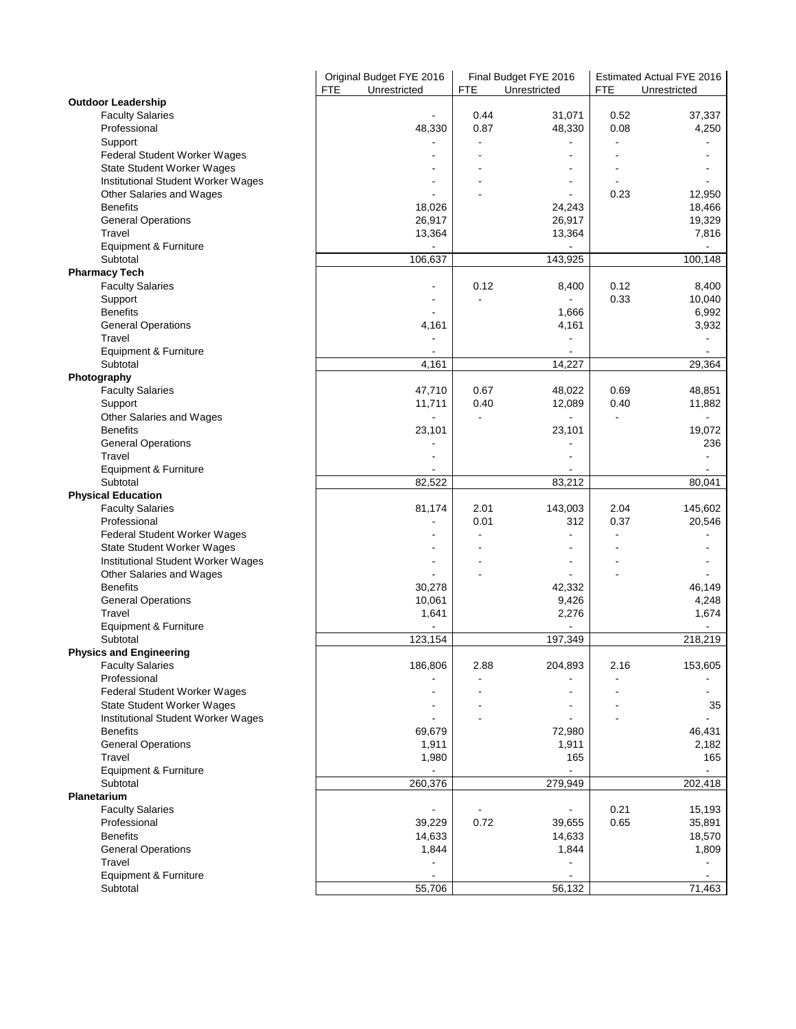| | Original Budget FYE 2016 | | Final Budget FYE 2016 | | Estimated Actual FYE 2016 | |
|---|---|---|---|---|---|---|
| | FTE | Unrestricted | FTE | Unrestricted | FTE | Unrestricted |
| **Outdoor Leadership** | | | | | | |
| Faculty Salaries | | - | 0.44 | 31,071 | 0.52 | 37,337 |
| Professional | | 48,330 | 0.87 | 48,330 | 0.08 | 4,250 |
| Support | | - | - | - | - | - |
| Federal Student Worker Wages | | - | - | - | - | - |
| State Student Worker Wages | | - | - | - | - | - |
| Institutional Student Worker Wages | | - | - | - | - | - |
| Other Salaries and Wages | | - | - | - | 0.23 | 12,950 |
| Benefits | | 18,026 | | 24,243 | | 18,466 |
| General Operations | | 26,917 | | 26,917 | | 19,329 |
| Travel | | 13,364 | | 13,364 | | 7,816 |
| Equipment & Furniture | | - | | - | | - |
| Subtotal | | 106,637 | | 143,925 | | 100,148 |
| **Pharmacy Tech** | | | | | | |
| Faculty Salaries | | - | 0.12 | 8,400 | 0.12 | 8,400 |
| Support | | - | - | - | 0.33 | 10,040 |
| Benefits | | - | | 1,666 | | 6,992 |
| General Operations | | 4,161 | | 4,161 | | 3,932 |
| Travel | | - | | - | | - |
| Equipment & Furniture | | - | | - | | - |
| Subtotal | | 4,161 | | 14,227 | | 29,364 |
| **Photography** | | | | | | |
| Faculty Salaries | | 47,710 | 0.67 | 48,022 | 0.69 | 48,851 |
| Support | | 11,711 | 0.40 | 12,089 | 0.40 | 11,882 |
| Other Salaries and Wages | | - | - | - | - | - |
| Benefits | | 23,101 | | 23,101 | | 19,072 |
| General Operations | | - | | - | | 236 |
| Travel | | - | | - | | - |
| Equipment & Furniture | | - | | - | | - |
| Subtotal | | 82,522 | | 83,212 | | 80,041 |
| **Physical Education** | | | | | | |
| Faculty Salaries | | 81,174 | 2.01 | 143,003 | 2.04 | 145,602 |
| Professional | | - | 0.01 | 312 | 0.37 | 20,546 |
| Federal Student Worker Wages | | - | - | - | - | - |
| State Student Worker Wages | | - | - | - | - | - |
| Institutional Student Worker Wages | | - | - | - | - | - |
| Other Salaries and Wages | | - | - | - | - | - |
| Benefits | | 30,278 | | 42,332 | | 46,149 |
| General Operations | | 10,061 | | 9,426 | | 4,248 |
| Travel | | 1,641 | | 2,276 | | 1,674 |
| Equipment & Furniture | | - | | - | | - |
| Subtotal | | 123,154 | | 197,349 | | 218,219 |
| **Physics and Engineering** | | | | | | |
| Faculty Salaries | | 186,806 | 2.88 | 204,893 | 2.16 | 153,605 |
| Professional | | - | - | - | - | - |
| Federal Student Worker Wages | | - | - | - | - | - |
| State Student Worker Wages | | - | - | - | - | 35 |
| Institutional Student Worker Wages | | - | - | - | - | - |
| Benefits | | 69,679 | | 72,980 | | 46,431 |
| General Operations | | 1,911 | | 1,911 | | 2,182 |
| Travel | | 1,980 | | 165 | | 165 |
| Equipment & Furniture | | - | | - | | - |
| Subtotal | | 260,376 | | 279,949 | | 202,418 |
| **Planetarium** | | | | | | |
| Faculty Salaries | | - | - | - | 0.21 | 15,193 |
| Professional | | 39,229 | 0.72 | 39,655 | 0.65 | 35,891 |
| Benefits | | 14,633 | | 14,633 | | 18,570 |
| General Operations | | 1,844 | | 1,844 | | 1,809 |
| Travel | | - | | - | | - |
| Equipment & Furniture | | - | | - | | - |
| Subtotal | | 55,706 | | 56,132 | | 71,463 |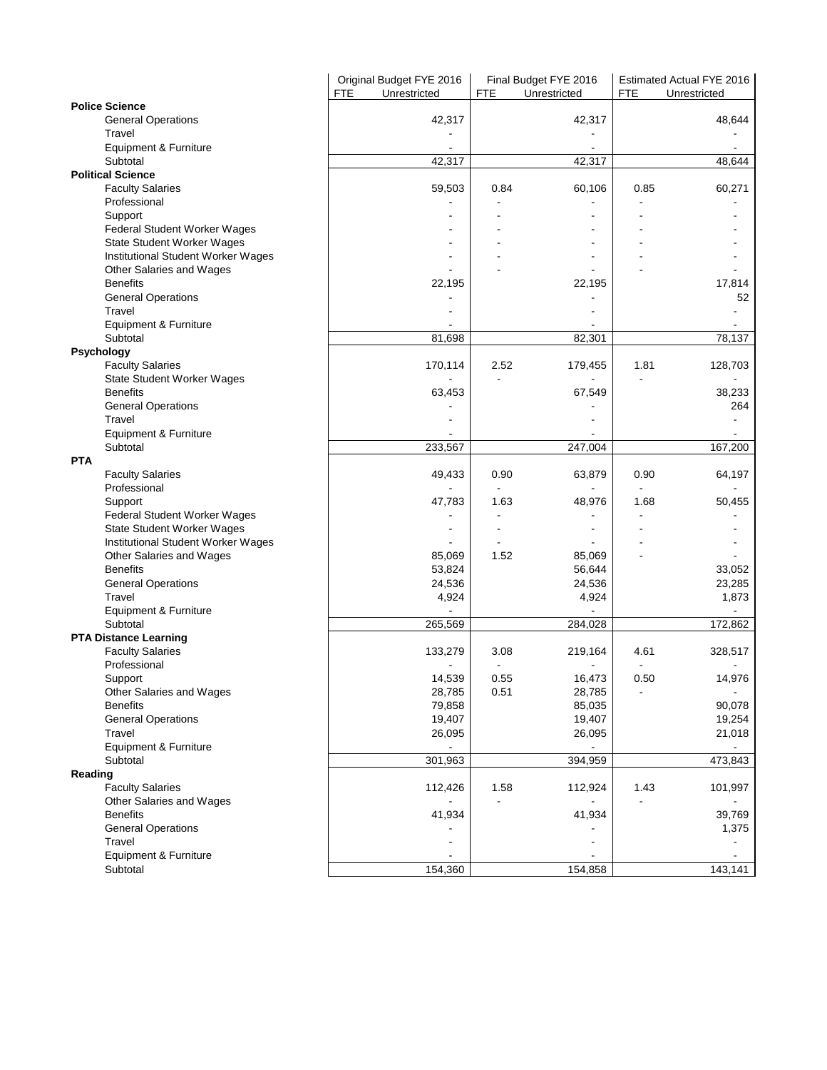| | Original Budget FYE 2016 | | Final Budget FYE 2016 | | Estimated Actual FYE 2016 | |
|---|---|---|---|---|---|---|
| | FTE | Unrestricted | FTE | Unrestricted | FTE | Unrestricted |
| **Police Science** | | | | | | |
| General Operations | | 42,317 | | 42,317 | | 48,644 |
| Travel | | - | | - | | - |
| Equipment & Furniture | | - | | - | | - |
| Subtotal | | 42,317 | | 42,317 | | 48,644 |
| **Political Science** | | | | | | |
| Faculty Salaries | | 59,503 | 0.84 | 60,106 | 0.85 | 60,271 |
| Professional | | - | - | - | - | - |
| Support | | - | - | - | - | - |
| Federal Student Worker Wages | | - | - | - | - | - |
| State Student Worker Wages | | - | - | - | - | - |
| Institutional Student Worker Wages | | - | - | - | - | - |
| Other Salaries and Wages | | - | - | - | - | - |
| Benefits | | 22,195 | | 22,195 | | 17,814 |
| General Operations | | - | | - | | 52 |
| Travel | | - | | - | | - |
| Equipment & Furniture | | - | | - | | - |
| Subtotal | | 81,698 | | 82,301 | | 78,137 |
| **Psychology** | | | | | | |
| Faculty Salaries | | 170,114 | 2.52 | 179,455 | 1.81 | 128,703 |
| State Student Worker Wages | | - | - | - | - | - |
| Benefits | | 63,453 | | 67,549 | | 38,233 |
| General Operations | | - | | - | | 264 |
| Travel | | - | | - | | - |
| Equipment & Furniture | | - | | - | | - |
| Subtotal | | 233,567 | | 247,004 | | 167,200 |
| **PTA** | | | | | | |
| Faculty Salaries | | 49,433 | 0.90 | 63,879 | 0.90 | 64,197 |
| Professional | | - | - | - | - | - |
| Support | | 47,783 | 1.63 | 48,976 | 1.68 | 50,455 |
| Federal Student Worker Wages | | - | - | - | - | - |
| State Student Worker Wages | | - | - | - | - | - |
| Institutional Student Worker Wages | | - | - | - | - | - |
| Other Salaries and Wages | | 85,069 | 1.52 | 85,069 | - | - |
| Benefits | | 53,824 | | 56,644 | | 33,052 |
| General Operations | | 24,536 | | 24,536 | | 23,285 |
| Travel | | 4,924 | | 4,924 | | 1,873 |
| Equipment & Furniture | | - | | - | | - |
| Subtotal | | 265,569 | | 284,028 | | 172,862 |
| **PTA Distance Learning** | | | | | | |
| Faculty Salaries | | 133,279 | 3.08 | 219,164 | 4.61 | 328,517 |
| Professional | | - | - | - | - | - |
| Support | | 14,539 | 0.55 | 16,473 | 0.50 | 14,976 |
| Other Salaries and Wages | | 28,785 | 0.51 | 28,785 | - | - |
| Benefits | | 79,858 | | 85,035 | | 90,078 |
| General Operations | | 19,407 | | 19,407 | | 19,254 |
| Travel | | 26,095 | | 26,095 | | 21,018 |
| Equipment & Furniture | | - | | - | | - |
| Subtotal | | 301,963 | | 394,959 | | 473,843 |
| **Reading** | | | | | | |
| Faculty Salaries | | 112,426 | 1.58 | 112,924 | 1.43 | 101,997 |
| Other Salaries and Wages | | - | - | - | - | - |
| Benefits | | 41,934 | | 41,934 | | 39,769 |
| General Operations | | - | | - | | 1,375 |
| Travel | | - | | - | | - |
| Equipment & Furniture | | - | | - | | - |
| Subtotal | | 154,360 | | 154,858 | | 143,141 |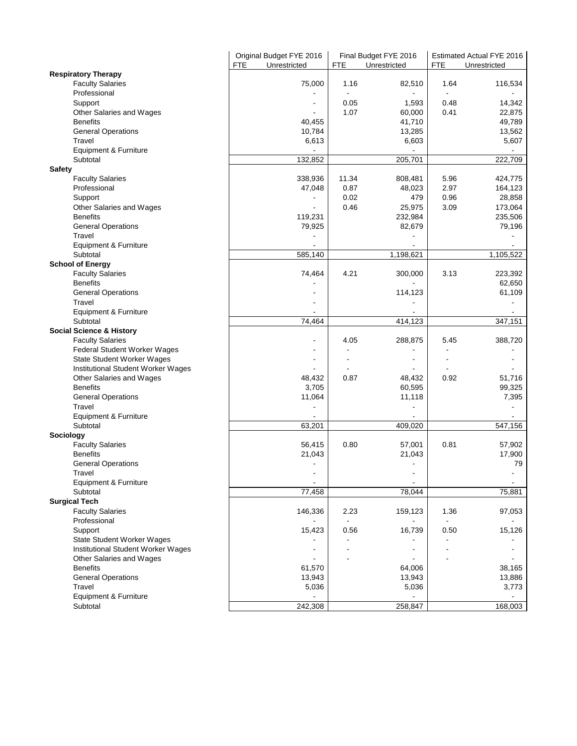| | Original Budget FYE 2016 | | Final Budget FYE 2016 | | Estimated Actual FYE 2016 | |
|---|---|---|---|---|---|---|
| | FTE | Unrestricted | FTE | Unrestricted | FTE | Unrestricted |
| **Respiratory Therapy** | | | | | | |
| Faculty Salaries | | 75,000 | 1.16 | 82,510 | 1.64 | 116,534 |
| Professional | | - | - | - | - | - |
| Support | | - | 0.05 | 1,593 | 0.48 | 14,342 |
| Other Salaries and Wages | | - | 1.07 | 60,000 | 0.41 | 22,875 |
| Benefits | | 40,455 | | 41,710 | | 49,789 |
| General Operations | | 10,784 | | 13,285 | | 13,562 |
| Travel | | 6,613 | | 6,603 | | 5,607 |
| Equipment & Furniture | | - | | - | | - |
| Subtotal | | 132,852 | | 205,701 | | 222,709 |
| **Safety** | | | | | | |
| Faculty Salaries | | 338,936 | 11.34 | 808,481 | 5.96 | 424,775 |
| Professional | | 47,048 | 0.87 | 48,023 | 2.97 | 164,123 |
| Support | | - | 0.02 | 479 | 0.96 | 28,858 |
| Other Salaries and Wages | | - | 0.46 | 25,975 | 3.09 | 173,064 |
| Benefits | | 119,231 | | 232,984 | | 235,506 |
| General Operations | | 79,925 | | 82,679 | | 79,196 |
| Travel | | - | | - | | - |
| Equipment & Furniture | | - | | - | | - |
| Subtotal | | 585,140 | | 1,198,621 | | 1,105,522 |
| **School of Energy** | | | | | | |
| Faculty Salaries | | 74,464 | 4.21 | 300,000 | 3.13 | 223,392 |
| Benefits | | - | | - | | 62,650 |
| General Operations | | - | | 114,123 | | 61,109 |
| Travel | | - | | - | | - |
| Equipment & Furniture | | - | | - | | - |
| Subtotal | | 74,464 | | 414,123 | | 347,151 |
| **Social Science & History** | | | | | | |
| Faculty Salaries | | - | 4.05 | 288,875 | 5.45 | 388,720 |
| Federal Student Worker Wages | | - | - | - | - | - |
| State Student Worker Wages | | - | - | - | - | - |
| Institutional Student Worker Wages | | - | - | - | - | - |
| Other Salaries and Wages | | 48,432 | 0.87 | 48,432 | 0.92 | 51,716 |
| Benefits | | 3,705 | | 60,595 | | 99,325 |
| General Operations | | 11,064 | | 11,118 | | 7,395 |
| Travel | | - | | - | | - |
| Equipment & Furniture | | - | | - | | - |
| Subtotal | | 63,201 | | 409,020 | | 547,156 |
| **Sociology** | | | | | | |
| Faculty Salaries | | 56,415 | 0.80 | 57,001 | 0.81 | 57,902 |
| Benefits | | 21,043 | | 21,043 | | 17,900 |
| General Operations | | - | | - | | 79 |
| Travel | | - | | - | | - |
| Equipment & Furniture | | - | | - | | - |
| Subtotal | | 77,458 | | 78,044 | | 75,881 |
| **Surgical Tech** | | | | | | |
| Faculty Salaries | | 146,336 | 2.23 | 159,123 | 1.36 | 97,053 |
| Professional | | - | - | - | - | - |
| Support | | 15,423 | 0.56 | 16,739 | 0.50 | 15,126 |
| State Student Worker Wages | | - | - | - | - | - |
| Institutional Student Worker Wages | | - | - | - | - | - |
| Other Salaries and Wages | | - | - | - | - | - |
| Benefits | | 61,570 | | 64,006 | | 38,165 |
| General Operations | | 13,943 | | 13,943 | | 13,886 |
| Travel | | 5,036 | | 5,036 | | 3,773 |
| Equipment & Furniture | | - | | - | | - |
| Subtotal | | 242,308 | | 258,847 | | 168,003 |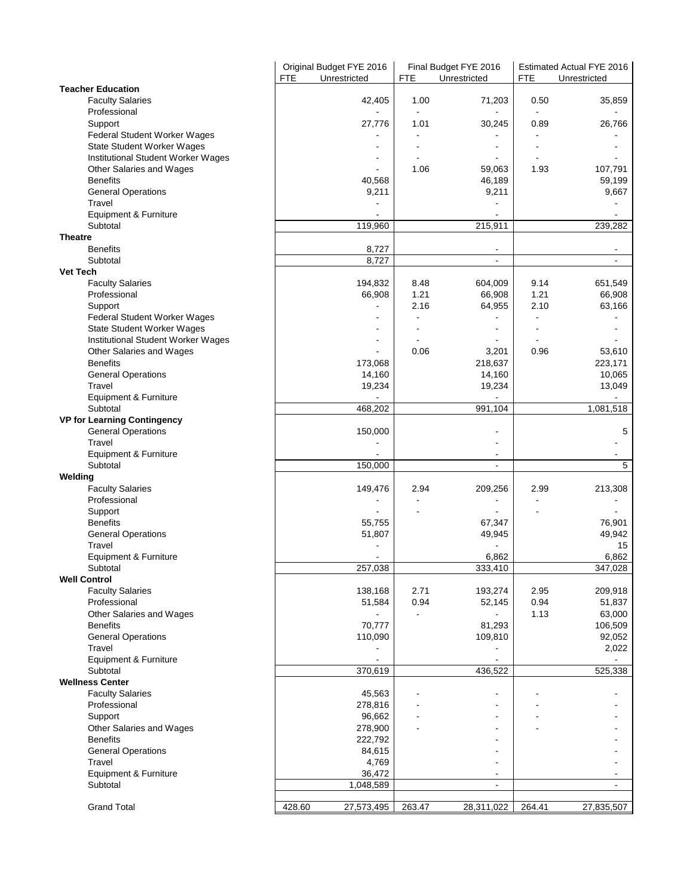| | Original Budget FYE 2016 | | Final Budget FYE 2016 | | Estimated Actual FYE 2016 | |
|---|---|---|---|---|---|---|
| | FTE | Unrestricted | FTE | Unrestricted | FTE | Unrestricted |
| **Teacher Education** | | | | | | |
| Faculty Salaries | | 42,405 | 1.00 | 71,203 | 0.50 | 35,859 |
| Professional | | - | - | - | - | - |
| Support | | 27,776 | 1.01 | 30,245 | 0.89 | 26,766 |
| Federal Student Worker Wages | | - | - | - | - | - |
| State Student Worker Wages | | - | - | - | - | - |
| Institutional Student Worker Wages | | - | - | - | - | - |
| Other Salaries and Wages | | - | 1.06 | 59,063 | 1.93 | 107,791 |
| Benefits | | 40,568 | | 46,189 | | 59,199 |
| General Operations | | 9,211 | | 9,211 | | 9,667 |
| Travel | | - | | - | | - |
| Equipment & Furniture | | - | | - | | - |
| Subtotal | | 119,960 | | 215,911 | | 239,282 |
| **Theatre** | | | | | | |
| Benefits | | 8,727 | | - | | - |
| Subtotal | | 8,727 | | - | | - |
| **Vet Tech** | | | | | | |
| Faculty Salaries | | 194,832 | 8.48 | 604,009 | 9.14 | 651,549 |
| Professional | | 66,908 | 1.21 | 66,908 | 1.21 | 66,908 |
| Support | | - | 2.16 | 64,955 | 2.10 | 63,166 |
| Federal Student Worker Wages | | - | - | - | - | - |
| State Student Worker Wages | | - | - | - | - | - |
| Institutional Student Worker Wages | | - | - | - | - | - |
| Other Salaries and Wages | | - | 0.06 | 3,201 | 0.96 | 53,610 |
| Benefits | | 173,068 | | 218,637 | | 223,171 |
| General Operations | | 14,160 | | 14,160 | | 10,065 |
| Travel | | 19,234 | | 19,234 | | 13,049 |
| Equipment & Furniture | | - | | - | | - |
| Subtotal | | 468,202 | | 991,104 | | 1,081,518 |
| **VP for Learning Contingency** | | | | | | |
| General Operations | | 150,000 | | - | | 5 |
| Travel | | - | | - | | - |
| Equipment & Furniture | | - | | - | | - |
| Subtotal | | 150,000 | | - | | 5 |
| **Welding** | | | | | | |
| Faculty Salaries | | 149,476 | 2.94 | 209,256 | 2.99 | 213,308 |
| Professional | | - | - | - | - | - |
| Support | | - | - | - | - | - |
| Benefits | | 55,755 | | 67,347 | | 76,901 |
| General Operations | | 51,807 | | 49,945 | | 49,942 |
| Travel | | - | | - | | 15 |
| Equipment & Furniture | | - | | 6,862 | | 6,862 |
| Subtotal | | 257,038 | | 333,410 | | 347,028 |
| **Well Control** | | | | | | |
| Faculty Salaries | | 138,168 | 2.71 | 193,274 | 2.95 | 209,918 |
| Professional | | 51,584 | 0.94 | 52,145 | 0.94 | 51,837 |
| Other Salaries and Wages | | - | - | - | 1.13 | 63,000 |
| Benefits | | 70,777 | | 81,293 | | 106,509 |
| General Operations | | 110,090 | | 109,810 | | 92,052 |
| Travel | | - | | - | | 2,022 |
| Equipment & Furniture | | - | | - | | - |
| Subtotal | | 370,619 | | 436,522 | | 525,338 |
| **Wellness Center** | | | | | | |
| Faculty Salaries | | 45,563 | - | - | - | - |
| Professional | | 278,816 | - | - | - | - |
| Support | | 96,662 | - | - | - | - |
| Other Salaries and Wages | | 278,900 | - | - | - | - |
| Benefits | | 222,792 | | - | | - |
| General Operations | | 84,615 | | - | | - |
| Travel | | 4,769 | | - | | - |
| Equipment & Furniture | | 36,472 | | - | | - |
| Subtotal | | 1,048,589 | | - | | - |
| Grand Total | 428.60 | 27,573,495 | 263.47 | 28,311,022 | 264.41 | 27,835,507 |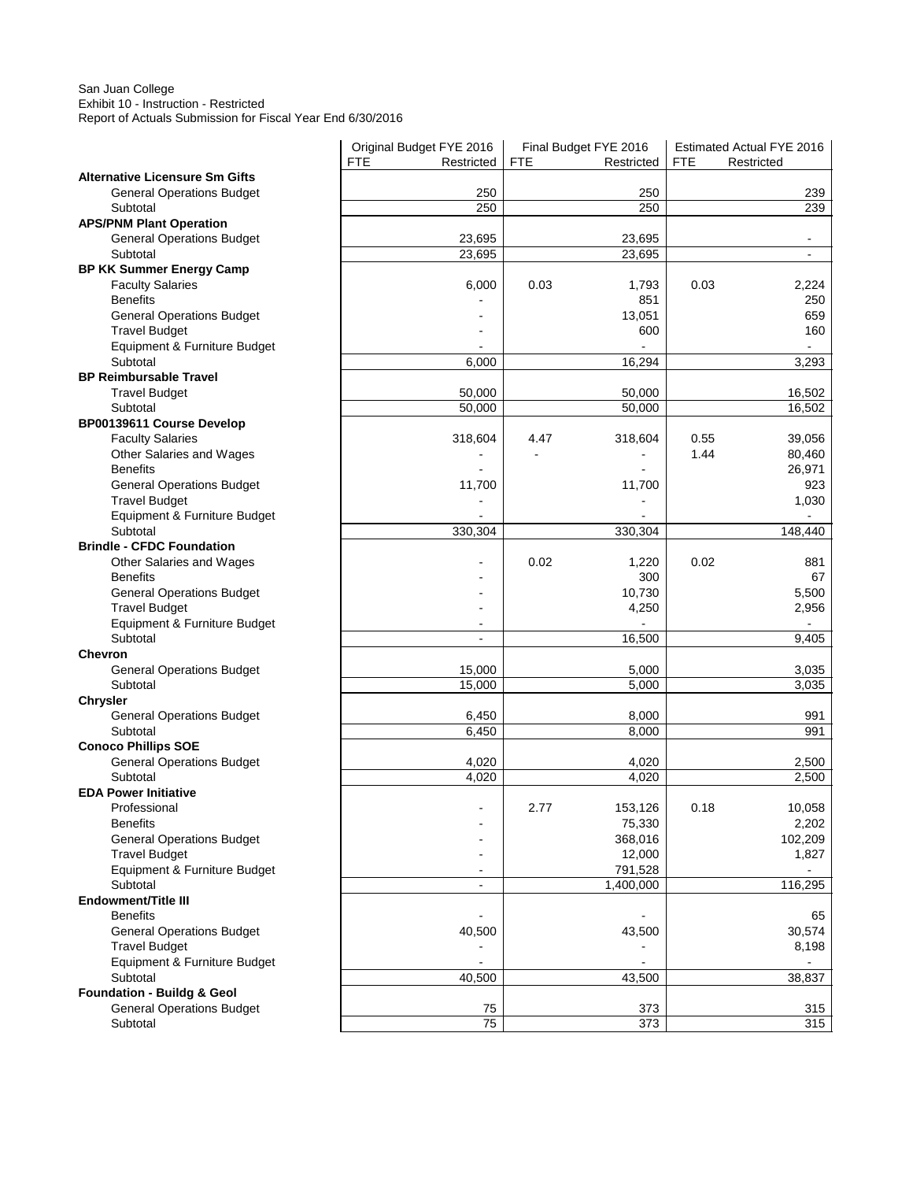San Juan College
Exhibit 10 - Instruction - Restricted
Report of Actuals Submission for Fiscal Year End 6/30/2016

| | Original Budget FYE 2016 | | Final Budget FYE 2016 | | Estimated Actual FYE 2016 | |
|---|---|---|---|---|---|---|
| | FTE | Restricted | FTE | Restricted | FTE | Restricted |
| **Alternative Licensure Sm Gifts** | | | | | | |
| General Operations Budget | | 250 | | 250 | | 239 |
| Subtotal | | 250 | | 250 | | 239 |
| **APS/PNM Plant Operation** | | | | | | |
| General Operations Budget | | 23,695 | | 23,695 | | - |
| Subtotal | | 23,695 | | 23,695 | | - |
| **BP KK Summer Energy Camp** | | | | | | |
| Faculty Salaries | | 6,000 | 0.03 | 1,793 | 0.03 | 2,224 |
| Benefits | | - | | 851 | | 250 |
| General Operations Budget | | - | | 13,051 | | 659 |
| Travel Budget | | - | | 600 | | 160 |
| Equipment & Furniture Budget | | - | | - | | - |
| Subtotal | | 6,000 | | 16,294 | | 3,293 |
| **BP Reimbursable Travel** | | | | | | |
| Travel Budget | | 50,000 | | 50,000 | | 16,502 |
| Subtotal | | 50,000 | | 50,000 | | 16,502 |
| **BP00139611 Course Develop** | | | | | | |
| Faculty Salaries | | 318,604 | 4.47 | 318,604 | 0.55 | 39,056 |
| Other Salaries and Wages | | - | - | - | 1.44 | 80,460 |
| Benefits | | - | | - | | 26,971 |
| General Operations Budget | | 11,700 | | 11,700 | | 923 |
| Travel Budget | | - | | - | | 1,030 |
| Equipment & Furniture Budget | | - | | - | | - |
| Subtotal | | 330,304 | | 330,304 | | 148,440 |
| **Brindle - CFDC Foundation** | | | | | | |
| Other Salaries and Wages | | - | 0.02 | 1,220 | 0.02 | 881 |
| Benefits | | - | | 300 | | 67 |
| General Operations Budget | | - | | 10,730 | | 5,500 |
| Travel Budget | | - | | 4,250 | | 2,956 |
| Equipment & Furniture Budget | | - | | - | | - |
| Subtotal | | - | | 16,500 | | 9,405 |
| **Chevron** | | | | | | |
| General Operations Budget | | 15,000 | | 5,000 | | 3,035 |
| Subtotal | | 15,000 | | 5,000 | | 3,035 |
| **Chrysler** | | | | | | |
| General Operations Budget | | 6,450 | | 8,000 | | 991 |
| Subtotal | | 6,450 | | 8,000 | | 991 |
| **Conoco Phillips SOE** | | | | | | |
| General Operations Budget | | 4,020 | | 4,020 | | 2,500 |
| Subtotal | | 4,020 | | 4,020 | | 2,500 |
| **EDA Power Initiative** | | | | | | |
| Professional | | - | 2.77 | 153,126 | 0.18 | 10,058 |
| Benefits | | - | | 75,330 | | 2,202 |
| General Operations Budget | | - | | 368,016 | | 102,209 |
| Travel Budget | | - | | 12,000 | | 1,827 |
| Equipment & Furniture Budget | | - | | 791,528 | | - |
| Subtotal | | - | | 1,400,000 | | 116,295 |
| **Endowment/Title III** | | | | | | |
| Benefits | | - | | - | | 65 |
| General Operations Budget | | 40,500 | | 43,500 | | 30,574 |
| Travel Budget | | - | | - | | 8,198 |
| Equipment & Furniture Budget | | - | | - | | - |
| Subtotal | | 40,500 | | 43,500 | | 38,837 |
| **Foundation - Buildg & Geol** | | | | | | |
| General Operations Budget | | 75 | | 373 | | 315 |
| Subtotal | | 75 | | 373 | | 315 |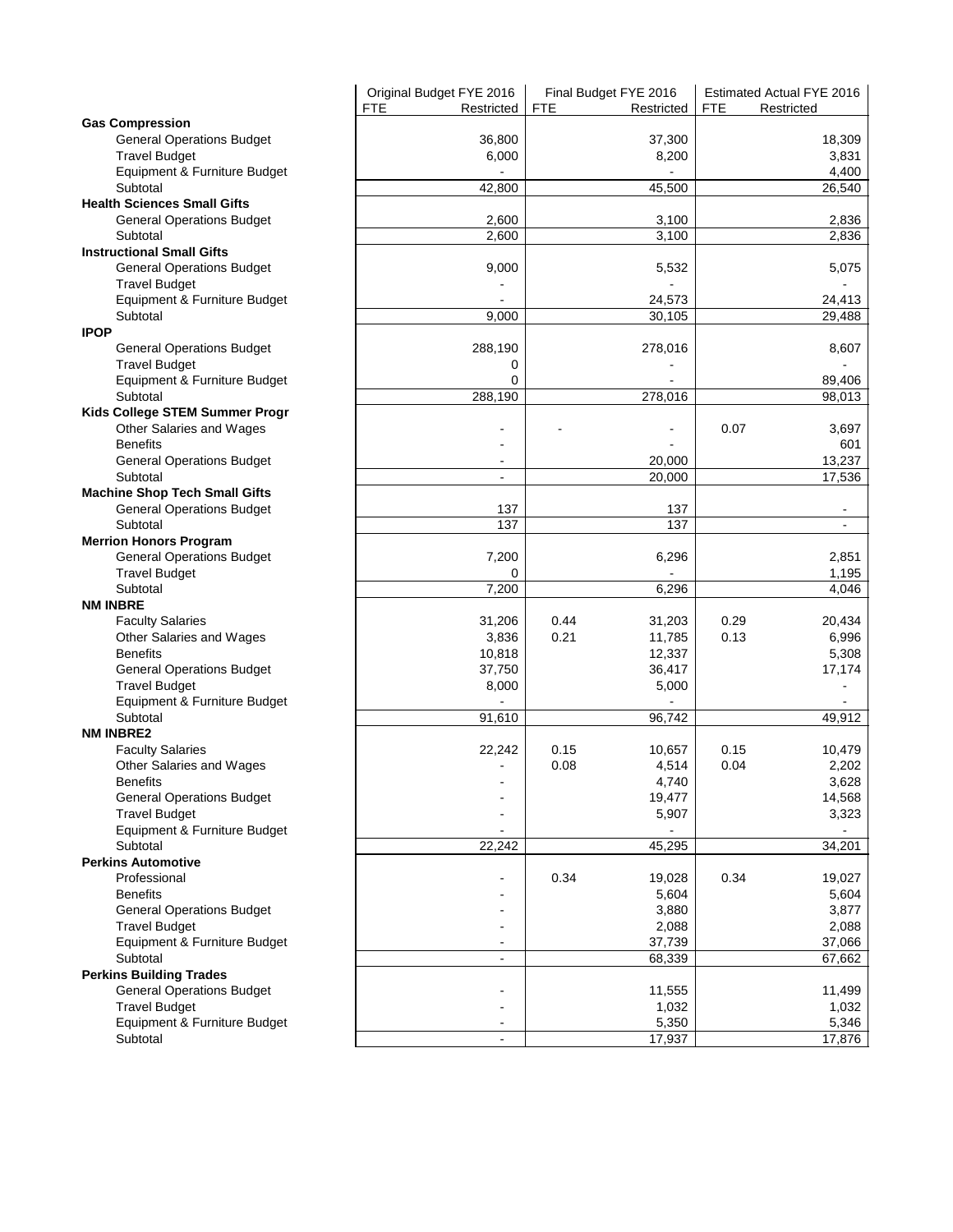| | Original Budget FYE 2016 | | Final Budget FYE 2016 | | Estimated Actual FYE 2016 | |
|---|---|---|---|---|---|---|
| | FTE | Restricted | FTE | Restricted | FTE | Restricted |
| **Gas Compression** | | | | | | |
| General Operations Budget | | 36,800 | | 37,300 | | 18,309 |
| Travel Budget | | 6,000 | | 8,200 | | 3,831 |
| Equipment & Furniture Budget | | - | | - | | 4,400 |
| Subtotal | | 42,800 | | 45,500 | | 26,540 |
| **Health Sciences Small Gifts** | | | | | | |
| General Operations Budget | | 2,600 | | 3,100 | | 2,836 |
| Subtotal | | 2,600 | | 3,100 | | 2,836 |
| **Instructional Small Gifts** | | | | | | |
| General Operations Budget | | 9,000 | | 5,532 | | 5,075 |
| Travel Budget | | - | | - | | - |
| Equipment & Furniture Budget | | - | | 24,573 | | 24,413 |
| Subtotal | | 9,000 | | 30,105 | | 29,488 |
| **IPOP** | | | | | | |
| General Operations Budget | | 288,190 | | 278,016 | | 8,607 |
| Travel Budget | | 0 | | - | | - |
| Equipment & Furniture Budget | | 0 | | - | | 89,406 |
| Subtotal | | 288,190 | | 278,016 | | 98,013 |
| **Kids College STEM Summer Progr** | | | | | | |
| Other Salaries and Wages | | - | - | - | 0.07 | 3,697 |
| Benefits | | - | | - | | 601 |
| General Operations Budget | | - | | 20,000 | | 13,237 |
| Subtotal | | - | | 20,000 | | 17,536 |
| **Machine Shop Tech Small Gifts** | | | | | | |
| General Operations Budget | | 137 | | 137 | | - |
| Subtotal | | 137 | | 137 | | - |
| **Merrion Honors Program** | | | | | | |
| General Operations Budget | | 7,200 | | 6,296 | | 2,851 |
| Travel Budget | | 0 | | - | | 1,195 |
| Subtotal | | 7,200 | | 6,296 | | 4,046 |
| **NM INBRE** | | | | | | |
| Faculty Salaries | | 31,206 | 0.44 | 31,203 | 0.29 | 20,434 |
| Other Salaries and Wages | | 3,836 | 0.21 | 11,785 | 0.13 | 6,996 |
| Benefits | | 10,818 | | 12,337 | | 5,308 |
| General Operations Budget | | 37,750 | | 36,417 | | 17,174 |
| Travel Budget | | 8,000 | | 5,000 | | - |
| Equipment & Furniture Budget | | - | | - | | - |
| Subtotal | | 91,610 | | 96,742 | | 49,912 |
| **NM INBRE2** | | | | | | |
| Faculty Salaries | | 22,242 | 0.15 | 10,657 | 0.15 | 10,479 |
| Other Salaries and Wages | | - | 0.08 | 4,514 | 0.04 | 2,202 |
| Benefits | | - | | 4,740 | | 3,628 |
| General Operations Budget | | - | | 19,477 | | 14,568 |
| Travel Budget | | - | | 5,907 | | 3,323 |
| Equipment & Furniture Budget | | - | | - | | - |
| Subtotal | | 22,242 | | 45,295 | | 34,201 |
| **Perkins Automotive** | | | | | | |
| Professional | | - | 0.34 | 19,028 | 0.34 | 19,027 |
| Benefits | | - | | 5,604 | | 5,604 |
| General Operations Budget | | - | | 3,880 | | 3,877 |
| Travel Budget | | - | | 2,088 | | 2,088 |
| Equipment & Furniture Budget | | - | | 37,739 | | 37,066 |
| Subtotal | | - | | 68,339 | | 67,662 |
| **Perkins Building Trades** | | | | | | |
| General Operations Budget | | - | | 11,555 | | 11,499 |
| Travel Budget | | - | | 1,032 | | 1,032 |
| Equipment & Furniture Budget | | - | | 5,350 | | 5,346 |
| Subtotal | | - | | 17,937 | | 17,876 |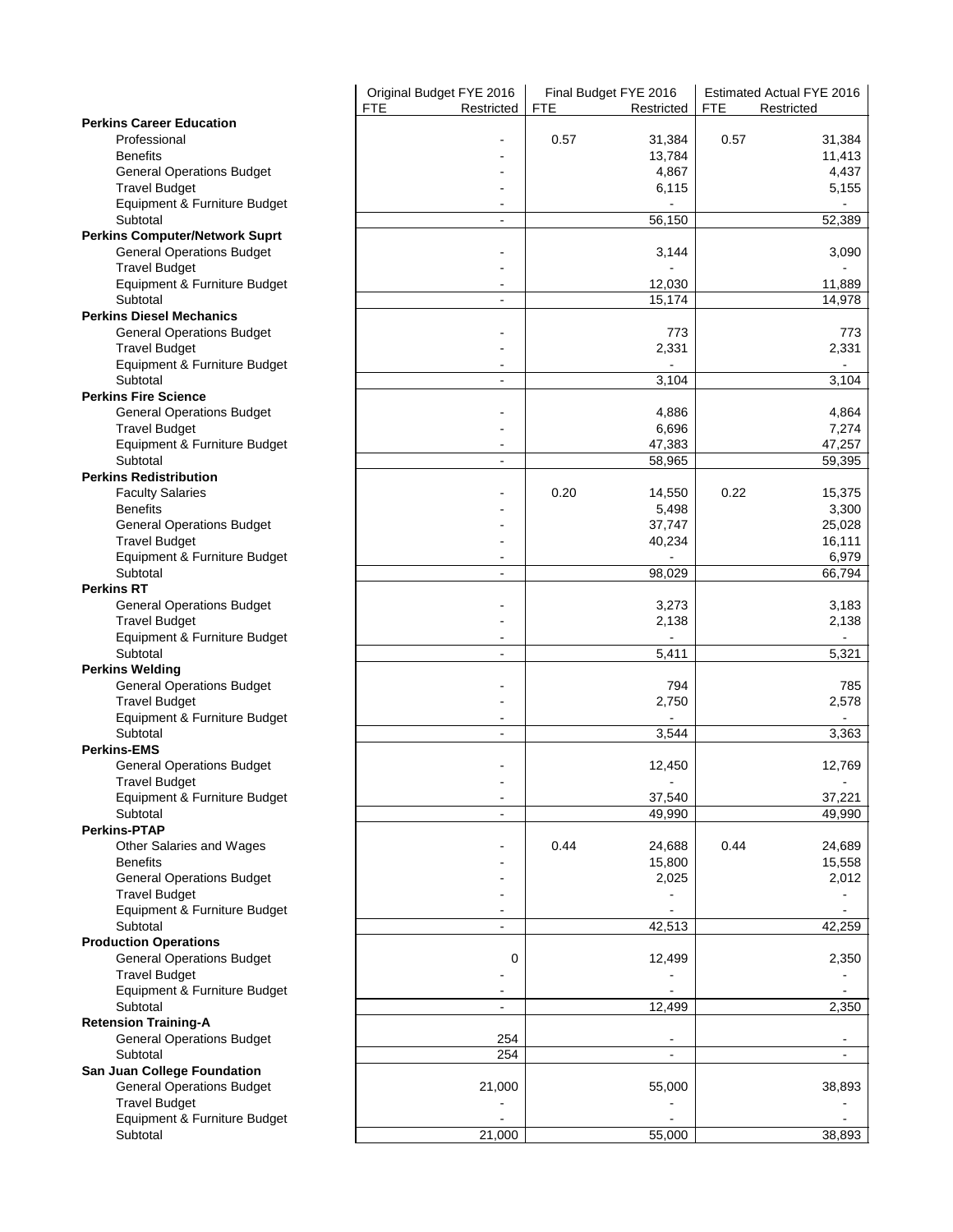| | Original Budget FYE 2016 | | Final Budget FYE 2016 | | Estimated Actual FYE 2016 | |
|---|---|---|---|---|---|---|
| | FTE | Restricted | FTE | Restricted | FTE | Restricted |
| **Perkins Career Education** | | | | | | |
| Professional | | - | 0.57 | 31,384 | 0.57 | 31,384 |
| Benefits | | - | | 13,784 | | 11,413 |
| General Operations Budget | | - | | 4,867 | | 4,437 |
| Travel Budget | | - | | 6,115 | | 5,155 |
| Equipment & Furniture Budget | | - | | - | | - |
| Subtotal | | - | | 56,150 | | 52,389 |
| **Perkins Computer/Network Suprt** | | | | | | |
| General Operations Budget | | - | | 3,144 | | 3,090 |
| Travel Budget | | - | | - | | - |
| Equipment & Furniture Budget | | - | | 12,030 | | 11,889 |
| Subtotal | | - | | 15,174 | | 14,978 |
| **Perkins Diesel Mechanics** | | | | | | |
| General Operations Budget | | - | | 773 | | 773 |
| Travel Budget | | - | | 2,331 | | 2,331 |
| Equipment & Furniture Budget | | - | | - | | - |
| Subtotal | | - | | 3,104 | | 3,104 |
| **Perkins Fire Science** | | | | | | |
| General Operations Budget | | - | | 4,886 | | 4,864 |
| Travel Budget | | - | | 6,696 | | 7,274 |
| Equipment & Furniture Budget | | - | | 47,383 | | 47,257 |
| Subtotal | | - | | 58,965 | | 59,395 |
| **Perkins Redistribution** | | | | | | |
| Faculty Salaries | | - | 0.20 | 14,550 | 0.22 | 15,375 |
| Benefits | | - | | 5,498 | | 3,300 |
| General Operations Budget | | - | | 37,747 | | 25,028 |
| Travel Budget | | - | | 40,234 | | 16,111 |
| Equipment & Furniture Budget | | - | | - | | 6,979 |
| Subtotal | | - | | 98,029 | | 66,794 |
| **Perkins RT** | | | | | | |
| General Operations Budget | | - | | 3,273 | | 3,183 |
| Travel Budget | | - | | 2,138 | | 2,138 |
| Equipment & Furniture Budget | | - | | - | | - |
| Subtotal | | - | | 5,411 | | 5,321 |
| **Perkins Welding** | | | | | | |
| General Operations Budget | | - | | 794 | | 785 |
| Travel Budget | | - | | 2,750 | | 2,578 |
| Equipment & Furniture Budget | | - | | - | | - |
| Subtotal | | - | | 3,544 | | 3,363 |
| **Perkins-EMS** | | | | | | |
| General Operations Budget | | - | | 12,450 | | 12,769 |
| Travel Budget | | - | | - | | - |
| Equipment & Furniture Budget | | - | | 37,540 | | 37,221 |
| Subtotal | | - | | 49,990 | | 49,990 |
| **Perkins-PTAP** | | | | | | |
| Other Salaries and Wages | | - | 0.44 | 24,688 | 0.44 | 24,689 |
| Benefits | | - | | 15,800 | | 15,558 |
| General Operations Budget | | - | | 2,025 | | 2,012 |
| Travel Budget | | - | | - | | - |
| Equipment & Furniture Budget | | - | | - | | - |
| Subtotal | | - | | 42,513 | | 42,259 |
| **Production Operations** | | | | | | |
| General Operations Budget | | 0 | | 12,499 | | 2,350 |
| Travel Budget | | - | | - | | - |
| Equipment & Furniture Budget | | - | | - | | - |
| Subtotal | | - | | 12,499 | | 2,350 |
| **Retension Training-A** | | | | | | |
| General Operations Budget | | 254 | | - | | - |
| Subtotal | | 254 | | - | | - |
| **San Juan College Foundation** | | | | | | |
| General Operations Budget | | 21,000 | | 55,000 | | 38,893 |
| Travel Budget | | - | | - | | - |
| Equipment & Furniture Budget | | - | | - | | - |
| Subtotal | | 21,000 | | 55,000 | | 38,893 |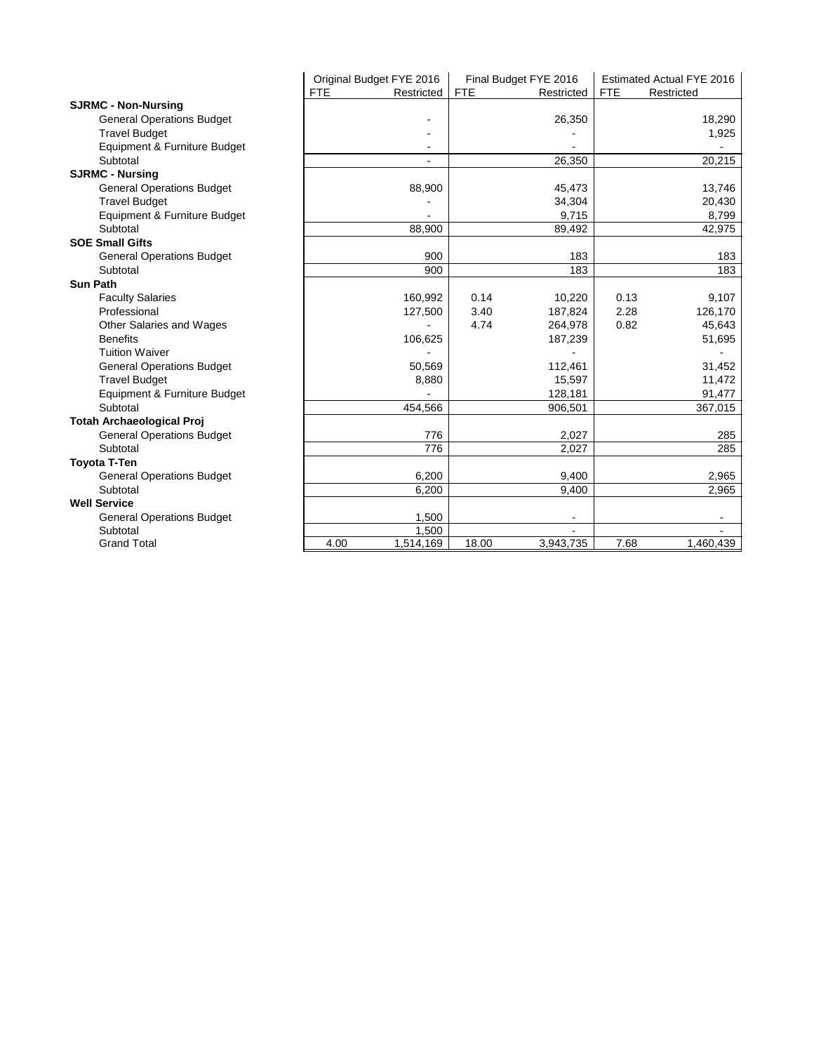| | Original Budget FYE 2016 | | Final Budget FYE 2016 | | Estimated Actual FYE 2016 | |
|---|---|---|---|---|---|---|
| | FTE | Restricted | FTE | Restricted | FTE | Restricted |
| **SJRMC - Non-Nursing** | | | | | | |
| General Operations Budget | | - | | 26,350 | | 18,290 |
| Travel Budget | | - | | - | | 1,925 |
| Equipment & Furniture Budget | | - | | - | | - |
| Subtotal | | - | | 26,350 | | 20,215 |
| **SJRMC - Nursing** | | | | | | |
| General Operations Budget | | 88,900 | | 45,473 | | 13,746 |
| Travel Budget | | - | | 34,304 | | 20,430 |
| Equipment & Furniture Budget | | - | | 9,715 | | 8,799 |
| Subtotal | | 88,900 | | 89,492 | | 42,975 |
| **SOE Small Gifts** | | | | | | |
| General Operations Budget | | 900 | | 183 | | 183 |
| Subtotal | | 900 | | 183 | | 183 |
| **Sun Path** | | | | | | |
| Faculty Salaries | | 160,992 | 0.14 | 10,220 | 0.13 | 9,107 |
| Professional | | 127,500 | 3.40 | 187,824 | 2.28 | 126,170 |
| Other Salaries and Wages | | - | 4.74 | 264,978 | 0.82 | 45,643 |
| Benefits | | 106,625 | | 187,239 | | 51,695 |
| Tuition Waiver | | - | | - | | - |
| General Operations Budget | | 50,569 | | 112,461 | | 31,452 |
| Travel Budget | | 8,880 | | 15,597 | | 11,472 |
| Equipment & Furniture Budget | | - | | 128,181 | | 91,477 |
| Subtotal | | 454,566 | | 906,501 | | 367,015 |
| **Totah Archaeological Proj** | | | | | | |
| General Operations Budget | | 776 | | 2,027 | | 285 |
| Subtotal | | 776 | | 2,027 | | 285 |
| **Toyota T-Ten** | | | | | | |
| General Operations Budget | | 6,200 | | 9,400 | | 2,965 |
| Subtotal | | 6,200 | | 9,400 | | 2,965 |
| **Well Service** | | | | | | |
| General Operations Budget | | 1,500 | | - | | - |
| Subtotal | | 1,500 | | - | | - |
| Grand Total | 4.00 | 1,514,169 | 18.00 | 3,943,735 | 7.68 | 1,460,439 |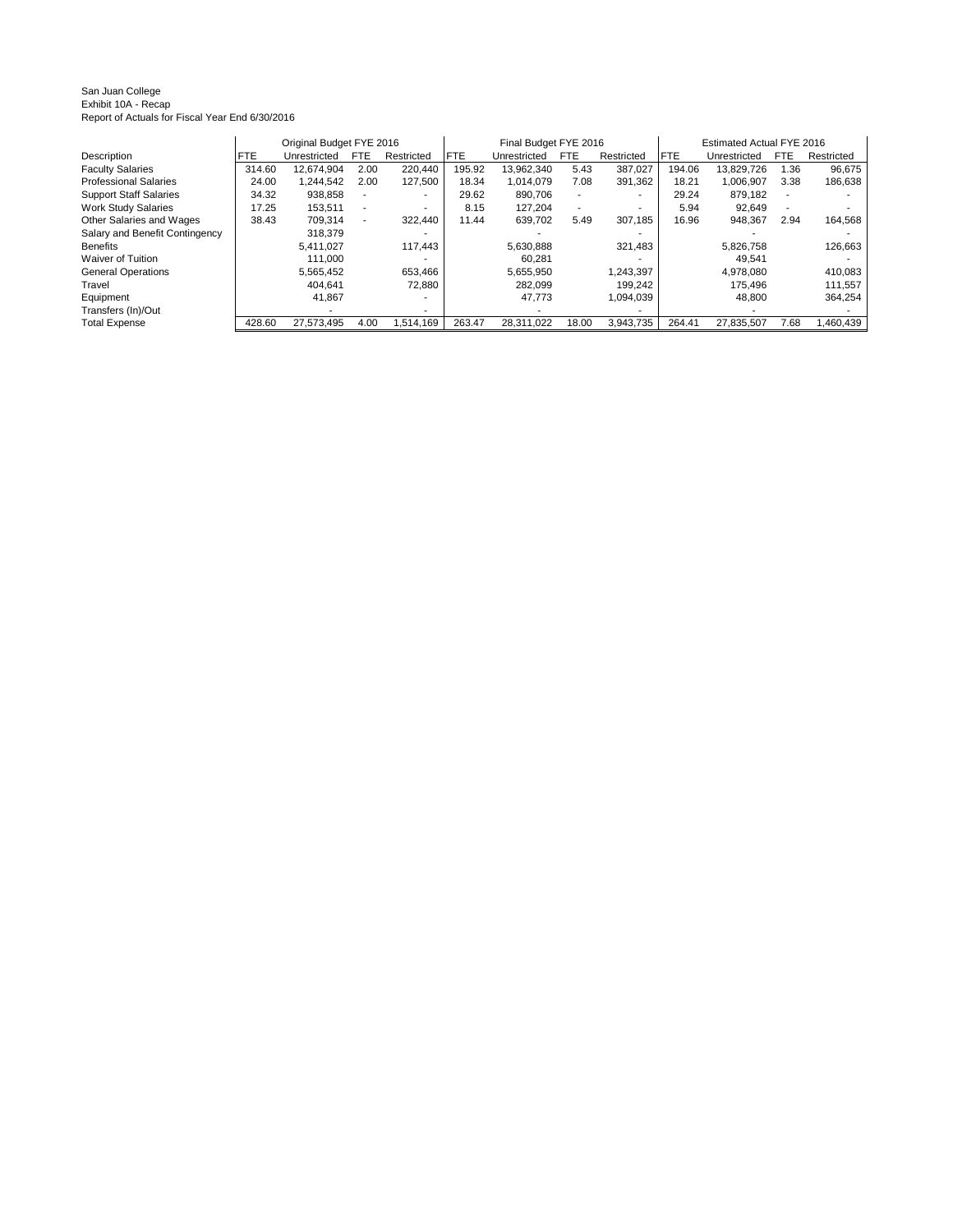San Juan College
Exhibit 10A - Recap
Report of Actuals for Fiscal Year End 6/30/2016

| | Original Budget FYE 2016 | | | | Final Budget FYE 2016 | | | | Estimated Actual FYE 2016 | | | |
|---|---|---|---|---|---|---|---|---|---|---|---|---|
| Description | FTE | Unrestricted | FTE | Restricted | FTE | Unrestricted | FTE | Restricted | FTE | Unrestricted | FTE | Restricted |
| Faculty Salaries | 314.60 | 12,674,904 | 2.00 | 220,440 | 195.92 | 13,962,340 | 5.43 | 387,027 | 194.06 | 13,829,726 | 1.36 | 96,675 |
| Professional Salaries | 24.00 | 1,244,542 | 2.00 | 127,500 | 18.34 | 1,014,079 | 7.08 | 391,362 | 18.21 | 1,006,907 | 3.38 | 186,638 |
| Support Staff Salaries | 34.32 | 938,858 | - | - | 29.62 | 890,706 | - | - | 29.24 | 879,182 | - | - |
| Work Study Salaries | 17.25 | 153,511 | - | - | 8.15 | 127,204 | - | - | 5.94 | 92,649 | - | - |
| Other Salaries and Wages | 38.43 | 709,314 | - | 322,440 | 11.44 | 639,702 | 5.49 | 307,185 | 16.96 | 948,367 | 2.94 | 164,568 |
| Salary and Benefit Contingency | | 318,379 | | - | | - | | - | | - | | - |
| Benefits | | 5,411,027 | | 117,443 | | 5,630,888 | | 321,483 | | 5,826,758 | | 126,663 |
| Waiver of Tuition | | 111,000 | | - | | 60,281 | | - | | 49,541 | | - |
| General Operations | | 5,565,452 | | 653,466 | | 5,655,950 | | 1,243,397 | | 4,978,080 | | 410,083 |
| Travel | | 404,641 | | 72,880 | | 282,099 | | 199,242 | | 175,496 | | 111,557 |
| Equipment | | 41,867 | | - | | 47,773 | | 1,094,039 | | 48,800 | | 364,254 |
| Transfers (In)/Out | | - | | - | | - | | - | | - | | - |
| Total Expense | 428.60 | 27,573,495 | 4.00 | 1,514,169 | 263.47 | 28,311,022 | 18.00 | 3,943,735 | 264.41 | 27,835,507 | 7.68 | 1,460,439 |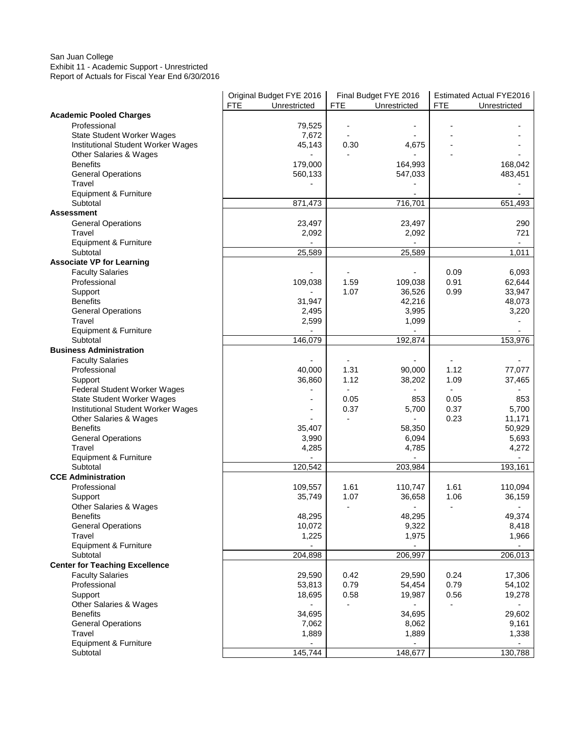San Juan College
Exhibit 11 - Academic Support - Unrestricted
Report of Actuals for Fiscal Year End 6/30/2016

| | Original Budget FYE 2016 | | Final Budget FYE 2016 | | Estimated Actual FYE2016 | |
|---|---|---|---|---|---|---|
| | FTE | Unrestricted | FTE | Unrestricted | FTE | Unrestricted |
| **Academic Pooled Charges** | | | | | | |
| Professional | | 79,525 | - | - | - | - |
| State Student Worker Wages | | 7,672 | - | - | - | - |
| Institutional Student Worker Wages | | 45,143 | 0.30 | 4,675 | - | - |
| Other Salaries & Wages | | - | - | - | - | - |
| Benefits | | 179,000 | | 164,993 | | 168,042 |
| General Operations | | 560,133 | | 547,033 | | 483,451 |
| Travel | | - | | - | | - |
| Equipment & Furniture | | | | - | | - |
| Subtotal | | 871,473 | | 716,701 | | 651,493 |
| **Assessment** | | | | | | |
| General Operations | | 23,497 | | 23,497 | | 290 |
| Travel | | 2,092 | | 2,092 | | 721 |
| Equipment & Furniture | | - | | - | | - |
| Subtotal | | 25,589 | | 25,589 | | 1,011 |
| **Associate VP for Learning** | | | | | | |
| Faculty Salaries | | - | - | - | 0.09 | 6,093 |
| Professional | | 109,038 | 1.59 | 109,038 | 0.91 | 62,644 |
| Support | | - | 1.07 | 36,526 | 0.99 | 33,947 |
| Benefits | | 31,947 | | 42,216 | | 48,073 |
| General Operations | | 2,495 | | 3,995 | | 3,220 |
| Travel | | 2,599 | | 1,099 | | - |
| Equipment & Furniture | | - | | - | | - |
| Subtotal | | 146,079 | | 192,874 | | 153,976 |
| **Business Administration** | | | | | | |
| Faculty Salaries | | - | - | - | - | - |
| Professional | | 40,000 | 1.31 | 90,000 | 1.12 | 77,077 |
| Support | | 36,860 | 1.12 | 38,202 | 1.09 | 37,465 |
| Federal Student Worker Wages | | - | - | - | - | - |
| State Student Worker Wages | | - | 0.05 | 853 | 0.05 | 853 |
| Institutional Student Worker Wages | | - | 0.37 | 5,700 | 0.37 | 5,700 |
| Other Salaries & Wages | | - | - | - | 0.23 | 11,171 |
| Benefits | | 35,407 | | 58,350 | | 50,929 |
| General Operations | | 3,990 | | 6,094 | | 5,693 |
| Travel | | 4,285 | | 4,785 | | 4,272 |
| Equipment & Furniture | | - | | - | | - |
| Subtotal | | 120,542 | | 203,984 | | 193,161 |
| **CCE Administration** | | | | | | |
| Professional | | 109,557 | 1.61 | 110,747 | 1.61 | 110,094 |
| Support | | 35,749 | 1.07 | 36,658 | 1.06 | 36,159 |
| Other Salaries & Wages | | - | - | - | - | - |
| Benefits | | 48,295 | | 48,295 | | 49,374 |
| General Operations | | 10,072 | | 9,322 | | 8,418 |
| Travel | | 1,225 | | 1,975 | | 1,966 |
| Equipment & Furniture | | - | | - | | - |
| Subtotal | | 204,898 | | 206,997 | | 206,013 |
| **Center for Teaching Excellence** | | | | | | |
| Faculty Salaries | | 29,590 | 0.42 | 29,590 | 0.24 | 17,306 |
| Professional | | 53,813 | 0.79 | 54,454 | 0.79 | 54,102 |
| Support | | 18,695 | 0.58 | 19,987 | 0.56 | 19,278 |
| Other Salaries & Wages | | - | - | - | - | - |
| Benefits | | 34,695 | | 34,695 | | 29,602 |
| General Operations | | 7,062 | | 8,062 | | 9,161 |
| Travel | | 1,889 | | 1,889 | | 1,338 |
| Equipment & Furniture | | - | | - | | - |
| Subtotal | | 145,744 | | 148,677 | | 130,788 |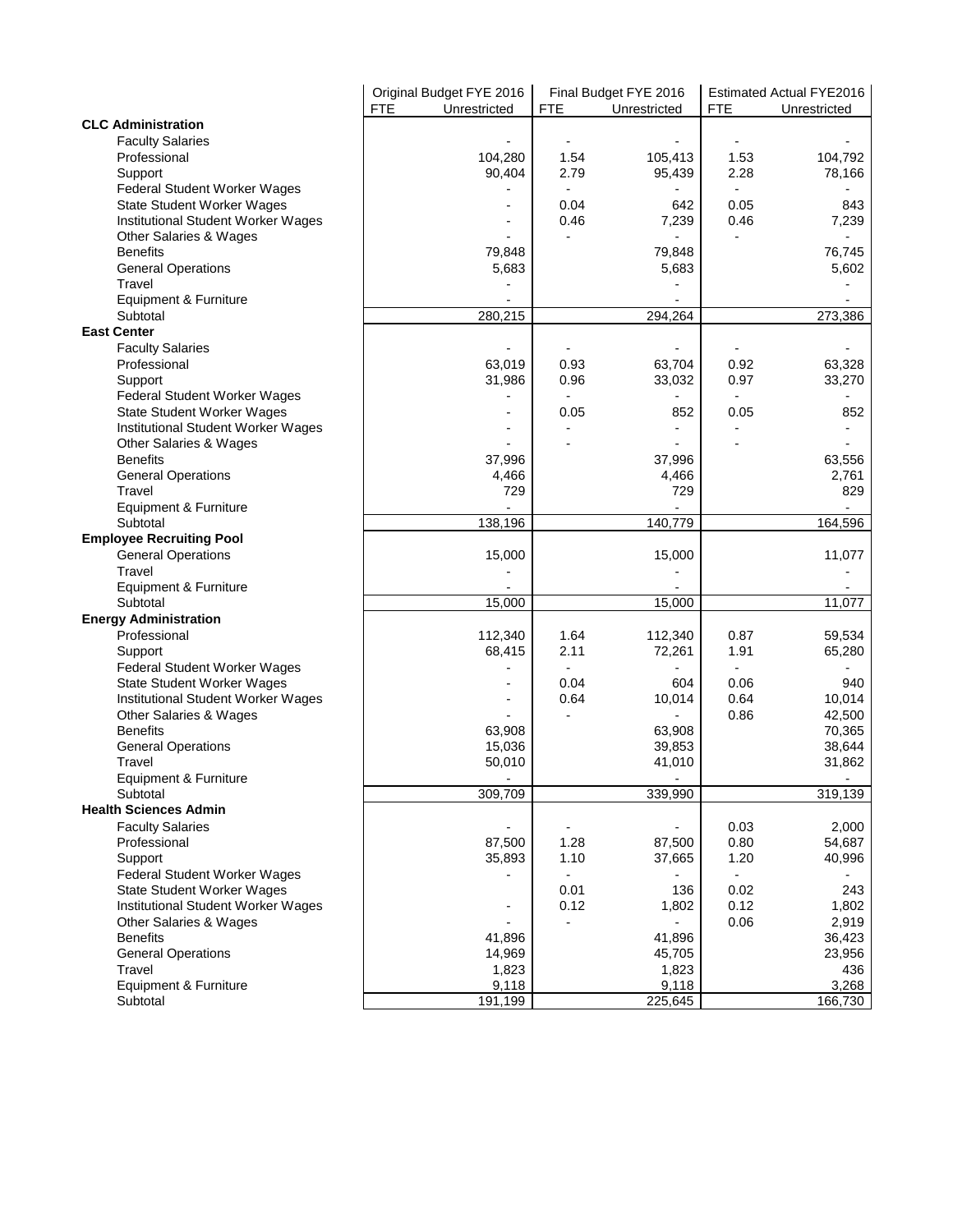| | Original Budget FYE 2016 | | Final Budget FYE 2016 | | Estimated Actual FYE2016 | |
|---|---|---|---|---|---|---|
| | FTE | Unrestricted | FTE | Unrestricted | FTE | Unrestricted |
| **CLC Administration** | | | | | | |
| Faculty Salaries | | - | - | - | - | - |
| Professional | | 104,280 | 1.54 | 105,413 | 1.53 | 104,792 |
| Support | | 90,404 | 2.79 | 95,439 | 2.28 | 78,166 |
| Federal Student Worker Wages | | - | - | - | - | - |
| State Student Worker Wages | | - | 0.04 | 642 | 0.05 | 843 |
| Institutional Student Worker Wages | | - | 0.46 | 7,239 | 0.46 | 7,239 |
| Other Salaries & Wages | | - | - | - | - | - |
| Benefits | | 79,848 | | 79,848 | | 76,745 |
| General Operations | | 5,683 | | 5,683 | | 5,602 |
| Travel | | - | | - | | - |
| Equipment & Furniture | | - | | - | | - |
| Subtotal | | 280,215 | | 294,264 | | 273,386 |
| **East Center** | | | | | | |
| Faculty Salaries | | - | - | - | - | - |
| Professional | | 63,019 | 0.93 | 63,704 | 0.92 | 63,328 |
| Support | | 31,986 | 0.96 | 33,032 | 0.97 | 33,270 |
| Federal Student Worker Wages | | - | - | - | - | - |
| State Student Worker Wages | | - | 0.05 | 852 | 0.05 | 852 |
| Institutional Student Worker Wages | | - | - | - | - | - |
| Other Salaries & Wages | | - | - | - | - | - |
| Benefits | | 37,996 | | 37,996 | | 63,556 |
| General Operations | | 4,466 | | 4,466 | | 2,761 |
| Travel | | 729 | | 729 | | 829 |
| Equipment & Furniture | | - | | - | | - |
| Subtotal | | 138,196 | | 140,779 | | 164,596 |
| **Employee Recruiting Pool** | | | | | | |
| General Operations | | 15,000 | | 15,000 | | 11,077 |
| Travel | | - | | - | | - |
| Equipment & Furniture | | - | | - | | - |
| Subtotal | | 15,000 | | 15,000 | | 11,077 |
| **Energy Administration** | | | | | | |
| Professional | | 112,340 | 1.64 | 112,340 | 0.87 | 59,534 |
| Support | | 68,415 | 2.11 | 72,261 | 1.91 | 65,280 |
| Federal Student Worker Wages | | - | - | - | - | - |
| State Student Worker Wages | | - | 0.04 | 604 | 0.06 | 940 |
| Institutional Student Worker Wages | | - | 0.64 | 10,014 | 0.64 | 10,014 |
| Other Salaries & Wages | | - | - | - | 0.86 | 42,500 |
| Benefits | | 63,908 | | 63,908 | | 70,365 |
| General Operations | | 15,036 | | 39,853 | | 38,644 |
| Travel | | 50,010 | | 41,010 | | 31,862 |
| Equipment & Furniture | | - | | - | | - |
| Subtotal | | 309,709 | | 339,990 | | 319,139 |
| **Health Sciences Admin** | | | | | | |
| Faculty Salaries | | - | - | - | 0.03 | 2,000 |
| Professional | | 87,500 | 1.28 | 87,500 | 0.80 | 54,687 |
| Support | | 35,893 | 1.10 | 37,665 | 1.20 | 40,996 |
| Federal Student Worker Wages | | - | - | - | - | - |
| State Student Worker Wages | | | 0.01 | 136 | 0.02 | 243 |
| Institutional Student Worker Wages | | - | 0.12 | 1,802 | 0.12 | 1,802 |
| Other Salaries & Wages | | - | - | - | 0.06 | 2,919 |
| Benefits | | 41,896 | | 41,896 | | 36,423 |
| General Operations | | 14,969 | | 45,705 | | 23,956 |
| Travel | | 1,823 | | 1,823 | | 436 |
| Equipment & Furniture | | 9,118 | | 9,118 | | 3,268 |
| Subtotal | | 191,199 | | 225,645 | | 166,730 |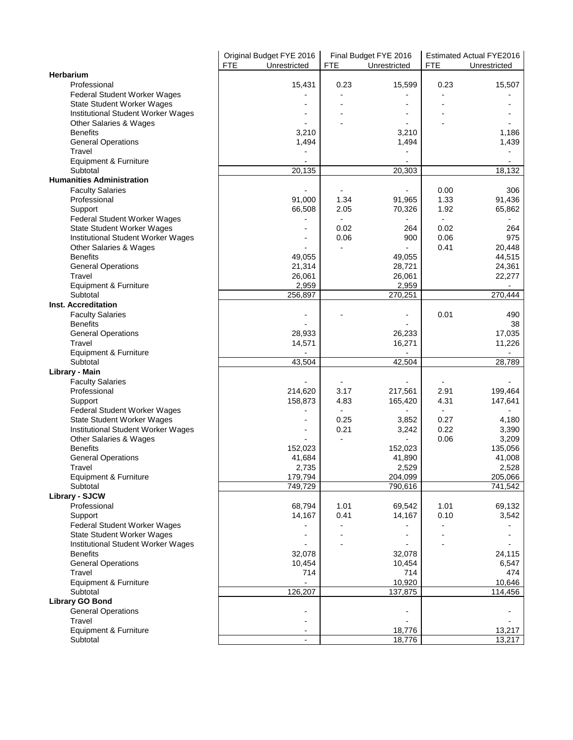| | Original Budget FYE 2016 | | Final Budget FYE 2016 | | Estimated Actual FYE2016 | |
|---|---|---|---|---|---|---|
| | FTE | Unrestricted | FTE | Unrestricted | FTE | Unrestricted |
| **Herbarium** | | | | | | |
| Professional | | 15,431 | 0.23 | 15,599 | 0.23 | 15,507 |
| Federal Student Worker Wages | | - | - | - | - | - |
| State Student Worker Wages | | - | - | - | - | - |
| Institutional Student Worker Wages | | - | - | - | - | - |
| Other Salaries & Wages | | - | - | - | - | - |
| Benefits | | 3,210 | | 3,210 | | 1,186 |
| General Operations | | 1,494 | | 1,494 | | 1,439 |
| Travel | | - | | - | | - |
| Equipment & Furniture | | - | | - | | - |
| Subtotal | | 20,135 | | 20,303 | | 18,132 |
| **Humanities Administration** | | | | | | |
| Faculty Salaries | | - | - | - | 0.00 | 306 |
| Professional | | 91,000 | 1.34 | 91,965 | 1.33 | 91,436 |
| Support | | 66,508 | 2.05 | 70,326 | 1.92 | 65,862 |
| Federal Student Worker Wages | | - | - | - | - | - |
| State Student Worker Wages | | - | 0.02 | 264 | 0.02 | 264 |
| Institutional Student Worker Wages | | - | 0.06 | 900 | 0.06 | 975 |
| Other Salaries & Wages | | - | - | - | 0.41 | 20,448 |
| Benefits | | 49,055 | | 49,055 | | 44,515 |
| General Operations | | 21,314 | | 28,721 | | 24,361 |
| Travel | | 26,061 | | 26,061 | | 22,277 |
| Equipment & Furniture | | 2,959 | | 2,959 | | - |
| Subtotal | | 256,897 | | 270,251 | | 270,444 |
| **Inst. Accreditation** | | | | | | |
| Faculty Salaries | | - | - | - | 0.01 | 490 |
| Benefits | | - | | - | | 38 |
| General Operations | | 28,933 | | 26,233 | | 17,035 |
| Travel | | 14,571 | | 16,271 | | 11,226 |
| Equipment & Furniture | | - | | - | | - |
| Subtotal | | 43,504 | | 42,504 | | 28,789 |
| **Library - Main** | | | | | | |
| Faculty Salaries | | - | - | - | - | - |
| Professional | | 214,620 | 3.17 | 217,561 | 2.91 | 199,464 |
| Support | | 158,873 | 4.83 | 165,420 | 4.31 | 147,641 |
| Federal Student Worker Wages | | - | - | - | - | - |
| State Student Worker Wages | | - | 0.25 | 3,852 | 0.27 | 4,180 |
| Institutional Student Worker Wages | | - | 0.21 | 3,242 | 0.22 | 3,390 |
| Other Salaries & Wages | | - | - | - | 0.06 | 3,209 |
| Benefits | | 152,023 | | 152,023 | | 135,056 |
| General Operations | | 41,684 | | 41,890 | | 41,008 |
| Travel | | 2,735 | | 2,529 | | 2,528 |
| Equipment & Furniture | | 179,794 | | 204,099 | | 205,066 |
| Subtotal | | 749,729 | | 790,616 | | 741,542 |
| **Library - SJCW** | | | | | | |
| Professional | | 68,794 | 1.01 | 69,542 | 1.01 | 69,132 |
| Support | | 14,167 | 0.41 | 14,167 | 0.10 | 3,542 |
| Federal Student Worker Wages | | - | - | - | - | - |
| State Student Worker Wages | | - | - | - | - | - |
| Institutional Student Worker Wages | | - | - | - | - | - |
| Benefits | | 32,078 | | 32,078 | | 24,115 |
| General Operations | | 10,454 | | 10,454 | | 6,547 |
| Travel | | 714 | | 714 | | 474 |
| Equipment & Furniture | | - | | 10,920 | | 10,646 |
| Subtotal | | 126,207 | | 137,875 | | 114,456 |
| **Library GO Bond** | | | | | | |
| General Operations | | - | | - | | - |
| Travel | | - | | - | | - |
| Equipment & Furniture | | - | | 18,776 | | 13,217 |
| Subtotal | | - | | 18,776 | | 13,217 |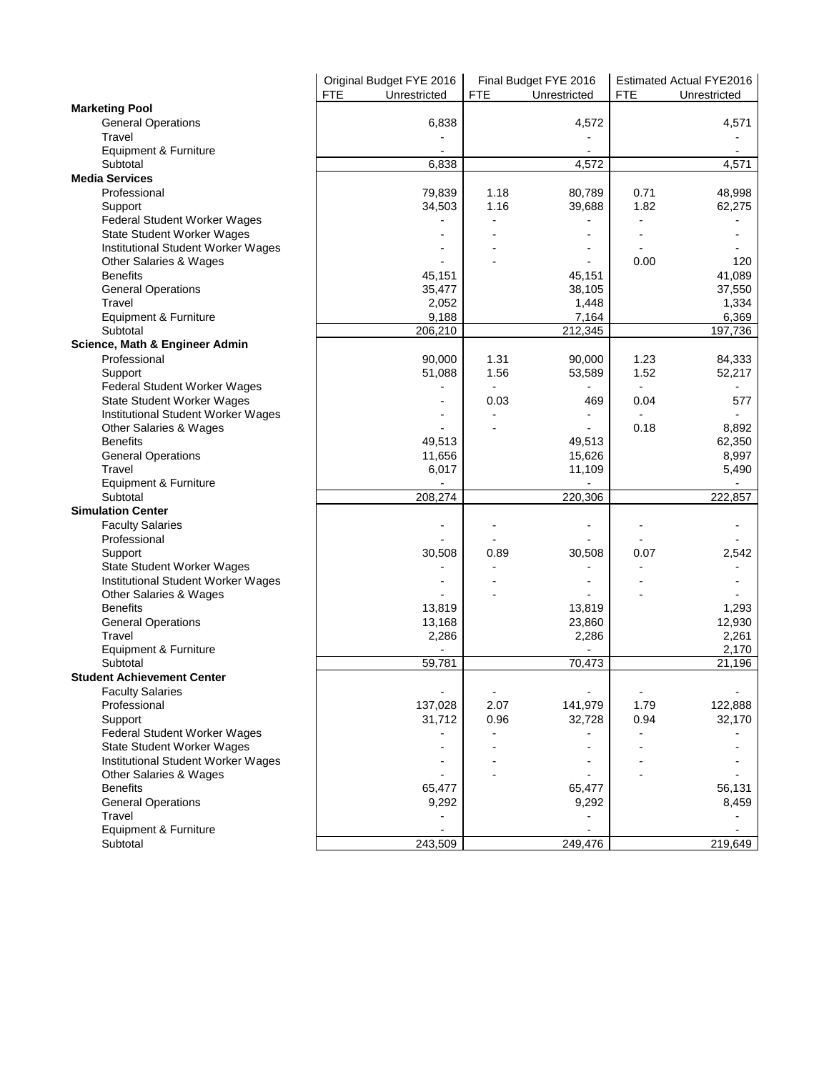| | Original Budget FYE 2016 | | Final Budget FYE 2016 | | Estimated Actual FYE2016 | |
|---|---|---|---|---|---|---|
| | FTE | Unrestricted | FTE | Unrestricted | FTE | Unrestricted |
| **Marketing Pool** | | | | | | |
| General Operations | | 6,838 | | 4,572 | | 4,571 |
| Travel | | - | | - | | - |
| Equipment & Furniture | | - | | - | | - |
| Subtotal | | 6,838 | | 4,572 | | 4,571 |
| **Media Services** | | | | | | |
| Professional | | 79,839 | 1.18 | 80,789 | 0.71 | 48,998 |
| Support | | 34,503 | 1.16 | 39,688 | 1.82 | 62,275 |
| Federal Student Worker Wages | | - | - | - | - | - |
| State Student Worker Wages | | - | - | - | - | - |
| Institutional Student Worker Wages | | - | - | - | - | - |
| Other Salaries & Wages | | - | - | - | 0.00 | 120 |
| Benefits | | 45,151 | | 45,151 | | 41,089 |
| General Operations | | 35,477 | | 38,105 | | 37,550 |
| Travel | | 2,052 | | 1,448 | | 1,334 |
| Equipment & Furniture | | 9,188 | | 7,164 | | 6,369 |
| Subtotal | | 206,210 | | 212,345 | | 197,736 |
| **Science, Math & Engineer Admin** | | | | | | |
| Professional | | 90,000 | 1.31 | 90,000 | 1.23 | 84,333 |
| Support | | 51,088 | 1.56 | 53,589 | 1.52 | 52,217 |
| Federal Student Worker Wages | | - | - | - | - | - |
| State Student Worker Wages | | - | 0.03 | 469 | 0.04 | 577 |
| Institutional Student Worker Wages | | - | - | - | - | - |
| Other Salaries & Wages | | - | - | - | 0.18 | 8,892 |
| Benefits | | 49,513 | | 49,513 | | 62,350 |
| General Operations | | 11,656 | | 15,626 | | 8,997 |
| Travel | | 6,017 | | 11,109 | | 5,490 |
| Equipment & Furniture | | - | | - | | - |
| Subtotal | | 208,274 | | 220,306 | | 222,857 |
| **Simulation Center** | | | | | | |
| Faculty Salaries | | - | - | - | - | - |
| Professional | | - | - | - | - | - |
| Support | | 30,508 | 0.89 | 30,508 | 0.07 | 2,542 |
| State Student Worker Wages | | - | - | - | - | - |
| Institutional Student Worker Wages | | - | - | - | - | - |
| Other Salaries & Wages | | - | - | - | - | - |
| Benefits | | 13,819 | | 13,819 | | 1,293 |
| General Operations | | 13,168 | | 23,860 | | 12,930 |
| Travel | | 2,286 | | 2,286 | | 2,261 |
| Equipment & Furniture | | - | | - | | 2,170 |
| Subtotal | | 59,781 | | 70,473 | | 21,196 |
| **Student Achievement Center** | | | | | | |
| Faculty Salaries | | - | - | - | - | - |
| Professional | | 137,028 | 2.07 | 141,979 | 1.79 | 122,888 |
| Support | | 31,712 | 0.96 | 32,728 | 0.94 | 32,170 |
| Federal Student Worker Wages | | - | - | - | - | - |
| State Student Worker Wages | | - | - | - | - | - |
| Institutional Student Worker Wages | | - | - | - | - | - |
| Other Salaries & Wages | | - | - | - | - | - |
| Benefits | | 65,477 | | 65,477 | | 56,131 |
| General Operations | | 9,292 | | 9,292 | | 8,459 |
| Travel | | - | | - | | - |
| Equipment & Furniture | | - | | - | | - |
| Subtotal | | 243,509 | | 249,476 | | 219,649 |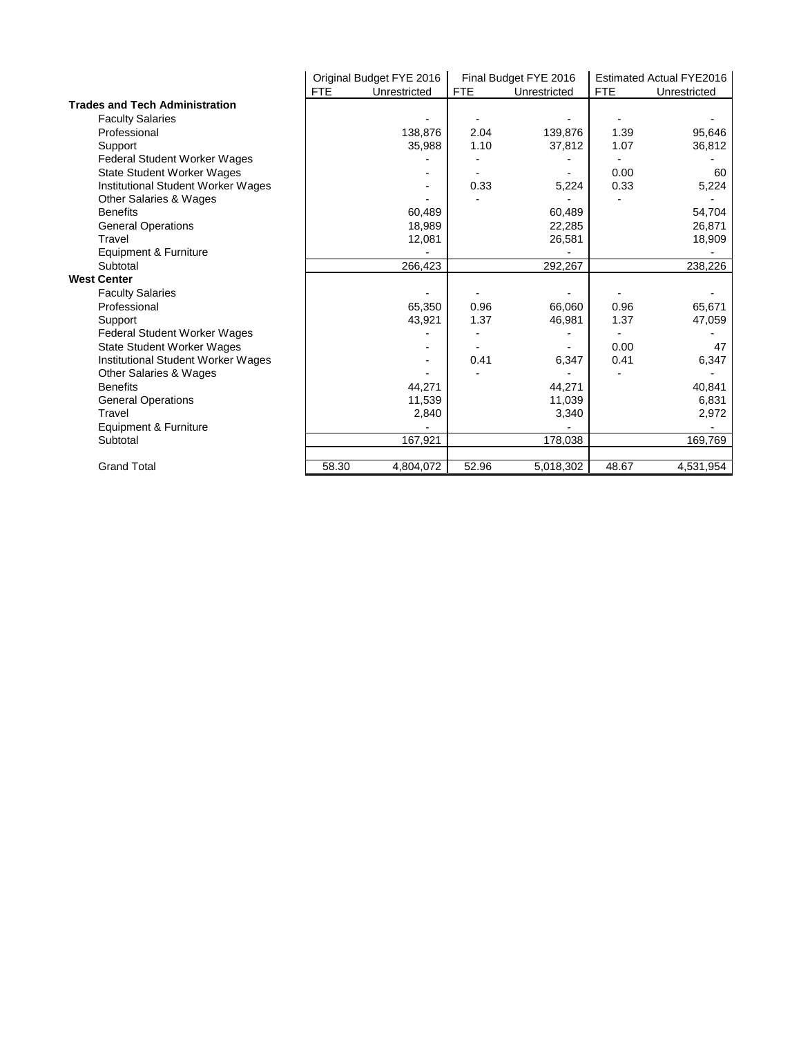| | Original Budget FYE 2016 | | Final Budget FYE 2016 | | Estimated Actual FYE2016 | |
|---|---|---|---|---|---|---|
| | FTE | Unrestricted | FTE | Unrestricted | FTE | Unrestricted |
| **Trades and Tech Administration** | | | | | | |
| Faculty Salaries | | - | - | - | - | - |
| Professional | | 138,876 | 2.04 | 139,876 | 1.39 | 95,646 |
| Support | | 35,988 | 1.10 | 37,812 | 1.07 | 36,812 |
| Federal Student Worker Wages | | - | - | - | - | - |
| State Student Worker Wages | | - | - | - | 0.00 | 60 |
| Institutional Student Worker Wages | | - | 0.33 | 5,224 | 0.33 | 5,224 |
| Other Salaries & Wages | | - | - | - | - | - |
| Benefits | | 60,489 | | 60,489 | | 54,704 |
| General Operations | | 18,989 | | 22,285 | | 26,871 |
| Travel | | 12,081 | | 26,581 | | 18,909 |
| Equipment & Furniture | | - | | - | | - |
| Subtotal | | 266,423 | | 292,267 | | 238,226 |
| **West Center** | | | | | | |
| Faculty Salaries | | - | - | - | - | - |
| Professional | | 65,350 | 0.96 | 66,060 | 0.96 | 65,671 |
| Support | | 43,921 | 1.37 | 46,981 | 1.37 | 47,059 |
| Federal Student Worker Wages | | - | - | - | - | - |
| State Student Worker Wages | | - | - | - | 0.00 | 47 |
| Institutional Student Worker Wages | | - | 0.41 | 6,347 | 0.41 | 6,347 |
| Other Salaries & Wages | | - | - | - | - | - |
| Benefits | | 44,271 | | 44,271 | | 40,841 |
| General Operations | | 11,539 | | 11,039 | | 6,831 |
| Travel | | 2,840 | | 3,340 | | 2,972 |
| Equipment & Furniture | | - | | - | | - |
| Subtotal | | 167,921 | | 178,038 | | 169,769 |
| | | | | | | |
| Grand Total | 58.30 | 4,804,072 | 52.96 | 5,018,302 | 48.67 | 4,531,954 |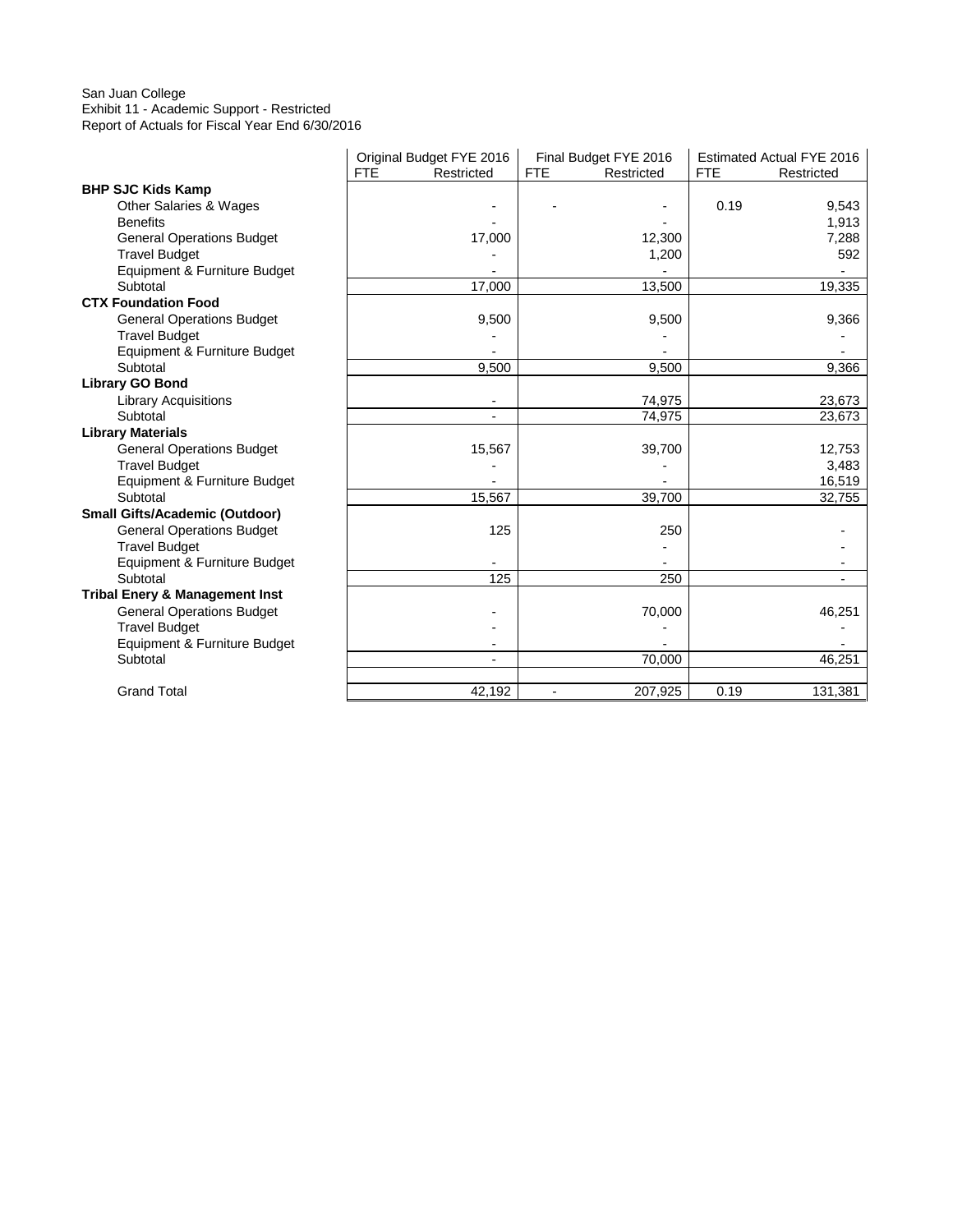San Juan College
Exhibit 11 - Academic Support - Restricted
Report of Actuals for Fiscal Year End 6/30/2016

| | Original Budget FYE 2016 | | Final Budget FYE 2016 | | Estimated Actual FYE 2016 | |
|---|---|---|---|---|---|---|
| | FTE | Restricted | FTE | Restricted | FTE | Restricted |
| **BHP SJC Kids Kamp** | | | | | | |
| Other Salaries & Wages | | - | - | - | 0.19 | 9,543 |
| Benefits | | - | | - | | 1,913 |
| General Operations Budget | | 17,000 | | 12,300 | | 7,288 |
| Travel Budget | | - | | 1,200 | | 592 |
| Equipment & Furniture Budget | | - | | - | | - |
| Subtotal | | 17,000 | | 13,500 | | 19,335 |
| **CTX Foundation Food** | | | | | | |
| General Operations Budget | | 9,500 | | 9,500 | | 9,366 |
| Travel Budget | | - | | - | | - |
| Equipment & Furniture Budget | | - | | - | | - |
| Subtotal | | 9,500 | | 9,500 | | 9,366 |
| **Library GO Bond** | | | | | | |
| Library Acquisitions | | - | | 74,975 | | 23,673 |
| Subtotal | | - | | 74,975 | | 23,673 |
| **Library Materials** | | | | | | |
| General Operations Budget | | 15,567 | | 39,700 | | 12,753 |
| Travel Budget | | - | | - | | 3,483 |
| Equipment & Furniture Budget | | - | | - | | 16,519 |
| Subtotal | | 15,567 | | 39,700 | | 32,755 |
| **Small Gifts/Academic (Outdoor)** | | | | | | |
| General Operations Budget | | 125 | | 250 | | - |
| Travel Budget | | | | - | | - |
| Equipment & Furniture Budget | | - | | - | | - |
| Subtotal | | 125 | | 250 | | - |
| **Tribal Enery & Management Inst** | | | | | | |
| General Operations Budget | | - | | 70,000 | | 46,251 |
| Travel Budget | | - | | - | | - |
| Equipment & Furniture Budget | | - | | - | | - |
| Subtotal | | - | | 70,000 | | 46,251 |
| | | | | | | |
| Grand Total | | 42,192 | - | 207,925 | 0.19 | 131,381 |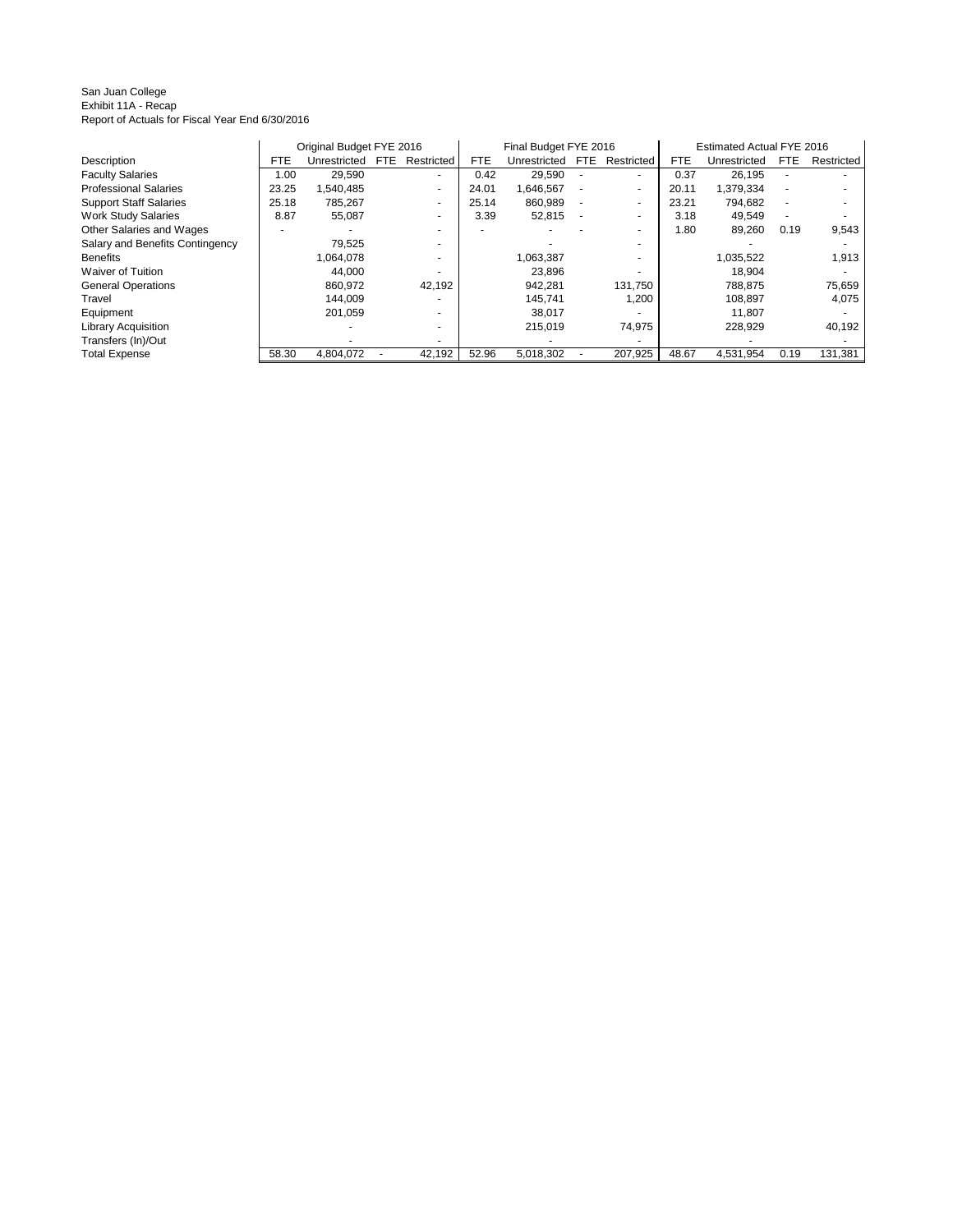San Juan College
Exhibit 11A - Recap
Report of Actuals for Fiscal Year End 6/30/2016

| | Original Budget FYE 2016 | | | | Final Budget FYE 2016 | | | | Estimated Actual FYE 2016 | | | |
|---|---|---|---|---|---|---|---|---|---|---|---|---|
| Description | FTE | Unrestricted | FTE | Restricted | FTE | Unrestricted | FTE | Restricted | FTE | Unrestricted | FTE | Restricted |
| Faculty Salaries | 1.00 | 29,590 | | - | 0.42 | 29,590 | - | - | 0.37 | 26,195 | - | - |
| Professional Salaries | 23.25 | 1,540,485 | | - | 24.01 | 1,646,567 | - | - | 20.11 | 1,379,334 | - | - |
| Support Staff Salaries | 25.18 | 785,267 | | - | 25.14 | 860,989 | - | - | 23.21 | 794,682 | - | - |
| Work Study Salaries | 8.87 | 55,087 | | - | 3.39 | 52,815 | - | - | 3.18 | 49,549 | - | - |
| Other Salaries and Wages | - | - | | - | - | - | - | - | 1.80 | 89,260 | 0.19 | 9,543 |
| Salary and Benefits Contingency | | 79,525 | | - | | - | | - | | - | | - |
| Benefits | | 1,064,078 | | - | | 1,063,387 | | - | | 1,035,522 | | 1,913 |
| Waiver of Tuition | | 44,000 | | - | | 23,896 | | - | | 18,904 | | - |
| General Operations | | 860,972 | | 42,192 | | 942,281 | | 131,750 | | 788,875 | | 75,659 |
| Travel | | 144,009 | | - | | 145,741 | | 1,200 | | 108,897 | | 4,075 |
| Equipment | | 201,059 | | - | | 38,017 | | - | | 11,807 | | - |
| Library Acquisition | | - | | - | | 215,019 | | 74,975 | | 228,929 | | 40,192 |
| Transfers (In)/Out | | - | | - | | - | | - | | - | | - |
| Total Expense | 58.30 | 4,804,072 | - | 42,192 | 52.96 | 5,018,302 | - | 207,925 | 48.67 | 4,531,954 | 0.19 | 131,381 |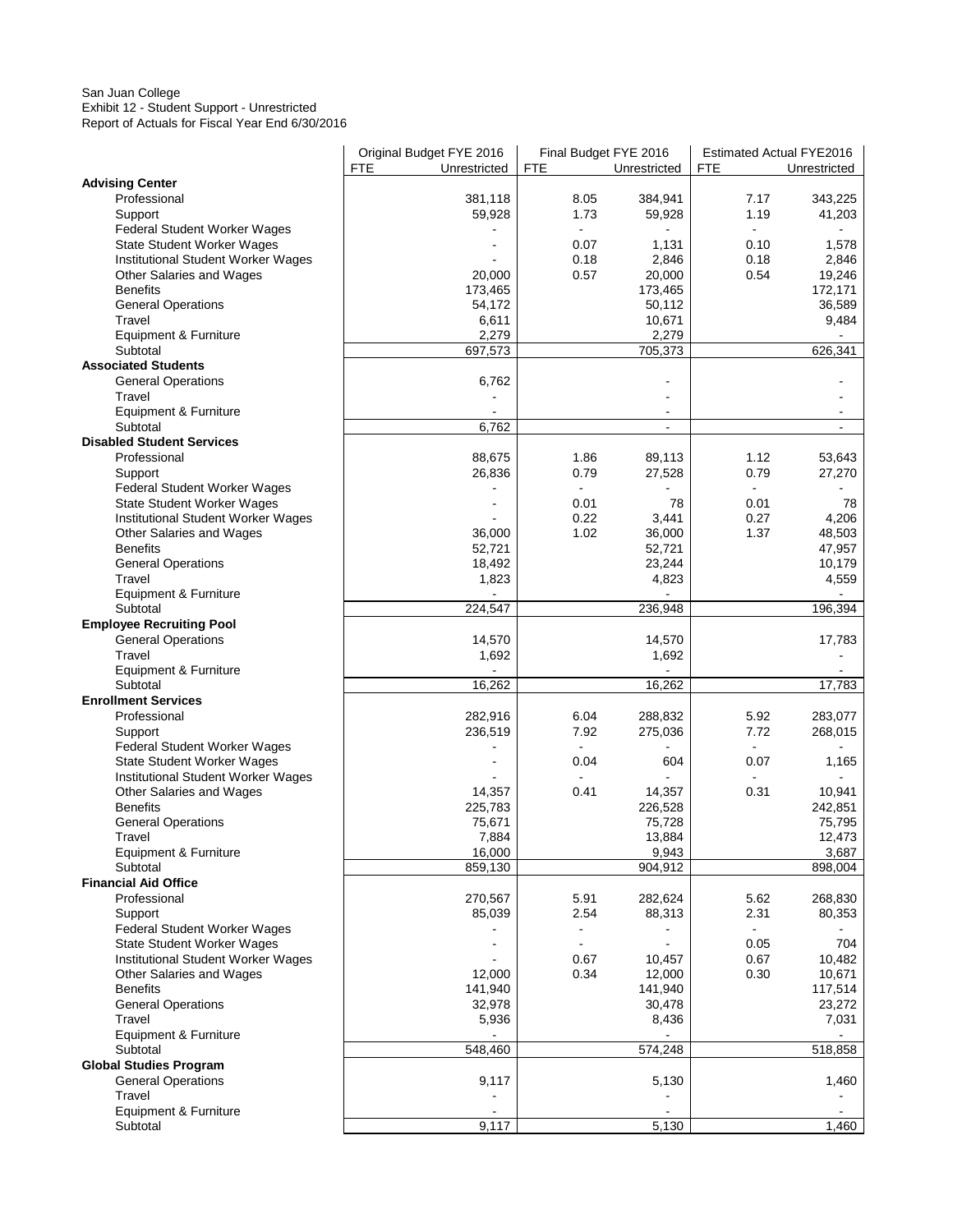San Juan College
Exhibit 12 - Student Support - Unrestricted
Report of Actuals for Fiscal Year End 6/30/2016

| | Original Budget FYE 2016 | | Final Budget FYE 2016 | | Estimated Actual FYE2016 | |
|---|---|---|---|---|---|---|
| | FTE | Unrestricted | FTE | Unrestricted | FTE | Unrestricted |
| **Advising Center** | | | | | | |
| Professional | | 381,118 | 8.05 | 384,941 | 7.17 | 343,225 |
| Support | | 59,928 | 1.73 | 59,928 | 1.19 | 41,203 |
| Federal Student Worker Wages | | - | - | - | - | - |
| State Student Worker Wages | | - | 0.07 | 1,131 | 0.10 | 1,578 |
| Institutional Student Worker Wages | | - | 0.18 | 2,846 | 0.18 | 2,846 |
| Other Salaries and Wages | | 20,000 | 0.57 | 20,000 | 0.54 | 19,246 |
| Benefits | | 173,465 | | 173,465 | | 172,171 |
| General Operations | | 54,172 | | 50,112 | | 36,589 |
| Travel | | 6,611 | | 10,671 | | 9,484 |
| Equipment & Furniture | | 2,279 | | 2,279 | | - |
| Subtotal | | 697,573 | | 705,373 | | 626,341 |
| **Associated Students** | | | | | | |
| General Operations | | 6,762 | | - | | - |
| Travel | | - | | - | | - |
| Equipment & Furniture | | - | | - | | - |
| Subtotal | | 6,762 | | - | | - |
| **Disabled Student Services** | | | | | | |
| Professional | | 88,675 | 1.86 | 89,113 | 1.12 | 53,643 |
| Support | | 26,836 | 0.79 | 27,528 | 0.79 | 27,270 |
| Federal Student Worker Wages | | - | - | - | - | - |
| State Student Worker Wages | | - | 0.01 | 78 | 0.01 | 78 |
| Institutional Student Worker Wages | | - | 0.22 | 3,441 | 0.27 | 4,206 |
| Other Salaries and Wages | | 36,000 | 1.02 | 36,000 | 1.37 | 48,503 |
| Benefits | | 52,721 | | 52,721 | | 47,957 |
| General Operations | | 18,492 | | 23,244 | | 10,179 |
| Travel | | 1,823 | | 4,823 | | 4,559 |
| Equipment & Furniture | | - | | - | | - |
| Subtotal | | 224,547 | | 236,948 | | 196,394 |
| **Employee Recruiting Pool** | | | | | | |
| General Operations | | 14,570 | | 14,570 | | 17,783 |
| Travel | | 1,692 | | 1,692 | | - |
| Equipment & Furniture | | - | | - | | - |
| Subtotal | | 16,262 | | 16,262 | | 17,783 |
| **Enrollment Services** | | | | | | |
| Professional | | 282,916 | 6.04 | 288,832 | 5.92 | 283,077 |
| Support | | 236,519 | 7.92 | 275,036 | 7.72 | 268,015 |
| Federal Student Worker Wages | | - | - | - | - | - |
| State Student Worker Wages | | - | 0.04 | 604 | 0.07 | 1,165 |
| Institutional Student Worker Wages | | - | - | - | - | - |
| Other Salaries and Wages | | 14,357 | 0.41 | 14,357 | 0.31 | 10,941 |
| Benefits | | 225,783 | | 226,528 | | 242,851 |
| General Operations | | 75,671 | | 75,728 | | 75,795 |
| Travel | | 7,884 | | 13,884 | | 12,473 |
| Equipment & Furniture | | 16,000 | | 9,943 | | 3,687 |
| Subtotal | | 859,130 | | 904,912 | | 898,004 |
| **Financial Aid Office** | | | | | | |
| Professional | | 270,567 | 5.91 | 282,624 | 5.62 | 268,830 |
| Support | | 85,039 | 2.54 | 88,313 | 2.31 | 80,353 |
| Federal Student Worker Wages | | - | - | - | - | - |
| State Student Worker Wages | | - | - | - | 0.05 | 704 |
| Institutional Student Worker Wages | | - | 0.67 | 10,457 | 0.67 | 10,482 |
| Other Salaries and Wages | | 12,000 | 0.34 | 12,000 | 0.30 | 10,671 |
| Benefits | | 141,940 | | 141,940 | | 117,514 |
| General Operations | | 32,978 | | 30,478 | | 23,272 |
| Travel | | 5,936 | | 8,436 | | 7,031 |
| Equipment & Furniture | | - | | - | | - |
| Subtotal | | 548,460 | | 574,248 | | 518,858 |
| **Global Studies Program** | | | | | | |
| General Operations | | 9,117 | | 5,130 | | 1,460 |
| Travel | | - | | - | | - |
| Equipment & Furniture | | - | | - | | - |
| Subtotal | | 9,117 | | 5,130 | | 1,460 |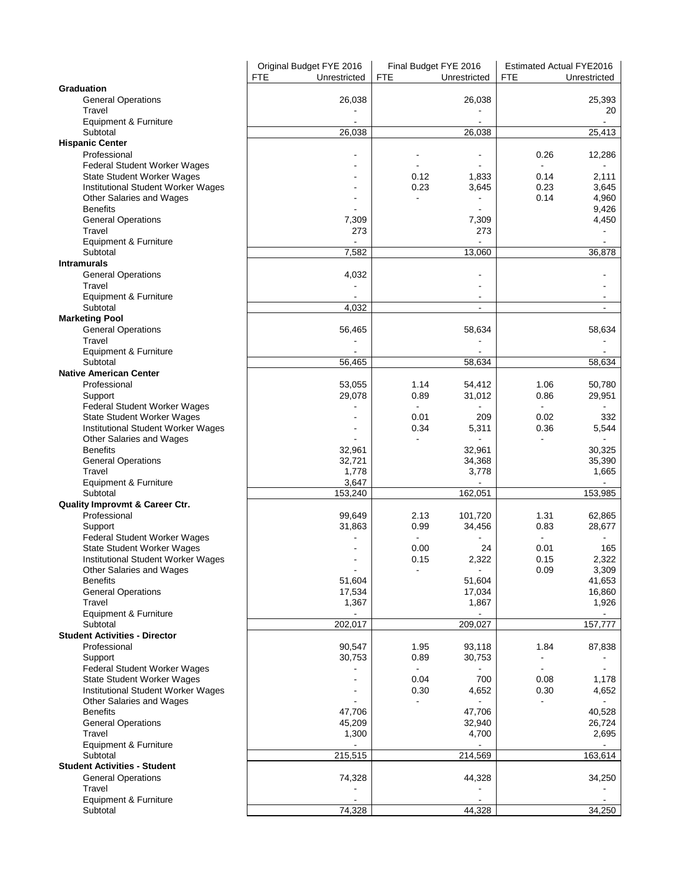| | Original Budget FYE 2016 | | Final Budget FYE 2016 | | Estimated Actual FYE2016 | |
|---|---|---|---|---|---|---|
| | FTE | Unrestricted | FTE | Unrestricted | FTE | Unrestricted |
| **Graduation** | | | | | | |
| General Operations | | 26,038 | | 26,038 | | 25,393 |
| Travel | | - | | - | | 20 |
| Equipment & Furniture | | - | | - | | - |
| Subtotal | | 26,038 | | 26,038 | | 25,413 |
| **Hispanic Center** | | | | | | |
| Professional | | - | - | - | 0.26 | 12,286 |
| Federal Student Worker Wages | | - | - | - | - | - |
| State Student Worker Wages | | - | 0.12 | 1,833 | 0.14 | 2,111 |
| Institutional Student Worker Wages | | - | 0.23 | 3,645 | 0.23 | 3,645 |
| Other Salaries and Wages | | - | - | - | 0.14 | 4,960 |
| Benefits | | - | | - | | 9,426 |
| General Operations | | 7,309 | | 7,309 | | 4,450 |
| Travel | | 273 | | 273 | | - |
| Equipment & Furniture | | - | | - | | - |
| Subtotal | | 7,582 | | 13,060 | | 36,878 |
| **Intramurals** | | | | | | |
| General Operations | | 4,032 | | - | | - |
| Travel | | - | | - | | - |
| Equipment & Furniture | | - | | - | | - |
| Subtotal | | 4,032 | | - | | - |
| **Marketing Pool** | | | | | | |
| General Operations | | 56,465 | | 58,634 | | 58,634 |
| Travel | | - | | - | | - |
| Equipment & Furniture | | - | | - | | - |
| Subtotal | | 56,465 | | 58,634 | | 58,634 |
| **Native American Center** | | | | | | |
| Professional | | 53,055 | 1.14 | 54,412 | 1.06 | 50,780 |
| Support | | 29,078 | 0.89 | 31,012 | 0.86 | 29,951 |
| Federal Student Worker Wages | | - | - | - | - | - |
| State Student Worker Wages | | - | 0.01 | 209 | 0.02 | 332 |
| Institutional Student Worker Wages | | - | 0.34 | 5,311 | 0.36 | 5,544 |
| Other Salaries and Wages | | - | - | - | - | - |
| Benefits | | 32,961 | | 32,961 | | 30,325 |
| General Operations | | 32,721 | | 34,368 | | 35,390 |
| Travel | | 1,778 | | 3,778 | | 1,665 |
| Equipment & Furniture | | 3,647 | | - | | - |
| Subtotal | | 153,240 | | 162,051 | | 153,985 |
| **Quality Improvmt & Career Ctr.** | | | | | | |
| Professional | | 99,649 | 2.13 | 101,720 | 1.31 | 62,865 |
| Support | | 31,863 | 0.99 | 34,456 | 0.83 | 28,677 |
| Federal Student Worker Wages | | - | - | - | - | - |
| State Student Worker Wages | | - | 0.00 | 24 | 0.01 | 165 |
| Institutional Student Worker Wages | | - | 0.15 | 2,322 | 0.15 | 2,322 |
| Other Salaries and Wages | | - | - | - | 0.09 | 3,309 |
| Benefits | | 51,604 | | 51,604 | | 41,653 |
| General Operations | | 17,534 | | 17,034 | | 16,860 |
| Travel | | 1,367 | | 1,867 | | 1,926 |
| Equipment & Furniture | | - | | - | | - |
| Subtotal | | 202,017 | | 209,027 | | 157,777 |
| **Student Activities - Director** | | | | | | |
| Professional | | 90,547 | 1.95 | 93,118 | 1.84 | 87,838 |
| Support | | 30,753 | 0.89 | 30,753 | - | - |
| Federal Student Worker Wages | | - | - | - | - | - |
| State Student Worker Wages | | - | 0.04 | 700 | 0.08 | 1,178 |
| Institutional Student Worker Wages | | - | 0.30 | 4,652 | 0.30 | 4,652 |
| Other Salaries and Wages | | - | - | - | - | - |
| Benefits | | 47,706 | | 47,706 | | 40,528 |
| General Operations | | 45,209 | | 32,940 | | 26,724 |
| Travel | | 1,300 | | 4,700 | | 2,695 |
| Equipment & Furniture | | - | | - | | - |
| Subtotal | | 215,515 | | 214,569 | | 163,614 |
| **Student Activities - Student** | | | | | | |
| General Operations | | 74,328 | | 44,328 | | 34,250 |
| Travel | | - | | - | | - |
| Equipment & Furniture | | - | | - | | - |
| Subtotal | | 74,328 | | 44,328 | | 34,250 |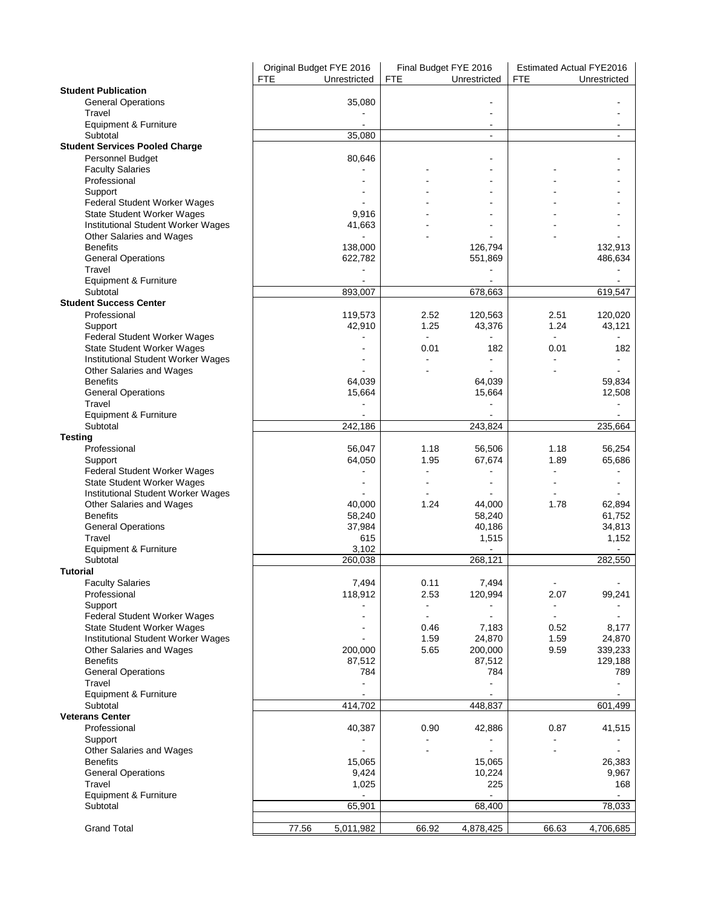| | Original Budget FYE 2016 | | Final Budget FYE 2016 | | Estimated Actual FYE2016 | |
|---|---|---|---|---|---|---|
| | FTE | Unrestricted | FTE | Unrestricted | FTE | Unrestricted |
| **Student Publication** | | | | | | |
| General Operations | | 35,080 | | - | | - |
| Travel | | - | | - | | - |
| Equipment & Furniture | | - | | - | | - |
| Subtotal | | 35,080 | | - | | - |
| **Student Services Pooled Charge** | | | | | | |
| Personnel Budget | | 80,646 | | - | | - |
| Faculty Salaries | | - | - | - | - | - |
| Professional | | - | - | - | - | - |
| Support | | - | - | - | - | - |
| Federal Student Worker Wages | | - | - | - | - | - |
| State Student Worker Wages | | 9,916 | - | - | - | - |
| Institutional Student Worker Wages | | 41,663 | - | - | - | - |
| Other Salaries and Wages | | - | - | - | - | - |
| Benefits | | 138,000 | | 126,794 | | 132,913 |
| General Operations | | 622,782 | | 551,869 | | 486,634 |
| Travel | | - | | - | | - |
| Equipment & Furniture | | - | | - | | - |
| Subtotal | | 893,007 | | 678,663 | | 619,547 |
| **Student Success Center** | | | | | | |
| Professional | | 119,573 | 2.52 | 120,563 | 2.51 | 120,020 |
| Support | | 42,910 | 1.25 | 43,376 | 1.24 | 43,121 |
| Federal Student Worker Wages | | - | - | - | - | - |
| State Student Worker Wages | | - | 0.01 | 182 | 0.01 | 182 |
| Institutional Student Worker Wages | | - | - | - | - | - |
| Other Salaries and Wages | | - | - | - | - | - |
| Benefits | | 64,039 | | 64,039 | | 59,834 |
| General Operations | | 15,664 | | 15,664 | | 12,508 |
| Travel | | - | | - | | - |
| Equipment & Furniture | | - | | - | | - |
| Subtotal | | 242,186 | | 243,824 | | 235,664 |
| **Testing** | | | | | | |
| Professional | | 56,047 | 1.18 | 56,506 | 1.18 | 56,254 |
| Support | | 64,050 | 1.95 | 67,674 | 1.89 | 65,686 |
| Federal Student Worker Wages | | - | - | - | - | - |
| State Student Worker Wages | | - | - | - | - | - |
| Institutional Student Worker Wages | | - | - | - | - | - |
| Other Salaries and Wages | | 40,000 | 1.24 | 44,000 | 1.78 | 62,894 |
| Benefits | | 58,240 | | 58,240 | | 61,752 |
| General Operations | | 37,984 | | 40,186 | | 34,813 |
| Travel | | 615 | | 1,515 | | 1,152 |
| Equipment & Furniture | | 3,102 | | - | | - |
| Subtotal | | 260,038 | | 268,121 | | 282,550 |
| **Tutorial** | | | | | | |
| Faculty Salaries | | 7,494 | 0.11 | 7,494 | - | - |
| Professional | | 118,912 | 2.53 | 120,994 | 2.07 | 99,241 |
| Support | | - | - | - | - | - |
| Federal Student Worker Wages | | - | - | - | - | - |
| State Student Worker Wages | | - | 0.46 | 7,183 | 0.52 | 8,177 |
| Institutional Student Worker Wages | | - | 1.59 | 24,870 | 1.59 | 24,870 |
| Other Salaries and Wages | | 200,000 | 5.65 | 200,000 | 9.59 | 339,233 |
| Benefits | | 87,512 | | 87,512 | | 129,188 |
| General Operations | | 784 | | 784 | | 789 |
| Travel | | - | | - | | - |
| Equipment & Furniture | | - | | - | | - |
| Subtotal | | 414,702 | | 448,837 | | 601,499 |
| **Veterans Center** | | | | | | |
| Professional | | 40,387 | 0.90 | 42,886 | 0.87 | 41,515 |
| Support | | - | - | - | - | - |
| Other Salaries and Wages | | - | - | - | - | - |
| Benefits | | 15,065 | | 15,065 | | 26,383 |
| General Operations | | 9,424 | | 10,224 | | 9,967 |
| Travel | | 1,025 | | 225 | | 168 |
| Equipment & Furniture | | - | | - | | - |
| Subtotal | | 65,901 | | 68,400 | | 78,033 |
| Grand Total | 77.56 | 5,011,982 | 66.92 | 4,878,425 | 66.63 | 4,706,685 |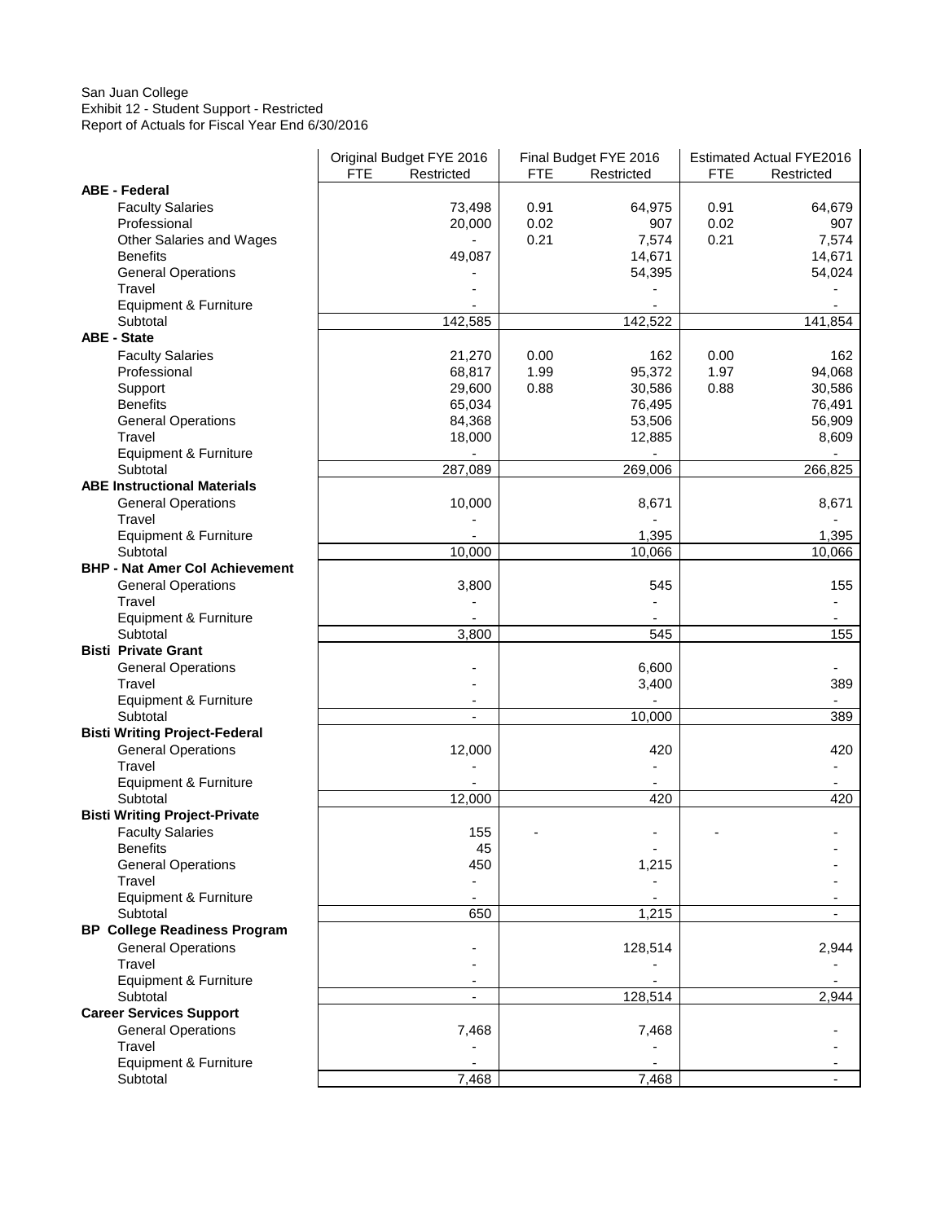San Juan College
Exhibit 12 - Student Support - Restricted
Report of Actuals for Fiscal Year End 6/30/2016

| | Original Budget FYE 2016 | | Final Budget FYE 2016 | | Estimated Actual FYE2016 | |
|---|---|---|---|---|---|---|
| | FTE | Restricted | FTE | Restricted | FTE | Restricted |
| **ABE - Federal** | | | | | | |
| Faculty Salaries | | 73,498 | 0.91 | 64,975 | 0.91 | 64,679 |
| Professional | | 20,000 | 0.02 | 907 | 0.02 | 907 |
| Other Salaries and Wages | | - | 0.21 | 7,574 | 0.21 | 7,574 |
| Benefits | | 49,087 | | 14,671 | | 14,671 |
| General Operations | | - | | 54,395 | | 54,024 |
| Travel | | - | | - | | - |
| Equipment & Furniture | | - | | - | | - |
| Subtotal | | 142,585 | | 142,522 | | 141,854 |
| **ABE - State** | | | | | | |
| Faculty Salaries | | 21,270 | 0.00 | 162 | 0.00 | 162 |
| Professional | | 68,817 | 1.99 | 95,372 | 1.97 | 94,068 |
| Support | | 29,600 | 0.88 | 30,586 | 0.88 | 30,586 |
| Benefits | | 65,034 | | 76,495 | | 76,491 |
| General Operations | | 84,368 | | 53,506 | | 56,909 |
| Travel | | 18,000 | | 12,885 | | 8,609 |
| Equipment & Furniture | | - | | - | | - |
| Subtotal | | 287,089 | | 269,006 | | 266,825 |
| **ABE Instructional Materials** | | | | | | |
| General Operations | | 10,000 | | 8,671 | | 8,671 |
| Travel | | - | | - | | - |
| Equipment & Furniture | | - | | 1,395 | | 1,395 |
| Subtotal | | 10,000 | | 10,066 | | 10,066 |
| **BHP - Nat Amer Col Achievement** | | | | | | |
| General Operations | | 3,800 | | 545 | | 155 |
| Travel | | - | | - | | - |
| Equipment & Furniture | | - | | - | | - |
| Subtotal | | 3,800 | | 545 | | 155 |
| **Bisti Private Grant** | | | | | | |
| General Operations | | - | | 6,600 | | - |
| Travel | | - | | 3,400 | | 389 |
| Equipment & Furniture | | - | | - | | - |
| Subtotal | | - | | 10,000 | | 389 |
| **Bisti Writing Project-Federal** | | | | | | |
| General Operations | | 12,000 | | 420 | | 420 |
| Travel | | - | | - | | - |
| Equipment & Furniture | | - | | - | | - |
| Subtotal | | 12,000 | | 420 | | 420 |
| **Bisti Writing Project-Private** | | | | | | |
| Faculty Salaries | | 155 | - | - | - | - |
| Benefits | | 45 | | - | | - |
| General Operations | | 450 | | 1,215 | | - |
| Travel | | - | | - | | - |
| Equipment & Furniture | | - | | - | | - |
| Subtotal | | 650 | | 1,215 | | - |
| **BP College Readiness Program** | | | | | | |
| General Operations | | - | | 128,514 | | 2,944 |
| Travel | | - | | - | | - |
| Equipment & Furniture | | - | | - | | - |
| Subtotal | | - | | 128,514 | | 2,944 |
| **Career Services Support** | | | | | | |
| General Operations | | 7,468 | | 7,468 | | - |
| Travel | | - | | - | | - |
| Equipment & Furniture | | - | | - | | - |
| Subtotal | | 7,468 | | 7,468 | | - |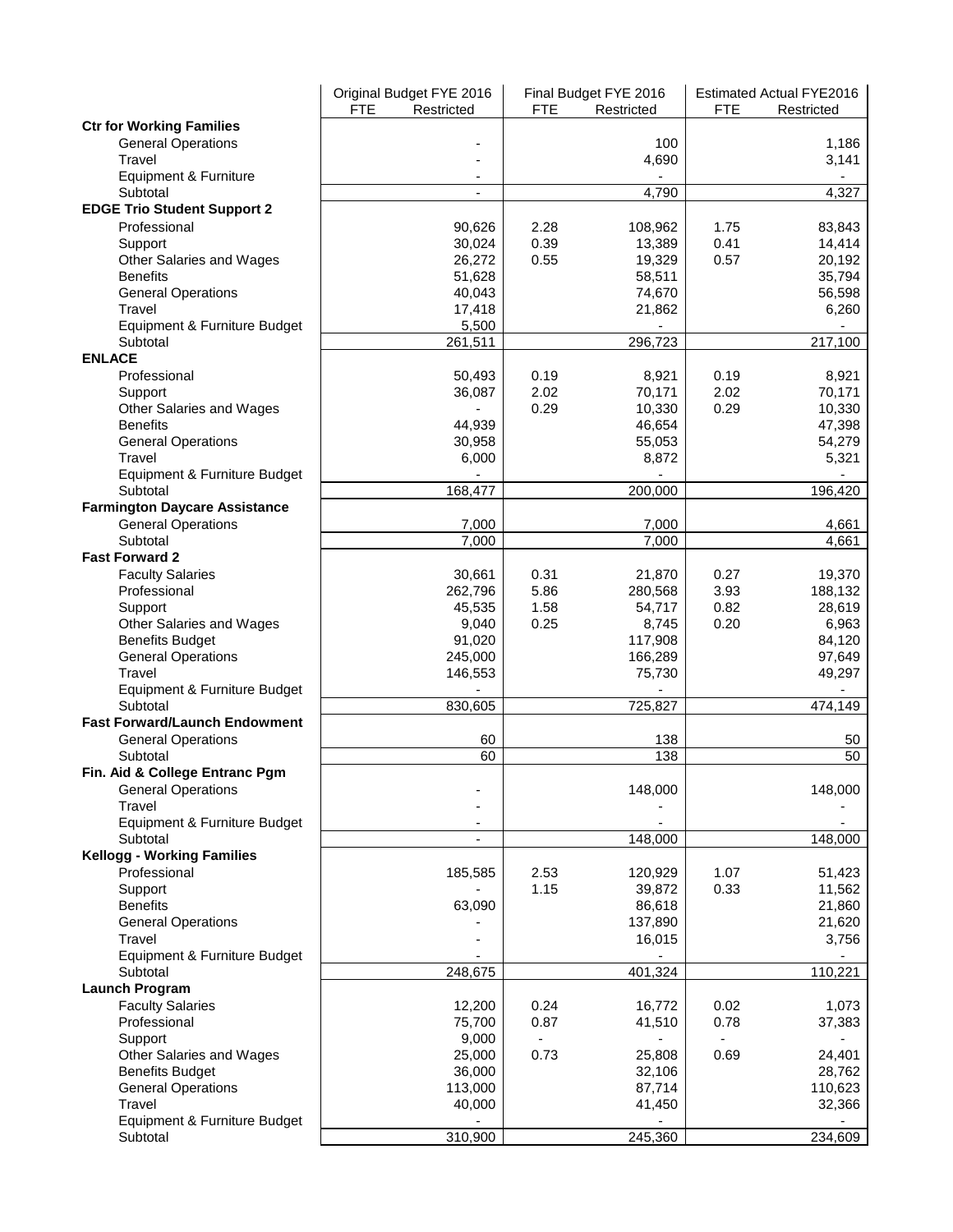| | Original Budget FYE 2016 | | Final Budget FYE 2016 | | Estimated Actual FYE2016 | |
|---|---|---|---|---|---|---|
| | FTE | Restricted | FTE | Restricted | FTE | Restricted |
| **Ctr for Working Families** | | | | | | |
| General Operations | | - | | 100 | | 1,186 |
| Travel | | - | | 4,690 | | 3,141 |
| Equipment & Furniture | | - | | - | | - |
| Subtotal | | - | | 4,790 | | 4,327 |
| **EDGE Trio Student Support 2** | | | | | | |
| Professional | | 90,626 | 2.28 | 108,962 | 1.75 | 83,843 |
| Support | | 30,024 | 0.39 | 13,389 | 0.41 | 14,414 |
| Other Salaries and Wages | | 26,272 | 0.55 | 19,329 | 0.57 | 20,192 |
| Benefits | | 51,628 | | 58,511 | | 35,794 |
| General Operations | | 40,043 | | 74,670 | | 56,598 |
| Travel | | 17,418 | | 21,862 | | 6,260 |
| Equipment & Furniture Budget | | 5,500 | | - | | - |
| Subtotal | | 261,511 | | 296,723 | | 217,100 |
| **ENLACE** | | | | | | |
| Professional | | 50,493 | 0.19 | 8,921 | 0.19 | 8,921 |
| Support | | 36,087 | 2.02 | 70,171 | 2.02 | 70,171 |
| Other Salaries and Wages | | - | 0.29 | 10,330 | 0.29 | 10,330 |
| Benefits | | 44,939 | | 46,654 | | 47,398 |
| General Operations | | 30,958 | | 55,053 | | 54,279 |
| Travel | | 6,000 | | 8,872 | | 5,321 |
| Equipment & Furniture Budget | | - | | - | | - |
| Subtotal | | 168,477 | | 200,000 | | 196,420 |
| **Farmington Daycare Assistance** | | | | | | |
| General Operations | | 7,000 | | 7,000 | | 4,661 |
| Subtotal | | 7,000 | | 7,000 | | 4,661 |
| **Fast Forward 2** | | | | | | |
| Faculty Salaries | | 30,661 | 0.31 | 21,870 | 0.27 | 19,370 |
| Professional | | 262,796 | 5.86 | 280,568 | 3.93 | 188,132 |
| Support | | 45,535 | 1.58 | 54,717 | 0.82 | 28,619 |
| Other Salaries and Wages | | 9,040 | 0.25 | 8,745 | 0.20 | 6,963 |
| Benefits Budget | | 91,020 | | 117,908 | | 84,120 |
| General Operations | | 245,000 | | 166,289 | | 97,649 |
| Travel | | 146,553 | | 75,730 | | 49,297 |
| Equipment & Furniture Budget | | - | | - | | - |
| Subtotal | | 830,605 | | 725,827 | | 474,149 |
| **Fast Forward/Launch Endowment** | | | | | | |
| General Operations | | 60 | | 138 | | 50 |
| Subtotal | | 60 | | 138 | | 50 |
| **Fin. Aid & College Entranc Pgm** | | | | | | |
| General Operations | | - | | 148,000 | | 148,000 |
| Travel | | - | | - | | - |
| Equipment & Furniture Budget | | - | | - | | - |
| Subtotal | | - | | 148,000 | | 148,000 |
| **Kellogg - Working Families** | | | | | | |
| Professional | | 185,585 | 2.53 | 120,929 | 1.07 | 51,423 |
| Support | | - | 1.15 | 39,872 | 0.33 | 11,562 |
| Benefits | | 63,090 | | 86,618 | | 21,860 |
| General Operations | | - | | 137,890 | | 21,620 |
| Travel | | - | | 16,015 | | 3,756 |
| Equipment & Furniture Budget | | - | | - | | - |
| Subtotal | | 248,675 | | 401,324 | | 110,221 |
| **Launch Program** | | | | | | |
| Faculty Salaries | | 12,200 | 0.24 | 16,772 | 0.02 | 1,073 |
| Professional | | 75,700 | 0.87 | 41,510 | 0.78 | 37,383 |
| Support | | 9,000 | - | - | - | - |
| Other Salaries and Wages | | 25,000 | 0.73 | 25,808 | 0.69 | 24,401 |
| Benefits Budget | | 36,000 | | 32,106 | | 28,762 |
| General Operations | | 113,000 | | 87,714 | | 110,623 |
| Travel | | 40,000 | | 41,450 | | 32,366 |
| Equipment & Furniture Budget | | - | | - | | - |
| Subtotal | | 310,900 | | 245,360 | | 234,609 |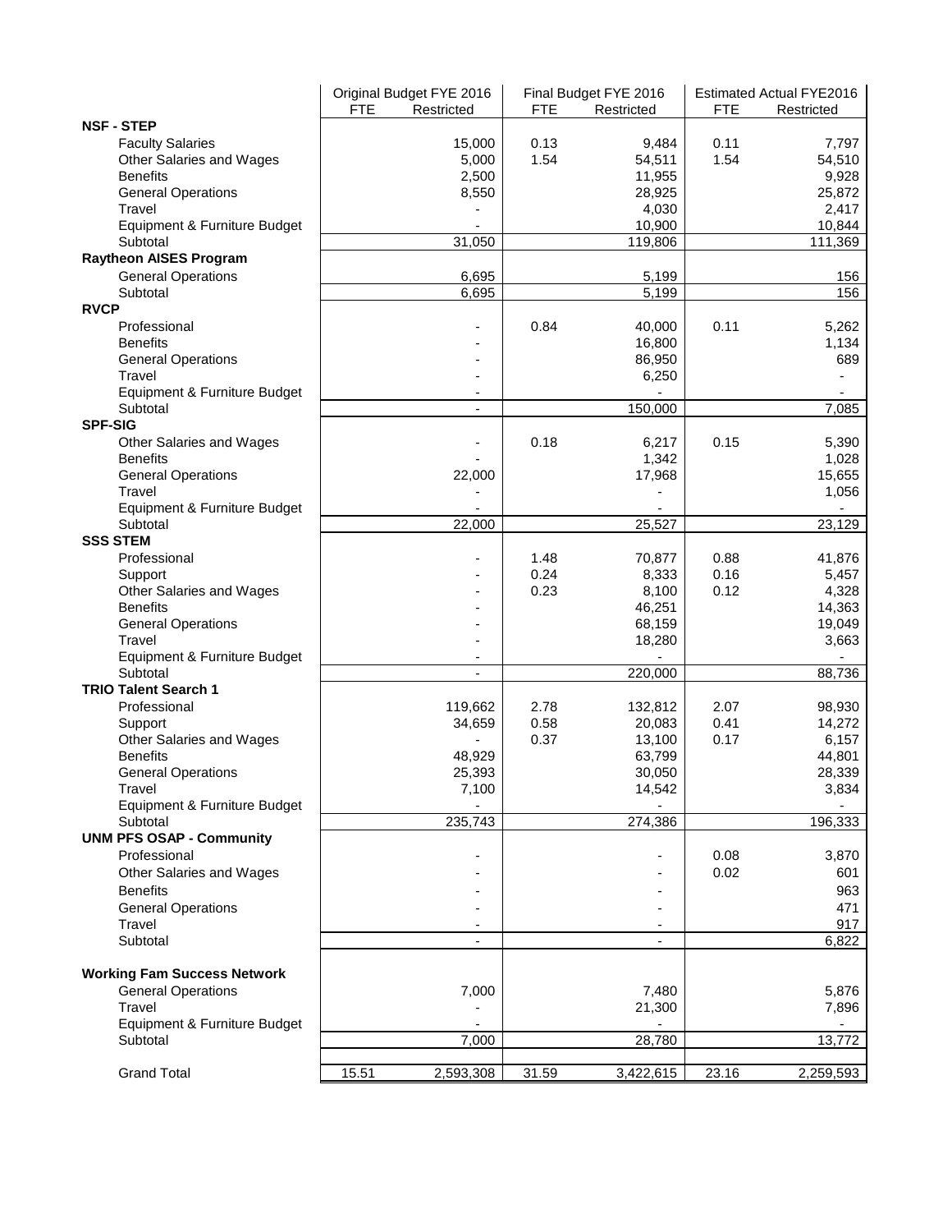| | Original Budget FYE 2016 | | Final Budget FYE 2016 | | Estimated Actual FYE2016 | |
|---|---|---|---|---|---|---|
| | FTE | Restricted | FTE | Restricted | FTE | Restricted |
| **NSF - STEP** | | | | | | |
| Faculty Salaries | | 15,000 | 0.13 | 9,484 | 0.11 | 7,797 |
| Other Salaries and Wages | | 5,000 | 1.54 | 54,511 | 1.54 | 54,510 |
| Benefits | | 2,500 | | 11,955 | | 9,928 |
| General Operations | | 8,550 | | 28,925 | | 25,872 |
| Travel | | - | | 4,030 | | 2,417 |
| Equipment & Furniture Budget | | - | | 10,900 | | 10,844 |
| Subtotal | | 31,050 | | 119,806 | | 111,369 |
| **Raytheon AISES Program** | | | | | | |
| General Operations | | 6,695 | | 5,199 | | 156 |
| Subtotal | | 6,695 | | 5,199 | | 156 |
| **RVCP** | | | | | | |
| Professional | | - | 0.84 | 40,000 | 0.11 | 5,262 |
| Benefits | | - | | 16,800 | | 1,134 |
| General Operations | | - | | 86,950 | | 689 |
| Travel | | - | | 6,250 | | - |
| Equipment & Furniture Budget | | - | | - | | - |
| Subtotal | | - | | 150,000 | | 7,085 |
| **SPF-SIG** | | | | | | |
| Other Salaries and Wages | | - | 0.18 | 6,217 | 0.15 | 5,390 |
| Benefits | | - | | 1,342 | | 1,028 |
| General Operations | | 22,000 | | 17,968 | | 15,655 |
| Travel | | - | | - | | 1,056 |
| Equipment & Furniture Budget | | - | | - | | - |
| Subtotal | | 22,000 | | 25,527 | | 23,129 |
| **SSS STEM** | | | | | | |
| Professional | | - | 1.48 | 70,877 | 0.88 | 41,876 |
| Support | | - | 0.24 | 8,333 | 0.16 | 5,457 |
| Other Salaries and Wages | | - | 0.23 | 8,100 | 0.12 | 4,328 |
| Benefits | | - | | 46,251 | | 14,363 |
| General Operations | | - | | 68,159 | | 19,049 |
| Travel | | - | | 18,280 | | 3,663 |
| Equipment & Furniture Budget | | - | | - | | - |
| Subtotal | | - | | 220,000 | | 88,736 |
| **TRIO Talent Search 1** | | | | | | |
| Professional | | 119,662 | 2.78 | 132,812 | 2.07 | 98,930 |
| Support | | 34,659 | 0.58 | 20,083 | 0.41 | 14,272 |
| Other Salaries and Wages | | - | 0.37 | 13,100 | 0.17 | 6,157 |
| Benefits | | 48,929 | | 63,799 | | 44,801 |
| General Operations | | 25,393 | | 30,050 | | 28,339 |
| Travel | | 7,100 | | 14,542 | | 3,834 |
| Equipment & Furniture Budget | | - | | - | | - |
| Subtotal | | 235,743 | | 274,386 | | 196,333 |
| **UNM PFS OSAP - Community** | | | | | | |
| Professional | | - | | - | 0.08 | 3,870 |
| Other Salaries and Wages | | - | | - | 0.02 | 601 |
| Benefits | | - | | - | | 963 |
| General Operations | | - | | - | | 471 |
| Travel | | - | | - | | 917 |
| Subtotal | | - | | - | | 6,822 |
| **Working Fam Success Network** | | | | | | |
| General Operations | | 7,000 | | 7,480 | | 5,876 |
| Travel | | - | | 21,300 | | 7,896 |
| Equipment & Furniture Budget | | - | | - | | - |
| Subtotal | | 7,000 | | 28,780 | | 13,772 |
| Grand Total | 15.51 | 2,593,308 | 31.59 | 3,422,615 | 23.16 | 2,259,593 |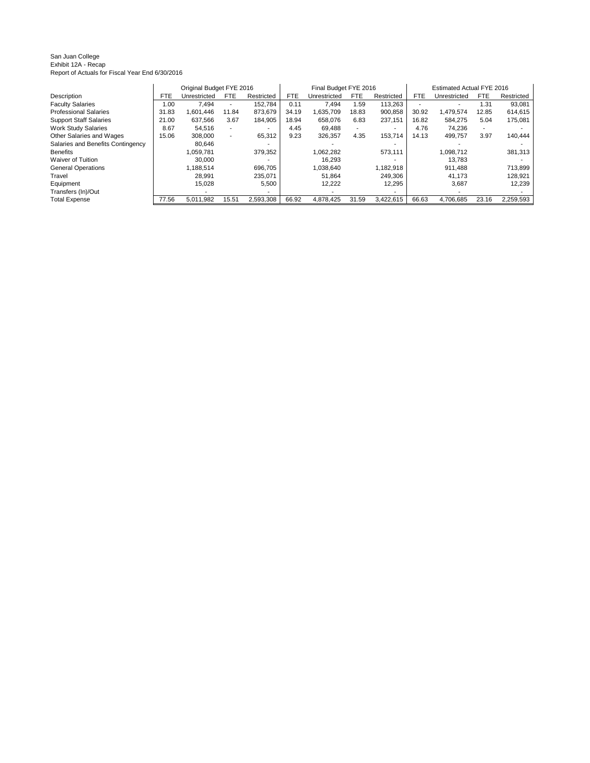San Juan College
Exhibit 12A - Recap
Report of Actuals for Fiscal Year End 6/30/2016

| | Original Budget FYE 2016 | | | | Final Budget FYE 2016 | | | | Estimated Actual FYE 2016 | | | |
|---|---|---|---|---|---|---|---|---|---|---|---|---|
| Description | FTE | Unrestricted | FTE | Restricted | FTE | Unrestricted | FTE | Restricted | FTE | Unrestricted | FTE | Restricted |
| Faculty Salaries | 1.00 | 7,494 | - | 152,784 | 0.11 | 7,494 | 1.59 | 113,263 | - | - | 1.31 | 93,081 |
| Professional Salaries | 31.83 | 1,601,446 | 11.84 | 873,679 | 34.19 | 1,635,709 | 18.83 | 900,858 | 30.92 | 1,479,574 | 12.85 | 614,615 |
| Support Staff Salaries | 21.00 | 637,566 | 3.67 | 184,905 | 18.94 | 658,076 | 6.83 | 237,151 | 16.82 | 584,275 | 5.04 | 175,081 |
| Work Study Salaries | 8.67 | 54,516 | - | - | 4.45 | 69,488 | - | - | 4.76 | 74,236 | - | - |
| Other Salaries and Wages | 15.06 | 308,000 | - | 65,312 | 9.23 | 326,357 | 4.35 | 153,714 | 14.13 | 499,757 | 3.97 | 140,444 |
| Salaries and Benefits Contingency | | 80,646 | | - | | - | | - | | - | | - |
| Benefits | | 1,059,781 | | 379,352 | | 1,062,282 | | 573,111 | | 1,098,712 | | 381,313 |
| Waiver of Tuition | | 30,000 | | - | | 16,293 | | - | | 13,783 | | - |
| General Operations | | 1,188,514 | | 696,705 | | 1,038,640 | | 1,182,918 | | 911,488 | | 713,899 |
| Travel | | 28,991 | | 235,071 | | 51,864 | | 249,306 | | 41,173 | | 128,921 |
| Equipment | | 15,028 | | 5,500 | | 12,222 | | 12,295 | | 3,687 | | 12,239 |
| Transfers (In)/Out | | - | | - | | - | | - | | - | | - |
| Total Expense | 77.56 | 5,011,982 | 15.51 | 2,593,308 | 66.92 | 4,878,425 | 31.59 | 3,422,615 | 66.63 | 4,706,685 | 23.16 | 2,259,593 |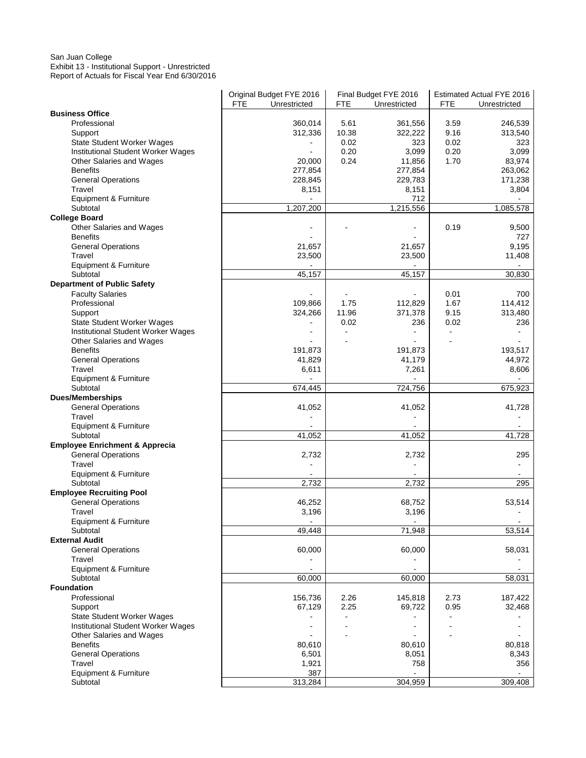San Juan College
Exhibit 13 - Institutional Support - Unrestricted
Report of Actuals for Fiscal Year End 6/30/2016

| | Original Budget FYE 2016 | | Final Budget FYE 2016 | | Estimated Actual FYE 2016 | |
|---|---|---|---|---|---|---|
| | FTE | Unrestricted | FTE | Unrestricted | FTE | Unrestricted |
| **Business Office** | | | | | | |
| Professional | | 360,014 | 5.61 | 361,556 | 3.59 | 246,539 |
| Support | | 312,336 | 10.38 | 322,222 | 9.16 | 313,540 |
| State Student Worker Wages | | - | 0.02 | 323 | 0.02 | 323 |
| Institutional Student Worker Wages | | - | 0.20 | 3,099 | 0.20 | 3,099 |
| Other Salaries and Wages | | 20,000 | 0.24 | 11,856 | 1.70 | 83,974 |
| Benefits | | 277,854 | | 277,854 | | 263,062 |
| General Operations | | 228,845 | | 229,783 | | 171,238 |
| Travel | | 8,151 | | 8,151 | | 3,804 |
| Equipment & Furniture | | - | | 712 | | - |
| Subtotal | | 1,207,200 | | 1,215,556 | | 1,085,578 |
| **College Board** | | | | | | |
| Other Salaries and Wages | | - | - | - | 0.19 | 9,500 |
| Benefits | | - | | - | | 727 |
| General Operations | | 21,657 | | 21,657 | | 9,195 |
| Travel | | 23,500 | | 23,500 | | 11,408 |
| Equipment & Furniture | | - | | - | | - |
| Subtotal | | 45,157 | | 45,157 | | 30,830 |
| **Department of Public Safety** | | | | | | |
| Faculty Salaries | | - | - | - | 0.01 | 700 |
| Professional | | 109,866 | 1.75 | 112,829 | 1.67 | 114,412 |
| Support | | 324,266 | 11.96 | 371,378 | 9.15 | 313,480 |
| State Student Worker Wages | | - | 0.02 | 236 | 0.02 | 236 |
| Institutional Student Worker Wages | | - | - | - | - | - |
| Other Salaries and Wages | | - | - | - | - | - |
| Benefits | | 191,873 | | 191,873 | | 193,517 |
| General Operations | | 41,829 | | 41,179 | | 44,972 |
| Travel | | 6,611 | | 7,261 | | 8,606 |
| Equipment & Furniture | | - | | - | | - |
| Subtotal | | 674,445 | | 724,756 | | 675,923 |
| **Dues/Memberships** | | | | | | |
| General Operations | | 41,052 | | 41,052 | | 41,728 |
| Travel | | - | | - | | - |
| Equipment & Furniture | | - | | - | | - |
| Subtotal | | 41,052 | | 41,052 | | 41,728 |
| **Employee Enrichment & Apprecia** | | | | | | |
| General Operations | | 2,732 | | 2,732 | | 295 |
| Travel | | - | | - | | - |
| Equipment & Furniture | | - | | - | | - |
| Subtotal | | 2,732 | | 2,732 | | 295 |
| **Employee Recruiting Pool** | | | | | | |
| General Operations | | 46,252 | | 68,752 | | 53,514 |
| Travel | | 3,196 | | 3,196 | | - |
| Equipment & Furniture | | - | | - | | - |
| Subtotal | | 49,448 | | 71,948 | | 53,514 |
| **External Audit** | | | | | | |
| General Operations | | 60,000 | | 60,000 | | 58,031 |
| Travel | | - | | - | | - |
| Equipment & Furniture | | - | | - | | - |
| Subtotal | | 60,000 | | 60,000 | | 58,031 |
| **Foundation** | | | | | | |
| Professional | | 156,736 | 2.26 | 145,818 | 2.73 | 187,422 |
| Support | | 67,129 | 2.25 | 69,722 | 0.95 | 32,468 |
| State Student Worker Wages | | - | - | - | - | - |
| Institutional Student Worker Wages | | - | - | - | - | - |
| Other Salaries and Wages | | - | - | - | - | - |
| Benefits | | 80,610 | | 80,610 | | 80,818 |
| General Operations | | 6,501 | | 8,051 | | 8,343 |
| Travel | | 1,921 | | 758 | | 356 |
| Equipment & Furniture | | 387 | | - | | - |
| Subtotal | | 313,284 | | 304,959 | | 309,408 |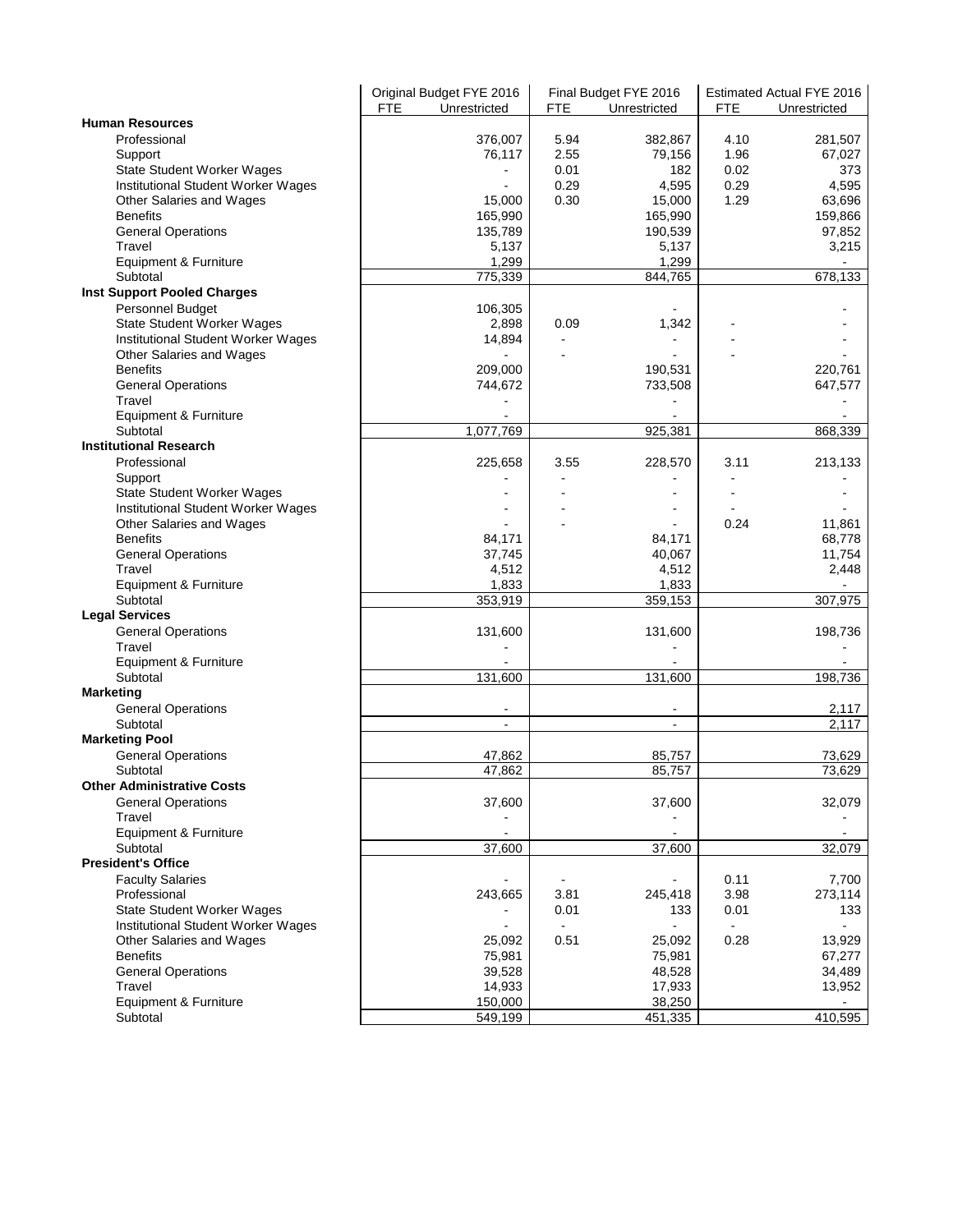| | Original Budget FYE 2016 | | Final Budget FYE 2016 | | Estimated Actual FYE 2016 | |
|---|---|---|---|---|---|---|
| | FTE | Unrestricted | FTE | Unrestricted | FTE | Unrestricted |
| **Human Resources** | | | | | | |
| Professional | | 376,007 | 5.94 | 382,867 | 4.10 | 281,507 |
| Support | | 76,117 | 2.55 | 79,156 | 1.96 | 67,027 |
| State Student Worker Wages | | - | 0.01 | 182 | 0.02 | 373 |
| Institutional Student Worker Wages | | - | 0.29 | 4,595 | 0.29 | 4,595 |
| Other Salaries and Wages | | 15,000 | 0.30 | 15,000 | 1.29 | 63,696 |
| Benefits | | 165,990 | | 165,990 | | 159,866 |
| General Operations | | 135,789 | | 190,539 | | 97,852 |
| Travel | | 5,137 | | 5,137 | | 3,215 |
| Equipment & Furniture | | 1,299 | | 1,299 | | - |
| Subtotal | | 775,339 | | 844,765 | | 678,133 |
| **Inst Support Pooled Charges** | | | | | | |
| Personnel Budget | | 106,305 | | - | | - |
| State Student Worker Wages | | 2,898 | 0.09 | 1,342 | - | - |
| Institutional Student Worker Wages | | 14,894 | - | - | - | - |
| Other Salaries and Wages | | - | - | - | - | - |
| Benefits | | 209,000 | | 190,531 | | 220,761 |
| General Operations | | 744,672 | | 733,508 | | 647,577 |
| Travel | | - | | - | | - |
| Equipment & Furniture | | - | | - | | - |
| Subtotal | | 1,077,769 | | 925,381 | | 868,339 |
| **Institutional Research** | | | | | | |
| Professional | | 225,658 | 3.55 | 228,570 | 3.11 | 213,133 |
| Support | | - | - | - | - | - |
| State Student Worker Wages | | - | - | - | - | - |
| Institutional Student Worker Wages | | - | - | - | - | - |
| Other Salaries and Wages | | - | - | - | 0.24 | 11,861 |
| Benefits | | 84,171 | | 84,171 | | 68,778 |
| General Operations | | 37,745 | | 40,067 | | 11,754 |
| Travel | | 4,512 | | 4,512 | | 2,448 |
| Equipment & Furniture | | 1,833 | | 1,833 | | - |
| Subtotal | | 353,919 | | 359,153 | | 307,975 |
| **Legal Services** | | | | | | |
| General Operations | | 131,600 | | 131,600 | | 198,736 |
| Travel | | - | | - | | - |
| Equipment & Furniture | | - | | - | | - |
| Subtotal | | 131,600 | | 131,600 | | 198,736 |
| **Marketing** | | | | | | |
| General Operations | | - | | - | | 2,117 |
| Subtotal | | - | | - | | 2,117 |
| **Marketing Pool** | | | | | | |
| General Operations | | 47,862 | | 85,757 | | 73,629 |
| Subtotal | | 47,862 | | 85,757 | | 73,629 |
| **Other Administrative Costs** | | | | | | |
| General Operations | | 37,600 | | 37,600 | | 32,079 |
| Travel | | - | | - | | - |
| Equipment & Furniture | | - | | - | | - |
| Subtotal | | 37,600 | | 37,600 | | 32,079 |
| **President's Office** | | | | | | |
| Faculty Salaries | | - | - | - | 0.11 | 7,700 |
| Professional | | 243,665 | 3.81 | 245,418 | 3.98 | 273,114 |
| State Student Worker Wages | | - | 0.01 | 133 | 0.01 | 133 |
| Institutional Student Worker Wages | | - | - | - | - | - |
| Other Salaries and Wages | | 25,092 | 0.51 | 25,092 | 0.28 | 13,929 |
| Benefits | | 75,981 | | 75,981 | | 67,277 |
| General Operations | | 39,528 | | 48,528 | | 34,489 |
| Travel | | 14,933 | | 17,933 | | 13,952 |
| Equipment & Furniture | | 150,000 | | 38,250 | | - |
| Subtotal | | 549,199 | | 451,335 | | 410,595 |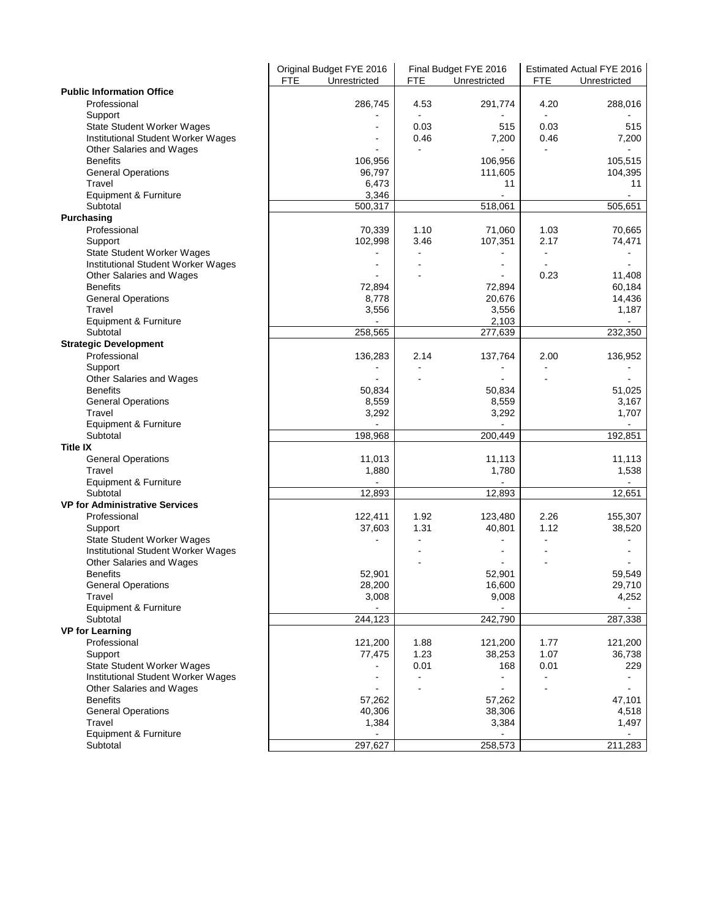| | Original Budget FYE 2016 | | Final Budget FYE 2016 | | Estimated Actual FYE 2016 | |
|---|---|---|---|---|---|---|
| | FTE | Unrestricted | FTE | Unrestricted | FTE | Unrestricted |
| **Public Information Office** | | | | | | |
| Professional | | 286,745 | 4.53 | 291,774 | 4.20 | 288,016 |
| Support | | - | - | - | - | - |
| State Student Worker Wages | | - | 0.03 | 515 | 0.03 | 515 |
| Institutional Student Worker Wages | | - | 0.46 | 7,200 | 0.46 | 7,200 |
| Other Salaries and Wages | | - | - | - | - | - |
| Benefits | | 106,956 | | 106,956 | | 105,515 |
| General Operations | | 96,797 | | 111,605 | | 104,395 |
| Travel | | 6,473 | | 11 | | 11 |
| Equipment & Furniture | | 3,346 | | - | | - |
| Subtotal | | 500,317 | | 518,061 | | 505,651 |
| **Purchasing** | | | | | | |
| Professional | | 70,339 | 1.10 | 71,060 | 1.03 | 70,665 |
| Support | | 102,998 | 3.46 | 107,351 | 2.17 | 74,471 |
| State Student Worker Wages | | - | - | - | - | - |
| Institutional Student Worker Wages | | - | - | - | - | - |
| Other Salaries and Wages | | - | - | - | 0.23 | 11,408 |
| Benefits | | 72,894 | | 72,894 | | 60,184 |
| General Operations | | 8,778 | | 20,676 | | 14,436 |
| Travel | | 3,556 | | 3,556 | | 1,187 |
| Equipment & Furniture | | - | | 2,103 | | - |
| Subtotal | | 258,565 | | 277,639 | | 232,350 |
| **Strategic Development** | | | | | | |
| Professional | | 136,283 | 2.14 | 137,764 | 2.00 | 136,952 |
| Support | | - | - | - | - | - |
| Other Salaries and Wages | | - | - | - | - | - |
| Benefits | | 50,834 | | 50,834 | | 51,025 |
| General Operations | | 8,559 | | 8,559 | | 3,167 |
| Travel | | 3,292 | | 3,292 | | 1,707 |
| Equipment & Furniture | | - | | - | | - |
| Subtotal | | 198,968 | | 200,449 | | 192,851 |
| **Title IX** | | | | | | |
| General Operations | | 11,013 | | 11,113 | | 11,113 |
| Travel | | 1,880 | | 1,780 | | 1,538 |
| Equipment & Furniture | | - | | - | | - |
| Subtotal | | 12,893 | | 12,893 | | 12,651 |
| **VP for Administrative Services** | | | | | | |
| Professional | | 122,411 | 1.92 | 123,480 | 2.26 | 155,307 |
| Support | | 37,603 | 1.31 | 40,801 | 1.12 | 38,520 |
| State Student Worker Wages | | - | - | - | - | - |
| Institutional Student Worker Wages | | | - | - | - | - |
| Other Salaries and Wages | | | - | - | - | - |
| Benefits | | 52,901 | | 52,901 | | 59,549 |
| General Operations | | 28,200 | | 16,600 | | 29,710 |
| Travel | | 3,008 | | 9,008 | | 4,252 |
| Equipment & Furniture | | - | | - | | - |
| Subtotal | | 244,123 | | 242,790 | | 287,338 |
| **VP for Learning** | | | | | | |
| Professional | | 121,200 | 1.88 | 121,200 | 1.77 | 121,200 |
| Support | | 77,475 | 1.23 | 38,253 | 1.07 | 36,738 |
| State Student Worker Wages | | - | 0.01 | 168 | 0.01 | 229 |
| Institutional Student Worker Wages | | - | - | - | - | - |
| Other Salaries and Wages | | - | - | - | - | - |
| Benefits | | 57,262 | | 57,262 | | 47,101 |
| General Operations | | 40,306 | | 38,306 | | 4,518 |
| Travel | | 1,384 | | 3,384 | | 1,497 |
| Equipment & Furniture | | - | | - | | - |
| Subtotal | | 297,627 | | 258,573 | | 211,283 |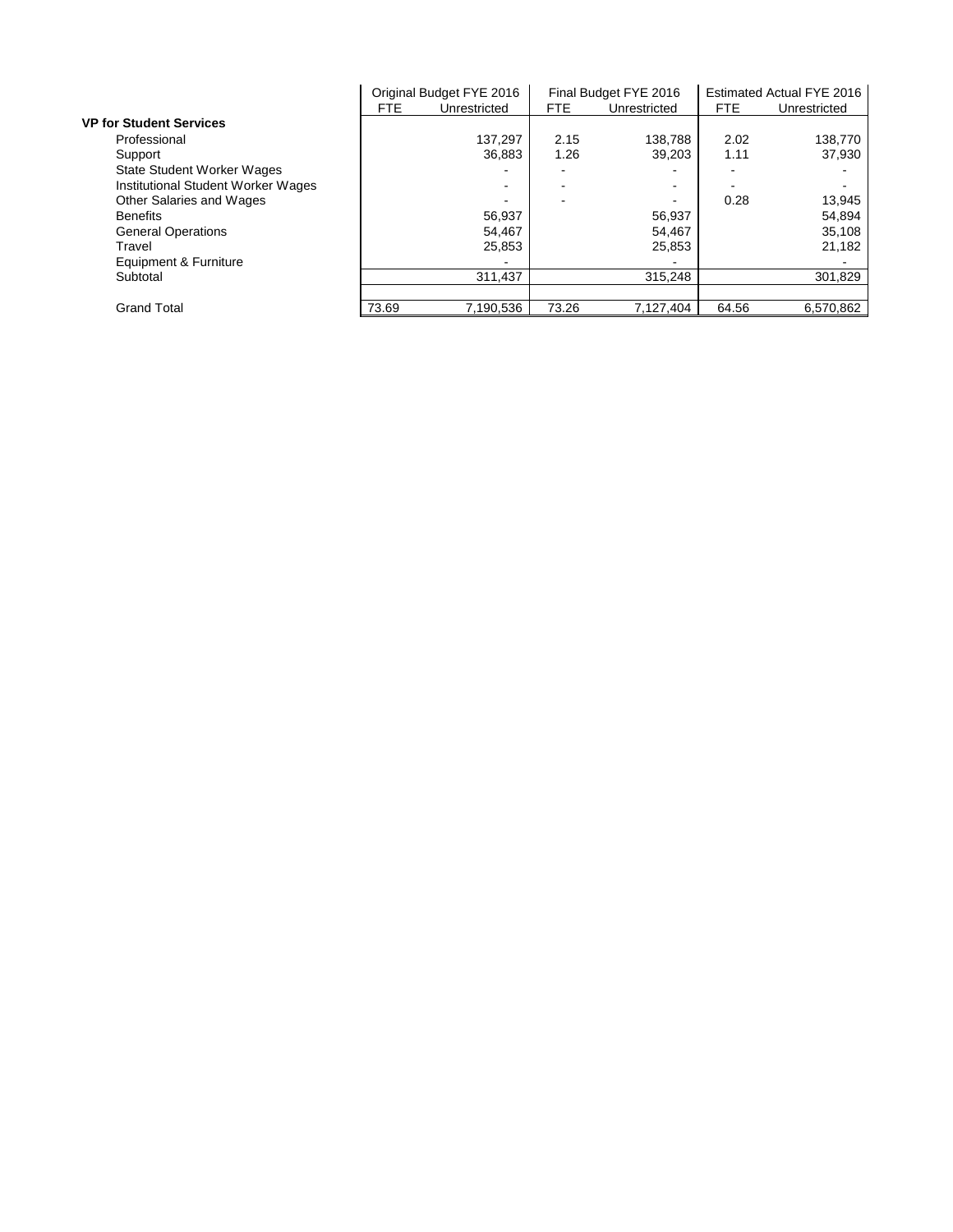| | Original Budget FYE 2016 | | Final Budget FYE 2016 | | Estimated Actual FYE 2016 | |
|---|---|---|---|---|---|---|
| | FTE | Unrestricted | FTE | Unrestricted | FTE | Unrestricted |
| **VP for Student Services** | | | | | | |
| Professional | | 137,297 | 2.15 | 138,788 | 2.02 | 138,770 |
| Support | | 36,883 | 1.26 | 39,203 | 1.11 | 37,930 |
| State Student Worker Wages | | - | - | - | - | - |
| Institutional Student Worker Wages | | - | - | - | - | - |
| Other Salaries and Wages | | - | - | - | 0.28 | 13,945 |
| Benefits | | 56,937 | | 56,937 | | 54,894 |
| General Operations | | 54,467 | | 54,467 | | 35,108 |
| Travel | | 25,853 | | 25,853 | | 21,182 |
| Equipment & Furniture | | - | | - | | - |
| Subtotal | | 311,437 | | 315,248 | | 301,829 |
| | | | | | | |
| Grand Total | 73.69 | 7,190,536 | 73.26 | 7,127,404 | 64.56 | 6,570,862 |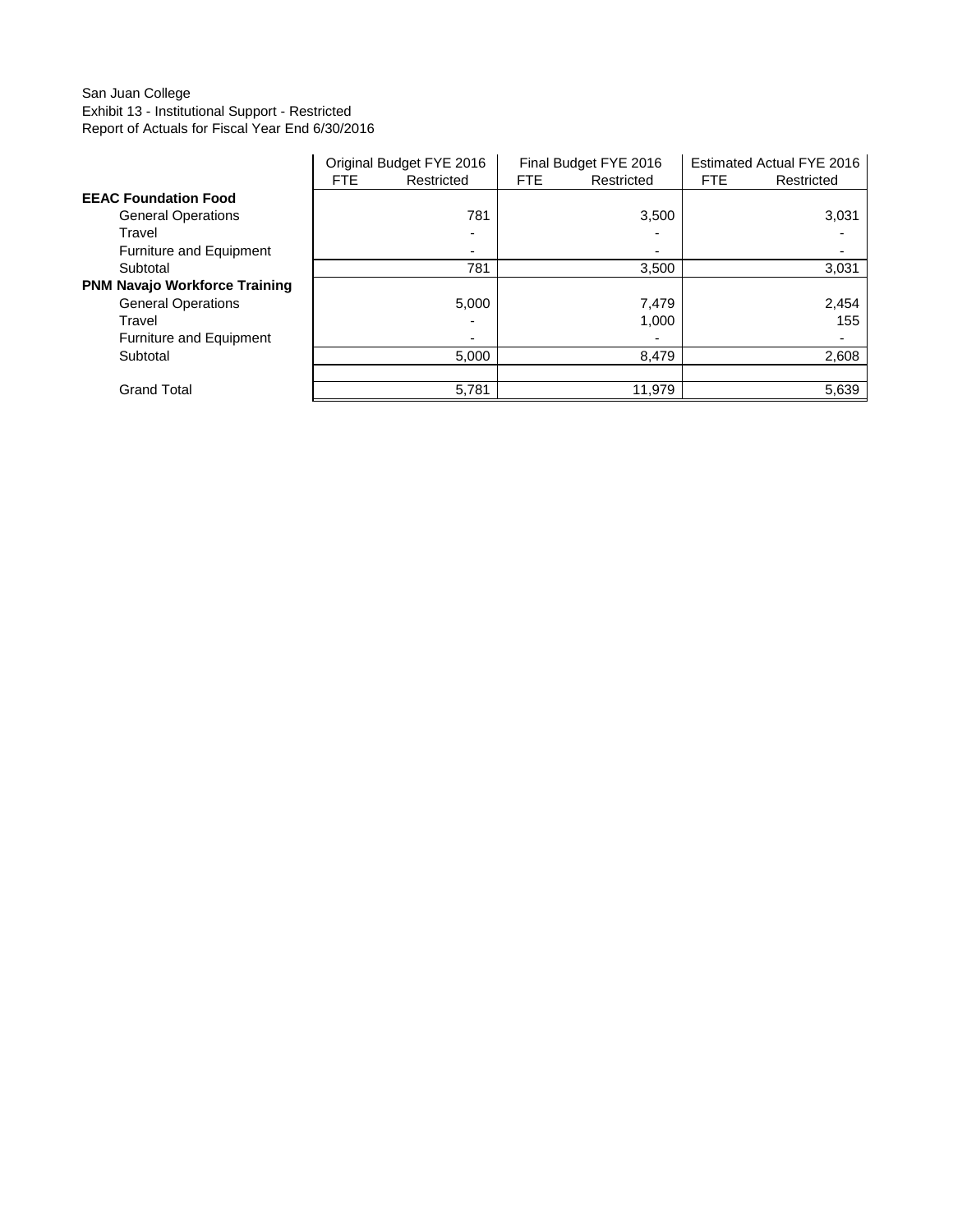San Juan College
Exhibit 13 - Institutional Support - Restricted
Report of Actuals for Fiscal Year End 6/30/2016

| | Original Budget FYE 2016 | | Final Budget FYE 2016 | | Estimated Actual FYE 2016 | |
|---|---|---|---|---|---|---|
| | FTE | Restricted | FTE | Restricted | FTE | Restricted |
| **EEAC Foundation Food** | | | | | | |
| General Operations | | 781 | | 3,500 | | 3,031 |
| Travel | | - | | - | | - |
| Furniture and Equipment | | - | | - | | - |
| Subtotal | | 781 | | 3,500 | | 3,031 |
| **PNM Navajo Workforce Training** | | | | | | |
| General Operations | | 5,000 | | 7,479 | | 2,454 |
| Travel | | - | | 1,000 | | 155 |
| Furniture and Equipment | | - | | - | | - |
| Subtotal | | 5,000 | | 8,479 | | 2,608 |
| | | | | | | |
| Grand Total | | 5,781 | | 11,979 | | 5,639 |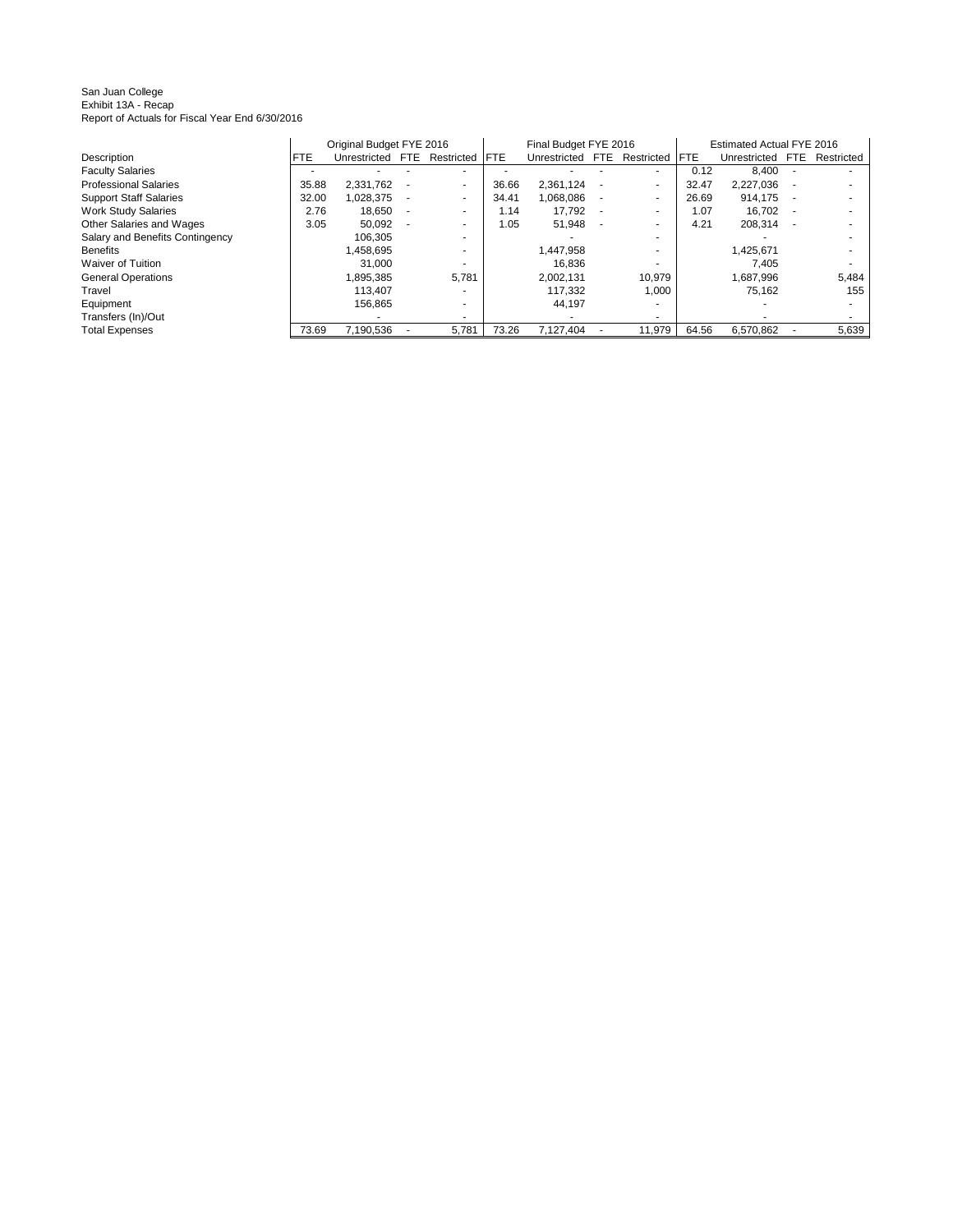San Juan College
Exhibit 13A - Recap
Report of Actuals for Fiscal Year End 6/30/2016

| Description | Original Budget FYE 2016 | | | | Final Budget FYE 2016 | | | | Estimated Actual FYE 2016 | | | |
|---|---|---|---|---|---|---|---|---|---|---|---|---|
| | FTE | Unrestricted | FTE | Restricted | FTE | Unrestricted | FTE | Restricted | FTE | Unrestricted | FTE | Restricted |
| Faculty Salaries | - | - | - | - | - | - | - | - | 0.12 | 8,400 | - | - |
| Professional Salaries | 35.88 | 2,331,762 | - | - | 36.66 | 2,361,124 | - | - | 32.47 | 2,227,036 | - | - |
| Support Staff Salaries | 32.00 | 1,028,375 | - | - | 34.41 | 1,068,086 | - | - | 26.69 | 914,175 | - | - |
| Work Study Salaries | 2.76 | 18,650 | - | - | 1.14 | 17,792 | - | - | 1.07 | 16,702 | - | - |
| Other Salaries and Wages | 3.05 | 50,092 | - | - | 1.05 | 51,948 | - | - | 4.21 | 208,314 | - | - |
| Salary and Benefits Contingency | | 106,305 | | - | | - | | - | | - | | - |
| Benefits | | 1,458,695 | | - | | 1,447,958 | | - | | 1,425,671 | | - |
| Waiver of Tuition | | 31,000 | | - | | 16,836 | | - | | 7,405 | | - |
| General Operations | | 1,895,385 | | 5,781 | | 2,002,131 | | 10,979 | | 1,687,996 | | 5,484 |
| Travel | | 113,407 | | - | | 117,332 | | 1,000 | | 75,162 | | 155 |
| Equipment | | 156,865 | | - | | 44,197 | | - | | - | | - |
| Transfers (In)/Out | | - | | - | | - | | - | | - | | - |
| Total Expenses | 73.69 | 7,190,536 | - | 5,781 | 73.26 | 7,127,404 | - | 11,979 | 64.56 | 6,570,862 | - | 5,639 |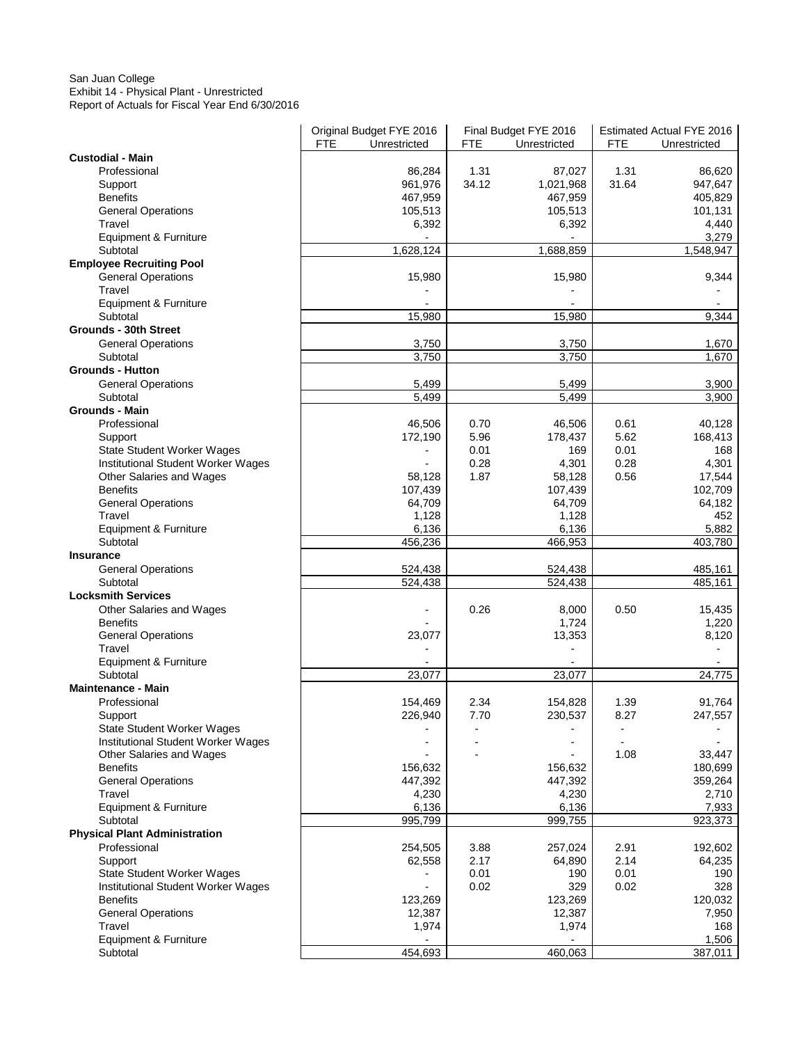San Juan College
Exhibit 14 - Physical Plant - Unrestricted
Report of Actuals for Fiscal Year End 6/30/2016

| | Original Budget FYE 2016 | | Final Budget FYE 2016 | | Estimated Actual FYE 2016 | |
|---|---|---|---|---|---|---|
| | FTE | Unrestricted | FTE | Unrestricted | FTE | Unrestricted |
| **Custodial - Main** | | | | | | |
| Professional | | 86,284 | 1.31 | 87,027 | 1.31 | 86,620 |
| Support | | 961,976 | 34.12 | 1,021,968 | 31.64 | 947,647 |
| Benefits | | 467,959 | | 467,959 | | 405,829 |
| General Operations | | 105,513 | | 105,513 | | 101,131 |
| Travel | | 6,392 | | 6,392 | | 4,440 |
| Equipment & Furniture | | - | | - | | 3,279 |
| Subtotal | | 1,628,124 | | 1,688,859 | | 1,548,947 |
| **Employee Recruiting Pool** | | | | | | |
| General Operations | | 15,980 | | 15,980 | | 9,344 |
| Travel | | - | | - | | - |
| Equipment & Furniture | | - | | - | | - |
| Subtotal | | 15,980 | | 15,980 | | 9,344 |
| **Grounds - 30th Street** | | | | | | |
| General Operations | | 3,750 | | 3,750 | | 1,670 |
| Subtotal | | 3,750 | | 3,750 | | 1,670 |
| **Grounds - Hutton** | | | | | | |
| General Operations | | 5,499 | | 5,499 | | 3,900 |
| Subtotal | | 5,499 | | 5,499 | | 3,900 |
| **Grounds - Main** | | | | | | |
| Professional | | 46,506 | 0.70 | 46,506 | 0.61 | 40,128 |
| Support | | 172,190 | 5.96 | 178,437 | 5.62 | 168,413 |
| State Student Worker Wages | | - | 0.01 | 169 | 0.01 | 168 |
| Institutional Student Worker Wages | | - | 0.28 | 4,301 | 0.28 | 4,301 |
| Other Salaries and Wages | | 58,128 | 1.87 | 58,128 | 0.56 | 17,544 |
| Benefits | | 107,439 | | 107,439 | | 102,709 |
| General Operations | | 64,709 | | 64,709 | | 64,182 |
| Travel | | 1,128 | | 1,128 | | 452 |
| Equipment & Furniture | | 6,136 | | 6,136 | | 5,882 |
| Subtotal | | 456,236 | | 466,953 | | 403,780 |
| **Insurance** | | | | | | |
| General Operations | | 524,438 | | 524,438 | | 485,161 |
| Subtotal | | 524,438 | | 524,438 | | 485,161 |
| **Locksmith Services** | | | | | | |
| Other Salaries and Wages | | - | 0.26 | 8,000 | 0.50 | 15,435 |
| Benefits | | - | | 1,724 | | 1,220 |
| General Operations | | 23,077 | | 13,353 | | 8,120 |
| Travel | | - | | - | | - |
| Equipment & Furniture | | - | | - | | - |
| Subtotal | | 23,077 | | 23,077 | | 24,775 |
| **Maintenance - Main** | | | | | | |
| Professional | | 154,469 | 2.34 | 154,828 | 1.39 | 91,764 |
| Support | | 226,940 | 7.70 | 230,537 | 8.27 | 247,557 |
| State Student Worker Wages | | - | - | - | - | - |
| Institutional Student Worker Wages | | - | - | - | - | - |
| Other Salaries and Wages | | - | - | - | 1.08 | 33,447 |
| Benefits | | 156,632 | | 156,632 | | 180,699 |
| General Operations | | 447,392 | | 447,392 | | 359,264 |
| Travel | | 4,230 | | 4,230 | | 2,710 |
| Equipment & Furniture | | 6,136 | | 6,136 | | 7,933 |
| Subtotal | | 995,799 | | 999,755 | | 923,373 |
| **Physical Plant Administration** | | | | | | |
| Professional | | 254,505 | 3.88 | 257,024 | 2.91 | 192,602 |
| Support | | 62,558 | 2.17 | 64,890 | 2.14 | 64,235 |
| State Student Worker Wages | | - | 0.01 | 190 | 0.01 | 190 |
| Institutional Student Worker Wages | | - | 0.02 | 329 | 0.02 | 328 |
| Benefits | | 123,269 | | 123,269 | | 120,032 |
| General Operations | | 12,387 | | 12,387 | | 7,950 |
| Travel | | 1,974 | | 1,974 | | 168 |
| Equipment & Furniture | | - | | - | | 1,506 |
| Subtotal | | 454,693 | | 460,063 | | 387,011 |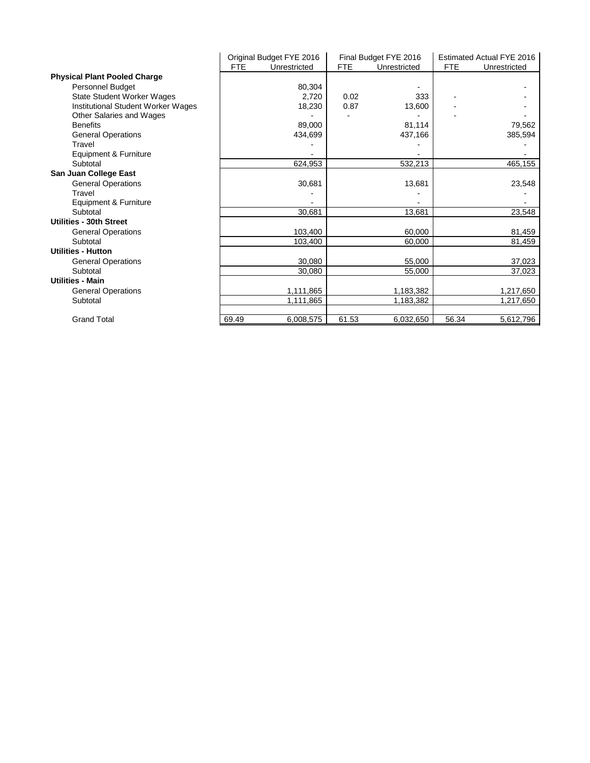| | Original Budget FYE 2016 | | Final Budget FYE 2016 | | Estimated Actual FYE 2016 | |
|---|---|---|---|---|---|---|
| | FTE | Unrestricted | FTE | Unrestricted | FTE | Unrestricted |
| **Physical Plant Pooled Charge** | | | | | | |
| Personnel Budget | | 80,304 | | - | | - |
| State Student Worker Wages | | 2,720 | 0.02 | 333 | - | - |
| Institutional Student Worker Wages | | 18,230 | 0.87 | 13,600 | - | - |
| Other Salaries and Wages | | - | - | - | - | - |
| Benefits | | 89,000 | | 81,114 | | 79,562 |
| General Operations | | 434,699 | | 437,166 | | 385,594 |
| Travel | | - | | - | | - |
| Equipment & Furniture | | - | | - | | - |
| Subtotal | | 624,953 | | 532,213 | | 465,155 |
| **San Juan College East** | | | | | | |
| General Operations | | 30,681 | | 13,681 | | 23,548 |
| Travel | | - | | - | | - |
| Equipment & Furniture | | - | | - | | - |
| Subtotal | | 30,681 | | 13,681 | | 23,548 |
| **Utilities - 30th Street** | | | | | | |
| General Operations | | 103,400 | | 60,000 | | 81,459 |
| Subtotal | | 103,400 | | 60,000 | | 81,459 |
| **Utilities - Hutton** | | | | | | |
| General Operations | | 30,080 | | 55,000 | | 37,023 |
| Subtotal | | 30,080 | | 55,000 | | 37,023 |
| **Utilities - Main** | | | | | | |
| General Operations | | 1,111,865 | | 1,183,382 | | 1,217,650 |
| Subtotal | | 1,111,865 | | 1,183,382 | | 1,217,650 |
| Grand Total | 69.49 | 6,008,575 | 61.53 | 6,032,650 | 56.34 | 5,612,796 |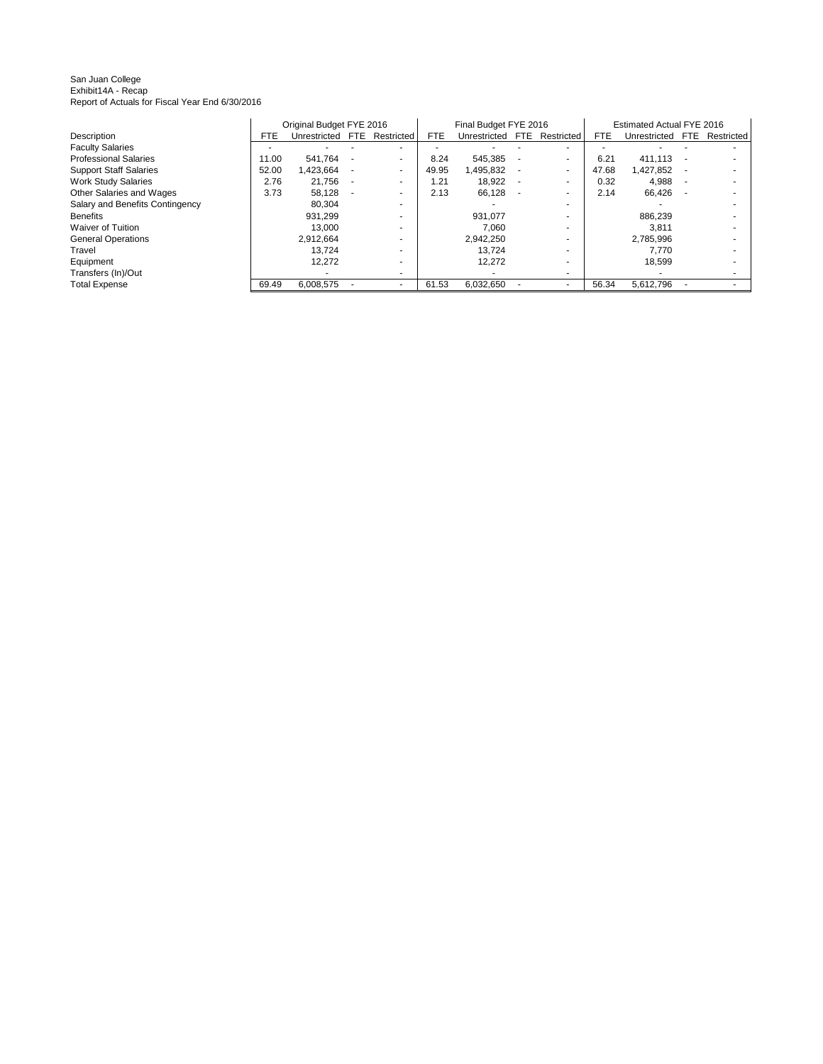San Juan College
Exhibit14A - Recap
Report of Actuals for Fiscal Year End 6/30/2016

| Description | Original Budget FYE 2016 | | | | Final Budget FYE 2016 | | | | Estimated Actual FYE 2016 | | | |
|---|---|---|---|---|---|---|---|---|---|---|---|---|
| | FTE | Unrestricted | FTE | Restricted | FTE | Unrestricted | FTE | Restricted | FTE | Unrestricted | FTE | Restricted |
| Faculty Salaries | - | - | - | - | - | - | - | - | - | - | - | - |
| Professional Salaries | 11.00 | 541,764 | - | - | 8.24 | 545,385 | - | - | 6.21 | 411,113 | - | - |
| Support Staff Salaries | 52.00 | 1,423,664 | - | - | 49.95 | 1,495,832 | - | - | 47.68 | 1,427,852 | - | - |
| Work Study Salaries | 2.76 | 21,756 | - | - | 1.21 | 18,922 | - | - | 0.32 | 4,988 | - | - |
| Other Salaries and Wages | 3.73 | 58,128 | - | - | 2.13 | 66,128 | - | - | 2.14 | 66,426 | - | - |
| Salary and Benefits Contingency | | 80,304 | | - | | - | | - | | - | | - |
| Benefits | | 931,299 | | - | | 931,077 | | - | | 886,239 | | - |
| Waiver of Tuition | | 13,000 | | - | | 7,060 | | - | | 3,811 | | - |
| General Operations | | 2,912,664 | | - | | 2,942,250 | | - | | 2,785,996 | | - |
| Travel | | 13,724 | | - | | 13,724 | | - | | 7,770 | | - |
| Equipment | | 12,272 | | - | | 12,272 | | - | | 18,599 | | - |
| Transfers (In)/Out | | - | | - | | - | | - | | - | | - |
| Total Expense | 69.49 | 6,008,575 | - | - | 61.53 | 6,032,650 | - | - | 56.34 | 5,612,796 | - | - |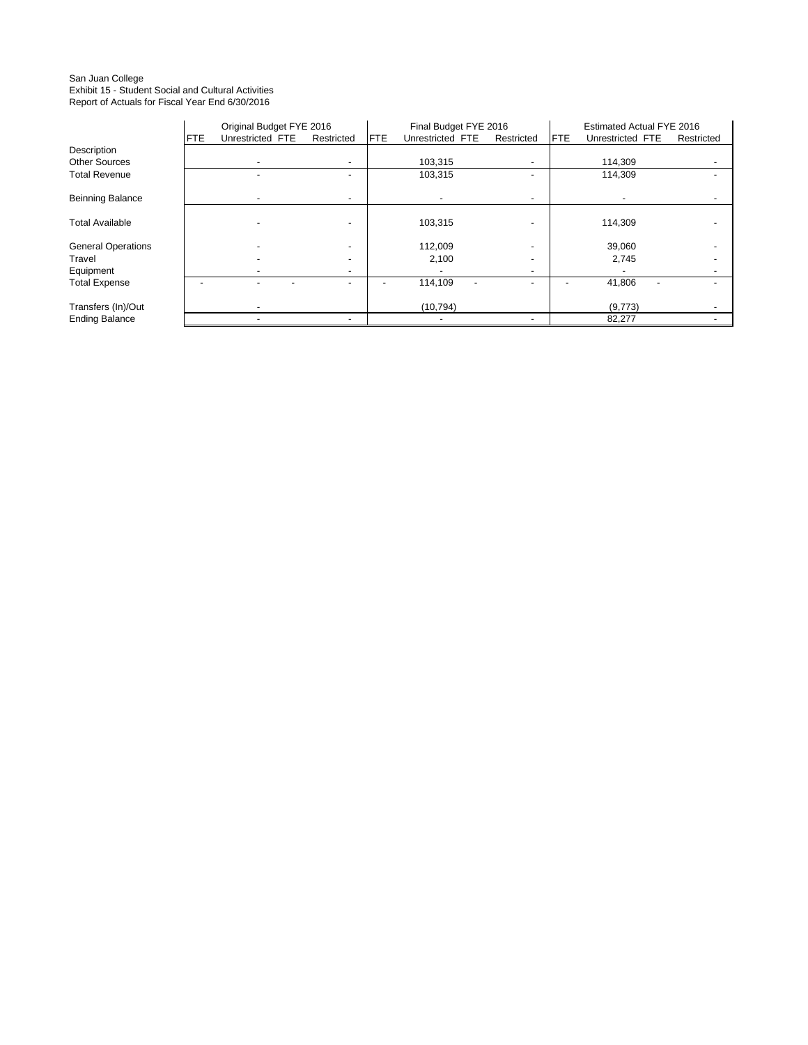San Juan College
Exhibit 15 - Student Social and Cultural Activities
Report of Actuals for Fiscal Year End 6/30/2016

| | Original Budget FYE 2016 | | | | Final Budget FYE 2016 | | | | Estimated Actual FYE 2016 | | | |
|---|---|---|---|---|---|---|---|---|---|---|---|---|
| | FTE | Unrestricted | FTE | Restricted | FTE | Unrestricted | FTE | Restricted | FTE | Unrestricted | FTE | Restricted |
| Description | | | | | | | | | | | | |
| Other Sources | | - | | - | | 103,315 | | - | | 114,309 | | - |
| Total Revenue | | - | | - | | 103,315 | | - | | 114,309 | | - |
| Beinning Balance | | - | | - | | - | | - | | - | | - |
| Total Available | | - | | - | | 103,315 | | - | | 114,309 | | - |
| General Operations | | - | | - | | 112,009 | | - | | 39,060 | | - |
| Travel | | - | | - | | 2,100 | | - | | 2,745 | | - |
| Equipment | | - | | - | | - | | - | | - | | - |
| Total Expense | - | - | - | - | - | 114,109 | - | - | - | 41,806 | - | - |
| Transfers (In)/Out | | - | | | | (10,794) | | | | (9,773) | | - |
| Ending Balance | | - | | - | | - | | - | | 82,277 | | - |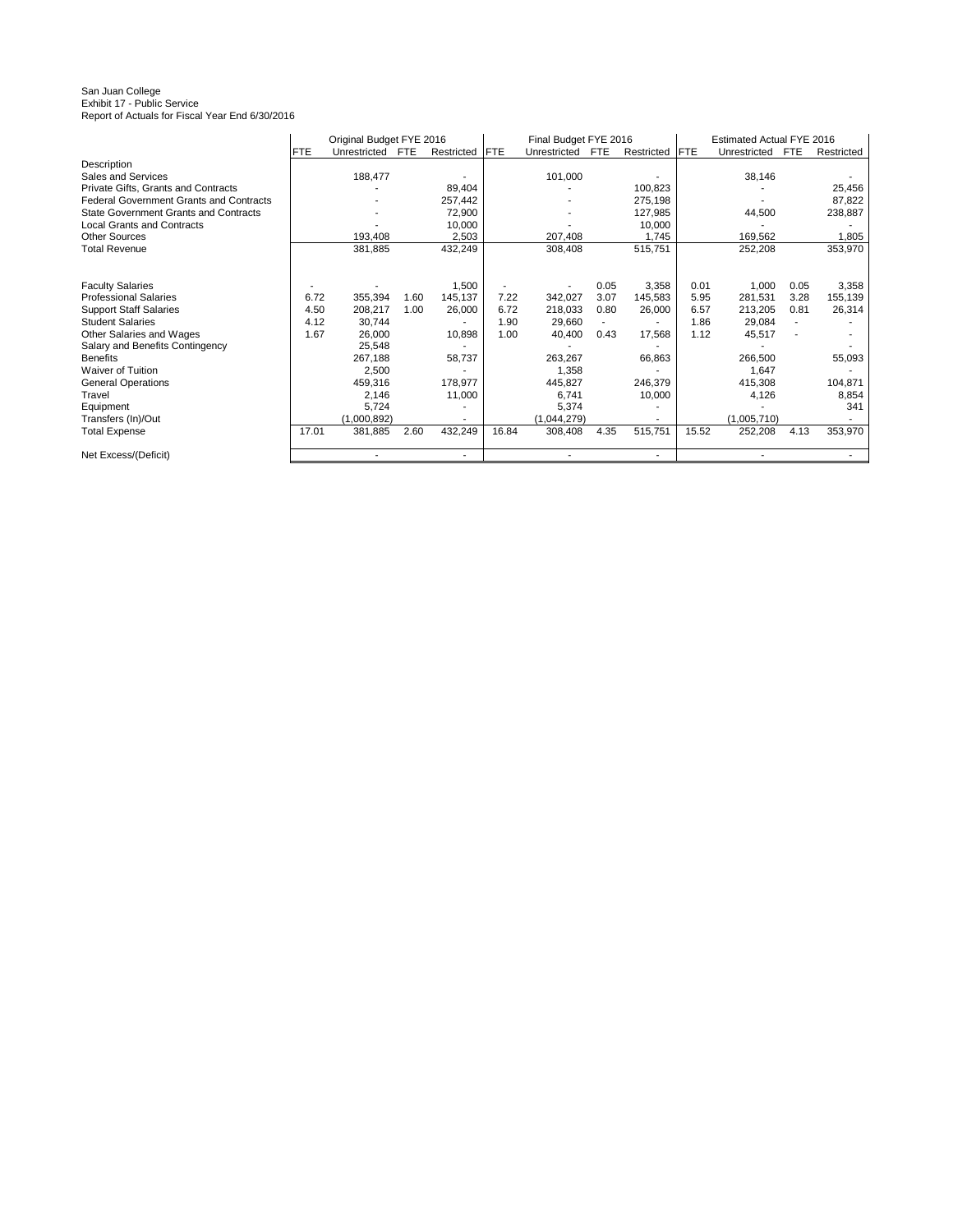San Juan College
Exhibit 17 - Public Service
Report of Actuals for Fiscal Year End 6/30/2016

| | Original Budget FYE 2016 | | | | Final Budget FYE 2016 | | | | Estimated Actual FYE 2016 | | | |
|---|---|---|---|---|---|---|---|---|---|---|---|---|
| | FTE | Unrestricted | FTE | Restricted | FTE | Unrestricted | FTE | Restricted | FTE | Unrestricted | FTE | Restricted |
| Description | | | | | | | | | | | | |
| Sales and Services | | 188,477 | | - | | 101,000 | | - | | 38,146 | | - |
| Private Gifts, Grants and Contracts | | - | | 89,404 | | - | | 100,823 | | - | | 25,456 |
| Federal Government Grants and Contracts | | - | | 257,442 | | - | | 275,198 | | - | | 87,822 |
| State Government Grants and Contracts | | - | | 72,900 | | - | | 127,985 | | 44,500 | | 238,887 |
| Local Grants and Contracts | | - | | 10,000 | | - | | 10,000 | | - | | - |
| Other Sources | | 193,408 | | 2,503 | | 207,408 | | 1,745 | | 169,562 | | 1,805 |
| Total Revenue | | 381,885 | | 432,249 | | 308,408 | | 515,751 | | 252,208 | | 353,970 |
| | | | | | | | | | | | | |
| Faculty Salaries | - | - | | 1,500 | - | - | 0.05 | 3,358 | 0.01 | 1,000 | 0.05 | 3,358 |
| Professional Salaries | 6.72 | 355,394 | 1.60 | 145,137 | 7.22 | 342,027 | 3.07 | 145,583 | 5.95 | 281,531 | 3.28 | 155,139 |
| Support Staff Salaries | 4.50 | 208,217 | 1.00 | 26,000 | 6.72 | 218,033 | 0.80 | 26,000 | 6.57 | 213,205 | 0.81 | 26,314 |
| Student Salaries | 4.12 | 30,744 | | - | 1.90 | 29,660 | - | - | 1.86 | 29,084 | - | - |
| Other Salaries and Wages | 1.67 | 26,000 | | 10,898 | 1.00 | 40,400 | 0.43 | 17,568 | 1.12 | 45,517 | - | - |
| Salary and Benefits Contingency | | 25,548 | | - | | - | | - | | - | | - |
| Benefits | | 267,188 | | 58,737 | | 263,267 | | 66,863 | | 266,500 | | 55,093 |
| Waiver of Tuition | | 2,500 | | - | | 1,358 | | - | | 1,647 | | - |
| General Operations | | 459,316 | | 178,977 | | 445,827 | | 246,379 | | 415,308 | | 104,871 |
| Travel | | 2,146 | | 11,000 | | 6,741 | | 10,000 | | 4,126 | | 8,854 |
| Equipment | | 5,724 | | - | | 5,374 | | - | | - | | 341 |
| Transfers (In)/Out | | (1,000,892) | | - | | (1,044,279) | | - | | (1,005,710) | | - |
| Total Expense | 17.01 | 381,885 | 2.60 | 432,249 | 16.84 | 308,408 | 4.35 | 515,751 | 15.52 | 252,208 | 4.13 | 353,970 |
| | | | | | | | | | | | | |
| Net Excess/(Deficit) | | - | | - | | - | | - | | - | | - |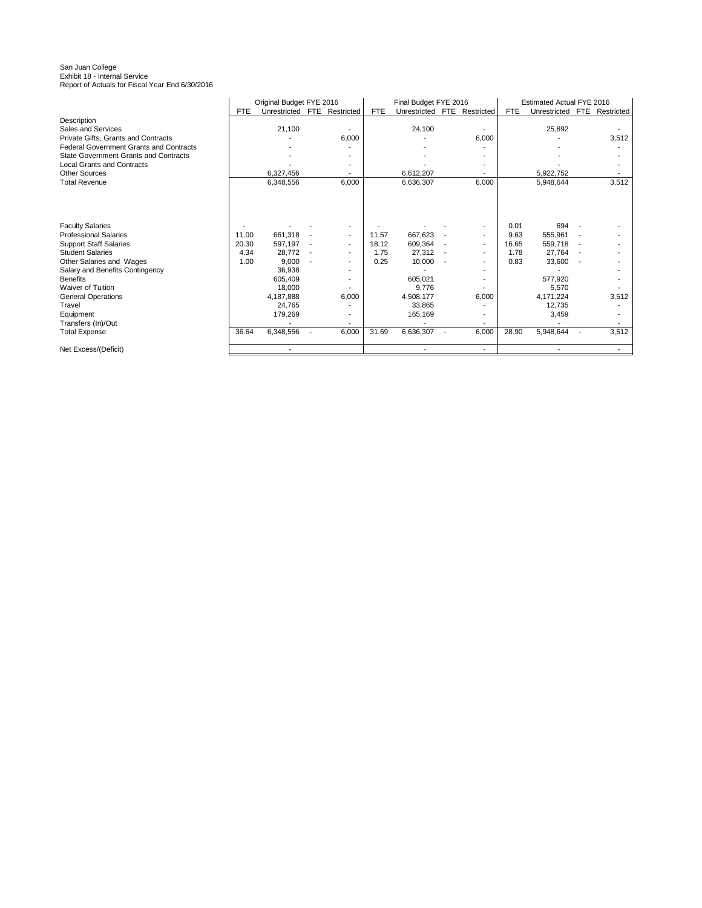San Juan College
Exhibit 18 - Internal Service
Report of Actuals for Fiscal Year End 6/30/2016

| | Original Budget FYE 2016 | | | | Final Budget FYE 2016 | | | | Estimated Actual FYE 2016 | | | |
|---|---|---|---|---|---|---|---|---|---|---|---|---|
| | FTE | Unrestricted | FTE | Restricted | FTE | Unrestricted | FTE | Restricted | FTE | Unrestricted | FTE | Restricted |
| Description | | | | | | | | | | | | |
| Sales and Services | | 21,100 | | - | | 24,100 | | - | | 25,892 | | - |
| Private Gifts, Grants and Contracts | | - | | 6,000 | | - | | 6,000 | | - | | 3,512 |
| Federal Government Grants and Contracts | | - | | - | | - | | - | | - | | - |
| State Government Grants and Contracts | | - | | - | | - | | - | | - | | - |
| Local Grants and Contracts | | - | | - | | - | | - | | - | | - |
| Other Sources | | 6,327,456 | | - | | 6,612,207 | | - | | 5,922,752 | | - |
| Total Revenue | | 6,348,556 | | 6,000 | | 6,636,307 | | 6,000 | | 5,948,644 | | 3,512 |
| | | | | | | | | | | | | |
| Faculty Salaries | - | - | - | - | - | - | - | - | 0.01 | 694 | - | - |
| Professional Salaries | 11.00 | 661,318 | - | - | 11.57 | 667,623 | - | - | 9.63 | 555,961 | - | - |
| Support Staff Salaries | 20.30 | 597,197 | - | - | 18.12 | 609,364 | - | - | 16.65 | 559,718 | - | - |
| Student Salaries | 4.34 | 28,772 | - | - | 1.75 | 27,312 | - | - | 1.78 | 27,764 | - | - |
| Other Salaries and Wages | 1.00 | 9,000 | - | - | 0.25 | 10,000 | - | - | 0.83 | 33,600 | - | - |
| Salary and Benefits Contingency | | 36,938 | | - | | - | | - | | - | | - |
| Benefits | | 605,409 | | - | | 605,021 | | - | | 577,920 | | - |
| Waiver of Tuition | | 18,000 | | - | | 9,776 | | - | | 5,570 | | - |
| General Operations | | 4,187,888 | | 6,000 | | 4,508,177 | | 6,000 | | 4,171,224 | | 3,512 |
| Travel | | 24,765 | | - | | 33,865 | | - | | 12,735 | | - |
| Equipment | | 179,269 | | - | | 165,169 | | - | | 3,459 | | - |
| Transfers (In)/Out | | - | | - | | - | | - | | - | | - |
| Total Expense | 36.64 | 6,348,556 | - | 6,000 | 31.69 | 6,636,307 | - | 6,000 | 28.90 | 5,948,644 | - | 3,512 |
| | | | | | | | | | | | | |
| Net Excess/(Deficit) | | - | | | | - | | - | | - | | - |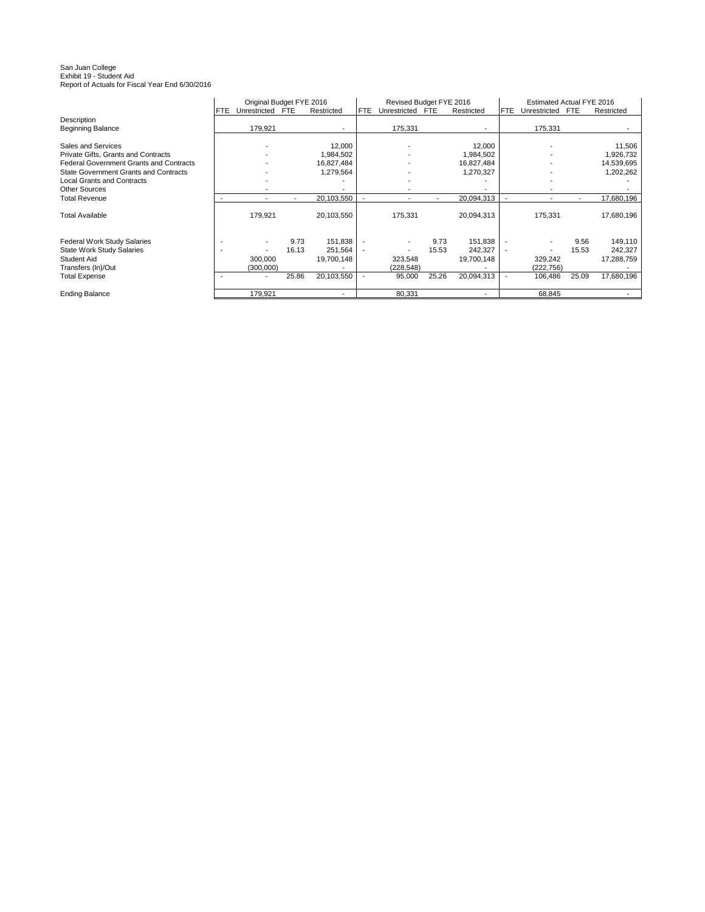San Juan College
Exhibit 19 - Student Aid
Report of Actuals for Fiscal Year End 6/30/2016

| Description | Original Budget FYE 2016 | | | | Revised Budget FYE 2016 | | | | Estimated Actual FYE 2016 | | | |
|---|---|---|---|---|---|---|---|---|---|---|---|---|
| | FTE | Unrestricted | FTE | Restricted | FTE | Unrestricted | FTE | Restricted | FTE | Unrestricted | FTE | Restricted |
| Beginning Balance | | 179,921 | | - | | 175,331 | | - | | 175,331 | | - |
| Sales and Services | | - | | 12,000 | | - | | 12,000 | | - | | 11,506 |
| Private Gifts, Grants and Contracts | | - | | 1,984,502 | | - | | 1,984,502 | | - | | 1,926,732 |
| Federal Government Grants and Contracts | | - | | 16,827,484 | | - | | 16,827,484 | | - | | 14,539,695 |
| State Government Grants and Contracts | | - | | 1,279,564 | | - | | 1,270,327 | | - | | 1,202,262 |
| Local Grants and Contracts | | - | | - | | - | | - | | - | | - |
| Other Sources | | - | | - | | - | | - | | - | | - |
| Total Revenue | - | - | - | 20,103,550 | - | - | - | 20,094,313 | - | - | - | 17,680,196 |
| Total Available | | 179,921 | | 20,103,550 | | 175,331 | | 20,094,313 | | 175,331 | | 17,680,196 |
| Federal Work Study Salaries | - | - | 9.73 | 151,838 | - | - | 9.73 | 151,838 | - | - | 9.56 | 149,110 |
| State Work Study Salaries | - | - | 16.13 | 251,564 | - | - | 15.53 | 242,327 | - | - | 15.53 | 242,327 |
| Student Aid | | 300,000 | | 19,700,148 | | 323,548 | | 19,700,148 | | 329,242 | | 17,288,759 |
| Transfers (In)/Out | | (300,000) | | - | | (228,548) | | - | | (222,756) | | - |
| Total Expense | - | - | 25.86 | 20,103,550 | - | 95,000 | 25.26 | 20,094,313 | - | 106,486 | 25.09 | 17,680,196 |
| Ending Balance | | 179,921 | | - | | 80,331 | | - | | 68,845 | | - |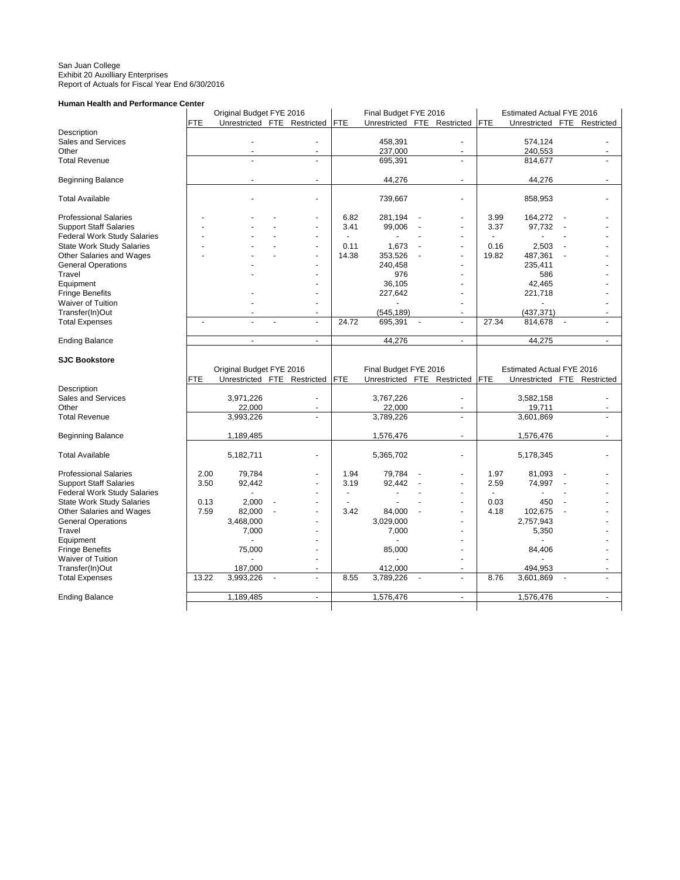San Juan College
Exhibit 20 Auxilliary Enterprises
Report of Actuals for Fiscal Year End 6/30/2016

**Human Health and Performance Center**

| | Original Budget FYE 2016 | | | | Final Budget FYE 2016 | | | | Estimated Actual FYE 2016 | | | |
|---|---|---|---|---|---|---|---|---|---|---|---|---|
| | FTE | Unrestricted | FTE | Restricted | FTE | Unrestricted | FTE | Restricted | FTE | Unrestricted | FTE | Restricted |
| Description | | | | | | | | | | | | |
| Sales and Services | | - | | - | | 458,391 | | - | | 574,124 | | - |
| Other | | - | | - | | 237,000 | | - | | 240,553 | | - |
| Total Revenue | | - | | - | | 695,391 | | - | | 814,677 | | - |
| Beginning Balance | | - | | - | | 44,276 | | - | | 44,276 | | - |
| Total Available | | - | | - | | 739,667 | | - | | 858,953 | | - |
| Professional Salaries | - | - | - | - | 6.82 | 281,194 | - | - | 3.99 | 164,272 | - | - |
| Support Staff Salaries | - | - | - | - | 3.41 | 99,006 | - | - | 3.37 | 97,732 | - | - |
| Federal Work Study Salaries | - | - | - | - | - | - | - | - | - | - | - | - |
| State Work Study Salaries | - | - | - | - | 0.11 | 1,673 | - | - | 0.16 | 2,503 | - | - |
| Other Salaries and Wages | - | - | - | - | 14.38 | 353,526 | - | - | 19.82 | 487,361 | - | - |
| General Operations | | - | | - | | 240,458 | | - | | 235,411 | | - |
| Travel | | - | | - | | 976 | | - | | 586 | | - |
| Equipment | | | | - | | 36,105 | | - | | 42,465 | | - |
| Fringe Benefits | | - | | - | | 227,642 | | - | | 221,718 | | - |
| Waiver of Tuition | | - | | - | | - | | - | | - | | - |
| Transfer(In)Out | | - | | - | | (545,189) | | - | | (437,371) | | - |
| Total Expenses | - | - | - | - | 24.72 | 695,391 | - | - | 27.34 | 814,678 | - | - |
| Ending Balance | | - | | - | | 44,276 | | - | | 44,275 | | - |

**SJC Bookstore**

| | Original Budget FYE 2016 | | | | Final Budget FYE 2016 | | | | Estimated Actual FYE 2016 | | | |
|---|---|---|---|---|---|---|---|---|---|---|---|---|
| | FTE | Unrestricted | FTE | Restricted | FTE | Unrestricted | FTE | Restricted | FTE | Unrestricted | FTE | Restricted |
| Description | | | | | | | | | | | | |
| Sales and Services | | 3,971,226 | | - | | 3,767,226 | | - | | 3,582,158 | | - |
| Other | | 22,000 | | - | | 22,000 | | - | | 19,711 | | - |
| Total Revenue | | 3,993,226 | | - | | 3,789,226 | | - | | 3,601,869 | | - |
| Beginning Balance | | 1,189,485 | | | | 1,576,476 | | - | | 1,576,476 | | - |
| Total Available | | 5,182,711 | | - | | 5,365,702 | | - | | 5,178,345 | | - |
| Professional Salaries | 2.00 | 79,784 | | - | 1.94 | 79,784 | - | - | 1.97 | 81,093 | - | - |
| Support Staff Salaries | 3.50 | 92,442 | | - | 3.19 | 92,442 | - | - | 2.59 | 74,997 | - | - |
| Federal Work Study Salaries | | - | | - | - | - | - | - | - | - | - | - |
| State Work Study Salaries | 0.13 | 2,000 | - | - | - | - | - | - | 0.03 | 450 | - | - |
| Other Salaries and Wages | 7.59 | 82,000 | - | - | 3.42 | 84,000 | - | - | 4.18 | 102,675 | - | - |
| General Operations | | 3,468,000 | | - | | 3,029,000 | | - | | 2,757,943 | | - |
| Travel | | 7,000 | | - | | 7,000 | | - | | 5,350 | | - |
| Equipment | | - | | - | | - | | - | | - | | - |
| Fringe Benefits | | 75,000 | | - | | 85,000 | | - | | 84,406 | | - |
| Waiver of Tuition | | - | | - | | - | | - | | - | | - |
| Transfer(In)Out | | 187,000 | | - | | 412,000 | | - | | 494,953 | | - |
| Total Expenses | 13.22 | 3,993,226 | - | - | 8.55 | 3,789,226 | - | - | 8.76 | 3,601,869 | - | - |
| Ending Balance | | 1,189,485 | | - | | 1,576,476 | | - | | 1,576,476 | | - |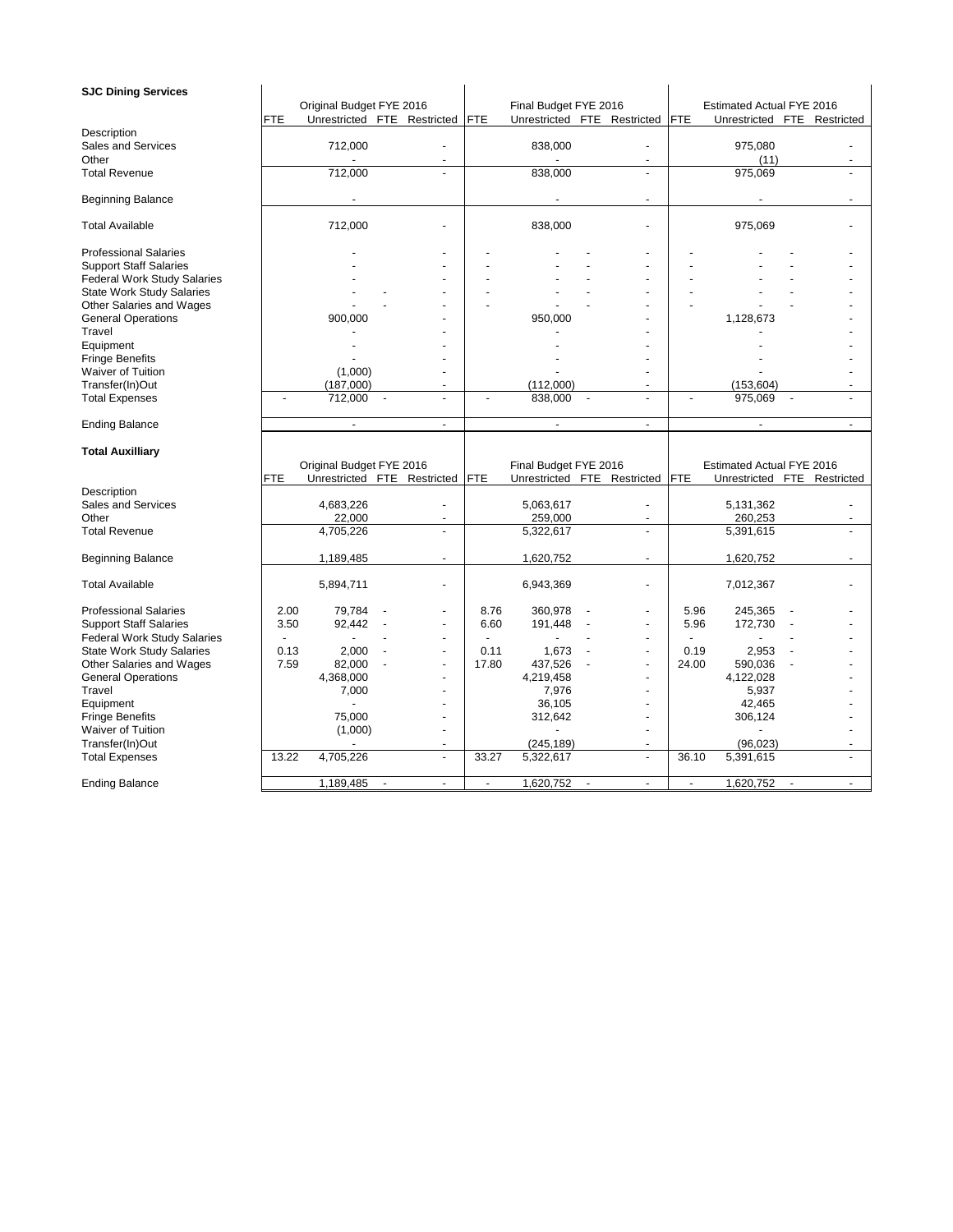**SJC Dining Services**

| | Original Budget FYE 2016 | | | | Final Budget FYE 2016 | | | | Estimated Actual FYE 2016 | | | |
|---|---|---|---|---|---|---|---|---|---|---|---|---|
| | FTE | Unrestricted | FTE | Restricted | FTE | Unrestricted | FTE | Restricted | FTE | Unrestricted | FTE | Restricted |
| Description | | | | | | | | | | | | |
| Sales and Services | | 712,000 | | - | | 838,000 | | - | | 975,080 | | - |
| Other | | - | | - | | - | | - | | (11) | | - |
| Total Revenue | | 712,000 | | - | | 838,000 | | - | | 975,069 | | - |
| Beginning Balance | | - | | - | | - | | - | | - | | - |
| Total Available | | 712,000 | | - | | 838,000 | | - | | 975,069 | | - |
| Professional Salaries | | - | | - | - | - | - | - | - | - | - | - |
| Support Staff Salaries | | - | | - | - | - | - | - | - | - | - | - |
| Federal Work Study Salaries | | - | | - | - | - | - | - | - | - | - | - |
| State Work Study Salaries | | - | - | - | - | - | - | - | - | - | - | - |
| Other Salaries and Wages | | - | - | - | - | - | - | - | - | - | - | - |
| General Operations | | 900,000 | | - | | 950,000 | | - | | 1,128,673 | | - |
| Travel | | - | | - | | - | | - | | - | | - |
| Equipment | | - | | - | | - | | - | | - | | - |
| Fringe Benefits | | - | | - | | - | | - | | - | | - |
| Waiver of Tuition | | (1,000) | | - | | - | | - | | - | | - |
| Transfer(In)Out | | (187,000) | | - | | (112,000) | | - | | (153,604) | | - |
| Total Expenses | - | 712,000 | - | - | - | 838,000 | - | - | - | 975,069 | - | - |
| Ending Balance | | - | | - | | - | | - | | - | | - |

**Total Auxilliary**

| | Original Budget FYE 2016 | | | | Final Budget FYE 2016 | | | | Estimated Actual FYE 2016 | | | |
|---|---|---|---|---|---|---|---|---|---|---|---|---|
| | FTE | Unrestricted | FTE | Restricted | FTE | Unrestricted | FTE | Restricted | FTE | Unrestricted | FTE | Restricted |
| Description | | | | | | | | | | | | |
| Sales and Services | | 4,683,226 | | - | | 5,063,617 | | - | | 5,131,362 | | - |
| Other | | 22,000 | | - | | 259,000 | | - | | 260,253 | | - |
| Total Revenue | | 4,705,226 | | - | | 5,322,617 | | - | | 5,391,615 | | - |
| Beginning Balance | | 1,189,485 | | - | | 1,620,752 | | - | | 1,620,752 | | - |
| Total Available | | 5,894,711 | | - | | 6,943,369 | | - | | 7,012,367 | | - |
| Professional Salaries | 2.00 | 79,784 | - | - | 8.76 | 360,978 | - | - | 5.96 | 245,365 | - | - |
| Support Staff Salaries | 3.50 | 92,442 | - | - | 6.60 | 191,448 | - | - | 5.96 | 172,730 | - | - |
| Federal Work Study Salaries | - | - | - | - | - | - | - | - | - | - | - | - |
| State Work Study Salaries | 0.13 | 2,000 | - | - | 0.11 | 1,673 | - | - | 0.19 | 2,953 | - | - |
| Other Salaries and Wages | 7.59 | 82,000 | - | - | 17.80 | 437,526 | - | - | 24.00 | 590,036 | - | - |
| General Operations | | 4,368,000 | | - | | 4,219,458 | | - | | 4,122,028 | | - |
| Travel | | 7,000 | | - | | 7,976 | | - | | 5,937 | | - |
| Equipment | | - | | - | | 36,105 | | - | | 42,465 | | - |
| Fringe Benefits | | 75,000 | | - | | 312,642 | | - | | 306,124 | | - |
| Waiver of Tuition | | (1,000) | | - | | - | | - | | - | | - |
| Transfer(In)Out | | - | | - | | (245,189) | | - | | (96,023) | | - |
| Total Expenses | 13.22 | 4,705,226 | | - | 33.27 | 5,322,617 | | - | 36.10 | 5,391,615 | | - |
| Ending Balance | | 1,189,485 | - | - | - | 1,620,752 | - | - | - | 1,620,752 | - | - |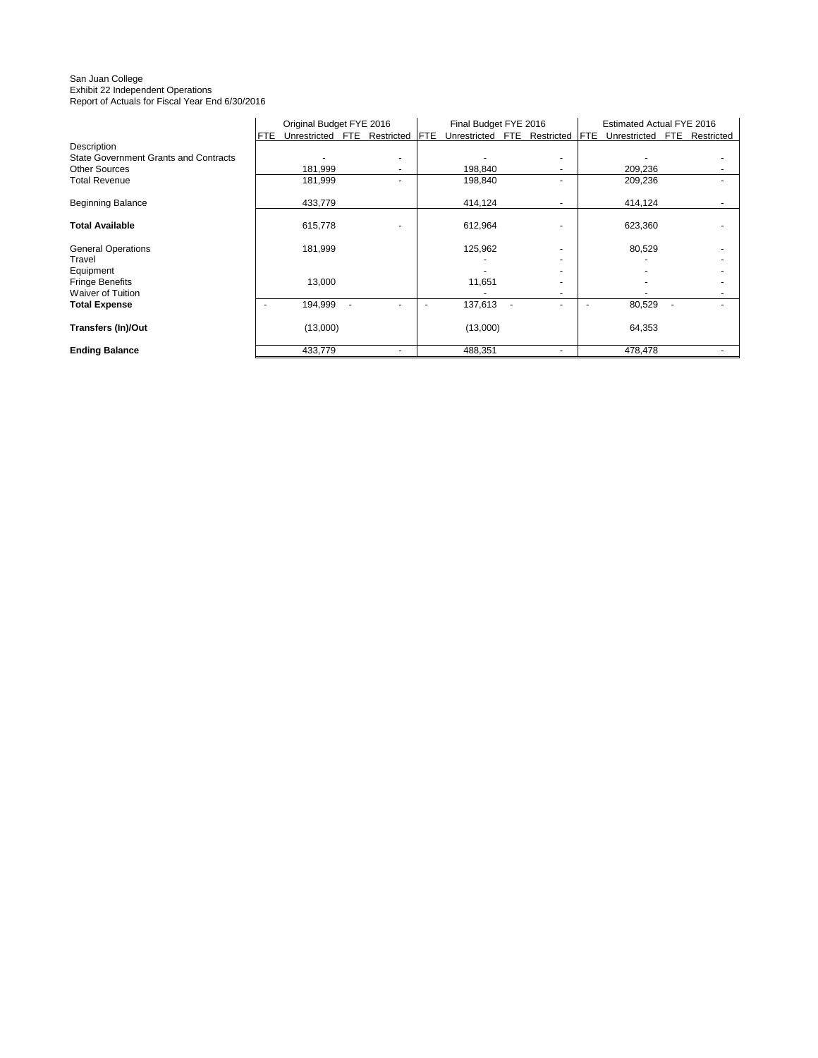San Juan College
Exhibit 22 Independent Operations
Report of Actuals for Fiscal Year End 6/30/2016

| | Original Budget FYE 2016 | | | | Final Budget FYE 2016 | | | | Estimated Actual FYE 2016 | | | |
|---|---|---|---|---|---|---|---|---|---|---|---|---|
| | FTE | Unrestricted | FTE | Restricted | FTE | Unrestricted | FTE | Restricted | FTE | Unrestricted | FTE | Restricted |
| Description | | | | | | | | | | | | |
| State Government Grants and Contracts | | - | | - | | - | | - | | - | | - |
| Other Sources | | 181,999 | | - | | 198,840 | | - | | 209,236 | | - |
| Total Revenue | | 181,999 | | - | | 198,840 | | - | | 209,236 | | - |
| Beginning Balance | | 433,779 | | | | 414,124 | | - | | 414,124 | | - |
| **Total Available** | | 615,778 | | - | | 612,964 | | - | | 623,360 | | - |
| General Operations | | 181,999 | | | | 125,962 | | - | | 80,529 | | - |
| Travel | | | | | | - | | - | | - | | - |
| Equipment | | | | | | - | | - | | - | | - |
| Fringe Benefits | | 13,000 | | | | 11,651 | | - | | - | | - |
| Waiver of Tuition | | | | | | - | | - | | - | | - |
| **Total Expense** | - | 194,999 | - | - | - | 137,613 | - | - | - | 80,529 | - | - |
| **Transfers (In)/Out** | | (13,000) | | | | (13,000) | | | | 64,353 | | |
| **Ending Balance** | | 433,779 | | - | | 488,351 | | - | | 478,478 | | - |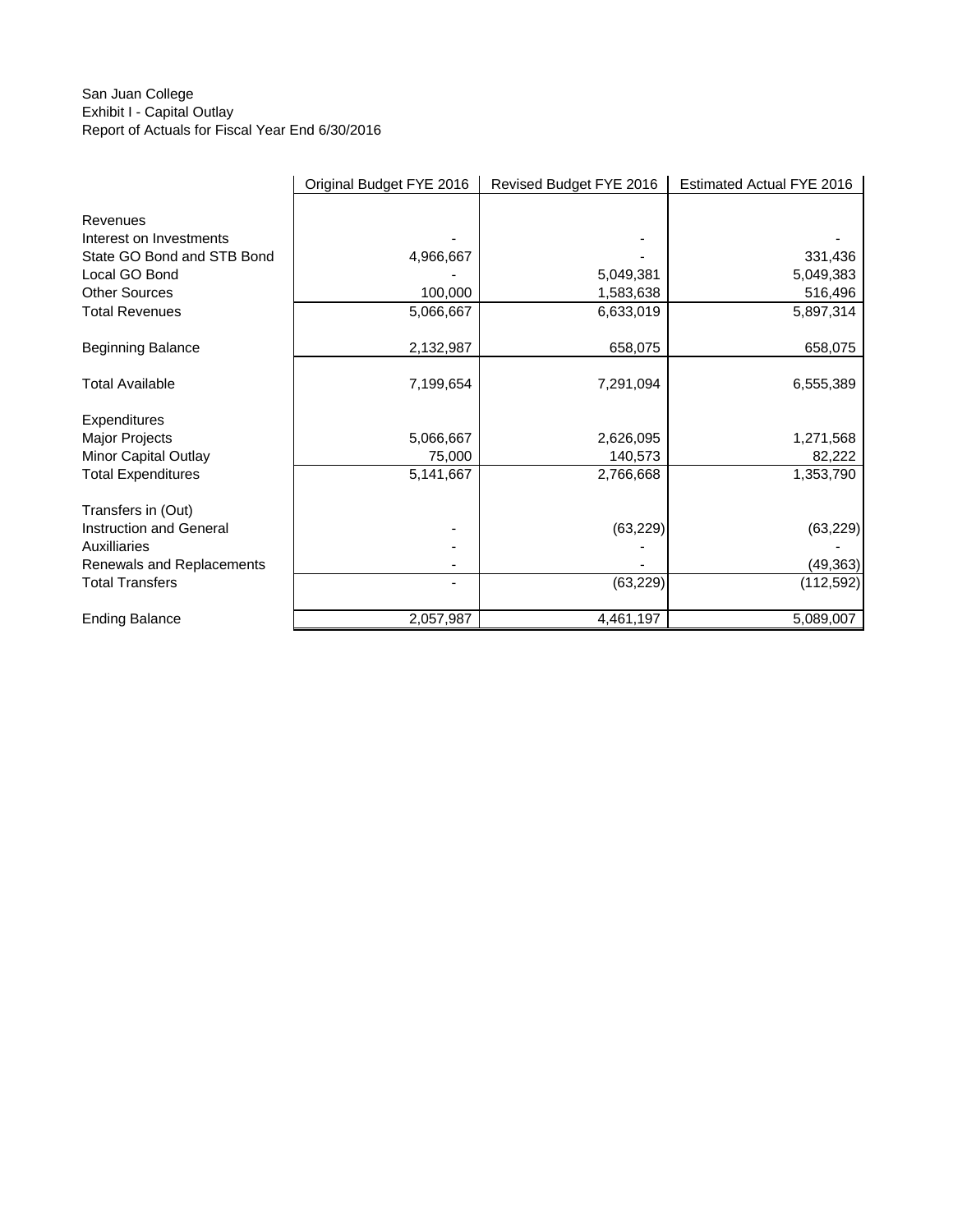San Juan College
Exhibit I - Capital Outlay
Report of Actuals for Fiscal Year End 6/30/2016

| | Original Budget FYE 2016 | Revised Budget FYE 2016 | Estimated Actual FYE 2016 |
|---|---|---|---|
| Revenues | | | |
| Interest on Investments | - | - | - |
| State GO Bond and STB Bond | 4,966,667 | - | 331,436 |
| Local GO Bond | - | 5,049,381 | 5,049,383 |
| Other Sources | 100,000 | 1,583,638 | 516,496 |
| Total Revenues | 5,066,667 | 6,633,019 | 5,897,314 |
| Beginning Balance | 2,132,987 | 658,075 | 658,075 |
| Total Available | 7,199,654 | 7,291,094 | 6,555,389 |
| Expenditures | | | |
| Major Projects | 5,066,667 | 2,626,095 | 1,271,568 |
| Minor Capital Outlay | 75,000 | 140,573 | 82,222 |
| Total Expenditures | 5,141,667 | 2,766,668 | 1,353,790 |
| Transfers in (Out) | | | |
| Instruction and General | - | (63,229) | (63,229) |
| Auxilliaries | - | - | - |
| Renewals and Replacements | - | - | (49,363) |
| Total Transfers | - | (63,229) | (112,592) |
| Ending Balance | 2,057,987 | 4,461,197 | 5,089,007 |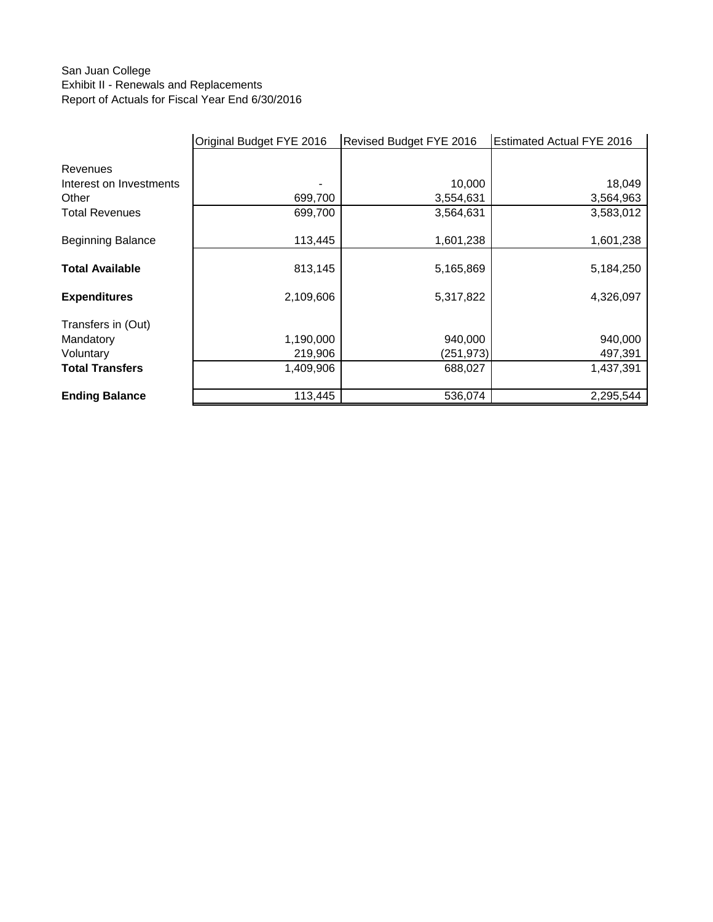San Juan College
Exhibit II - Renewals and Replacements
Report of Actuals for Fiscal Year End 6/30/2016

| | Original Budget FYE 2016 | Revised Budget FYE 2016 | Estimated Actual FYE 2016 |
|---|---|---|---|
| Revenues | | | |
| Interest on Investments | - | 10,000 | 18,049 |
| Other | 699,700 | 3,554,631 | 3,564,963 |
| Total Revenues | 699,700 | 3,564,631 | 3,583,012 |
| Beginning Balance | 113,445 | 1,601,238 | 1,601,238 |
| **Total Available** | 813,145 | 5,165,869 | 5,184,250 |
| **Expenditures** | 2,109,606 | 5,317,822 | 4,326,097 |
| Transfers in (Out) | | | |
| Mandatory | 1,190,000 | 940,000 | 940,000 |
| Voluntary | 219,906 | (251,973) | 497,391 |
| **Total Transfers** | 1,409,906 | 688,027 | 1,437,391 |
| **Ending Balance** | 113,445 | 536,074 | 2,295,544 |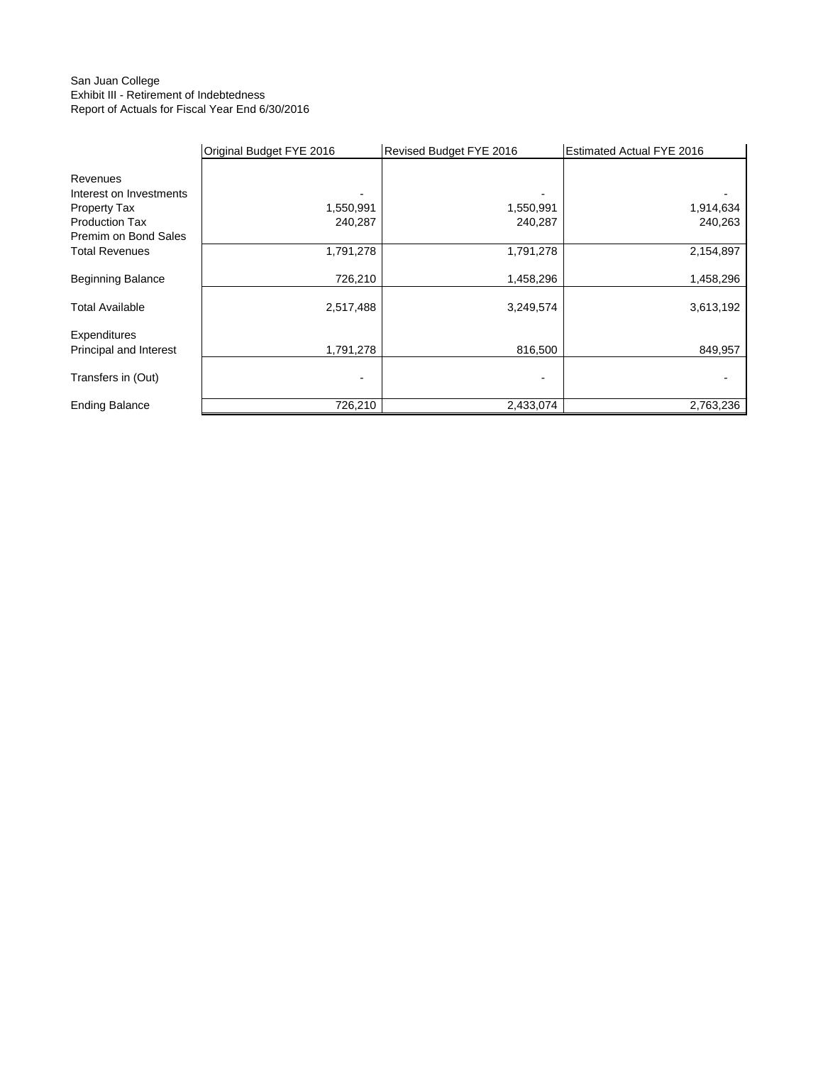San Juan College
Exhibit III - Retirement of Indebtedness
Report of Actuals for Fiscal Year End 6/30/2016

| | Original Budget FYE 2016 | Revised Budget FYE 2016 | Estimated Actual FYE 2016 |
|---|---|---|---|
| Revenues | | | |
| Interest on Investments | - | - | - |
| Property Tax | 1,550,991 | 1,550,991 | 1,914,634 |
| Production Tax | 240,287 | 240,287 | 240,263 |
| Premim on Bond Sales | | | |
| Total Revenues | 1,791,278 | 1,791,278 | 2,154,897 |
| Beginning Balance | 726,210 | 1,458,296 | 1,458,296 |
| Total Available | 2,517,488 | 3,249,574 | 3,613,192 |
| Expenditures | | | |
| Principal and Interest | 1,791,278 | 816,500 | 849,957 |
| Transfers in (Out) | - | - | - |
| Ending Balance | 726,210 | 2,433,074 | 2,763,236 |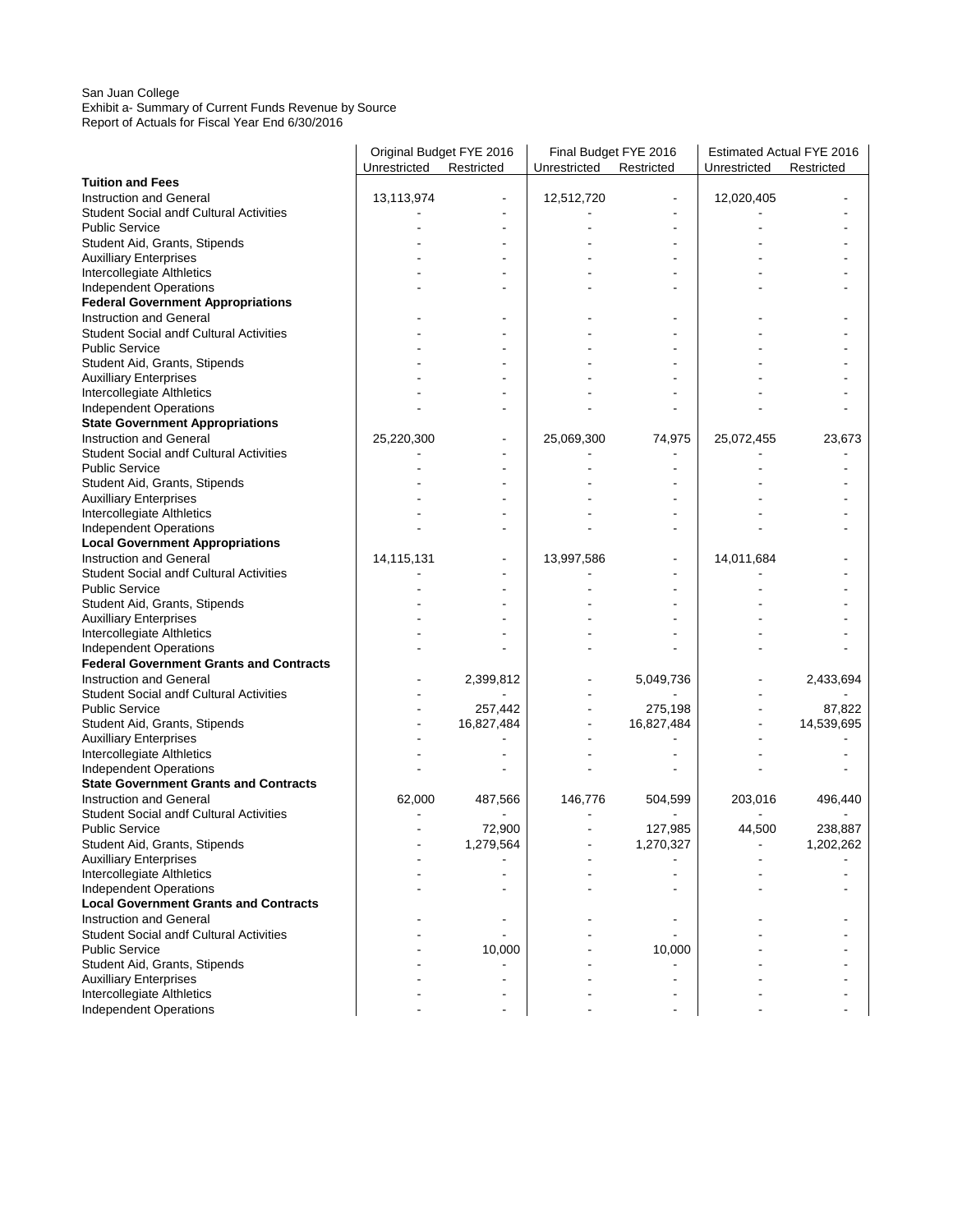San Juan College
Exhibit a- Summary of Current Funds Revenue by Source
Report of Actuals for Fiscal Year End 6/30/2016

| | Original Budget FYE 2016 | | Final Budget FYE 2016 | | Estimated Actual FYE 2016 | |
|---|---|---|---|---|---|---|
| | Unrestricted | Restricted | Unrestricted | Restricted | Unrestricted | Restricted |
| **Tuition and Fees** | | | | | | |
| Instruction and General | 13,113,974 | - | 12,512,720 | - | 12,020,405 | - |
| Student Social andf Cultural Activities | - | - | - | - | - | - |
| Public Service | - | - | - | - | - | - |
| Student Aid, Grants, Stipends | - | - | - | - | - | - |
| Auxilliary Enterprises | - | - | - | - | - | - |
| Intercollegiate Althletics | - | - | - | - | - | - |
| Independent Operations | - | - | - | - | - | - |
| **Federal Government Appropriations** | | | | | | |
| Instruction and General | - | - | - | - | - | - |
| Student Social andf Cultural Activities | - | - | - | - | - | - |
| Public Service | - | - | - | - | - | - |
| Student Aid, Grants, Stipends | - | - | - | - | - | - |
| Auxilliary Enterprises | - | - | - | - | - | - |
| Intercollegiate Althletics | - | - | - | - | - | - |
| Independent Operations | - | - | - | - | - | - |
| **State Government Appropriations** | | | | | | |
| Instruction and General | 25,220,300 | - | 25,069,300 | 74,975 | 25,072,455 | 23,673 |
| Student Social andf Cultural Activities | - | - | - | - | - | - |
| Public Service | - | - | - | - | - | - |
| Student Aid, Grants, Stipends | - | - | - | - | - | - |
| Auxilliary Enterprises | - | - | - | - | - | - |
| Intercollegiate Althletics | - | - | - | - | - | - |
| Independent Operations | - | - | - | - | - | - |
| **Local Government Appropriations** | | | | | | |
| Instruction and General | 14,115,131 | - | 13,997,586 | - | 14,011,684 | - |
| Student Social andf Cultural Activities | - | - | - | - | - | - |
| Public Service | - | - | - | - | - | - |
| Student Aid, Grants, Stipends | - | - | - | - | - | - |
| Auxilliary Enterprises | - | - | - | - | - | - |
| Intercollegiate Althletics | - | - | - | - | - | - |
| Independent Operations | - | - | - | - | - | - |
| **Federal Government Grants and Contracts** | | | | | | |
| Instruction and General | - | 2,399,812 | - | 5,049,736 | - | 2,433,694 |
| Student Social andf Cultural Activities | - | - | - | - | - | - |
| Public Service | - | 257,442 | - | 275,198 | - | 87,822 |
| Student Aid, Grants, Stipends | - | 16,827,484 | - | 16,827,484 | - | 14,539,695 |
| Auxilliary Enterprises | - | - | - | - | - | - |
| Intercollegiate Althletics | - | - | - | - | - | - |
| Independent Operations | - | - | - | - | - | - |
| **State Government Grants and Contracts** | | | | | | |
| Instruction and General | 62,000 | 487,566 | 146,776 | 504,599 | 203,016 | 496,440 |
| Student Social andf Cultural Activities | - | - | - | - | - | - |
| Public Service | - | 72,900 | - | 127,985 | 44,500 | 238,887 |
| Student Aid, Grants, Stipends | - | 1,279,564 | - | 1,270,327 | - | 1,202,262 |
| Auxilliary Enterprises | - | - | - | - | - | - |
| Intercollegiate Althletics | - | - | - | - | - | - |
| Independent Operations | - | - | - | - | - | - |
| **Local Government Grants and Contracts** | | | | | | |
| Instruction and General | - | - | - | - | - | - |
| Student Social andf Cultural Activities | - | - | - | - | - | - |
| Public Service | - | 10,000 | - | 10,000 | - | - |
| Student Aid, Grants, Stipends | - | - | - | - | - | - |
| Auxilliary Enterprises | - | - | - | - | - | - |
| Intercollegiate Althletics | - | - | - | - | - | - |
| Independent Operations | - | - | - | - | - | - |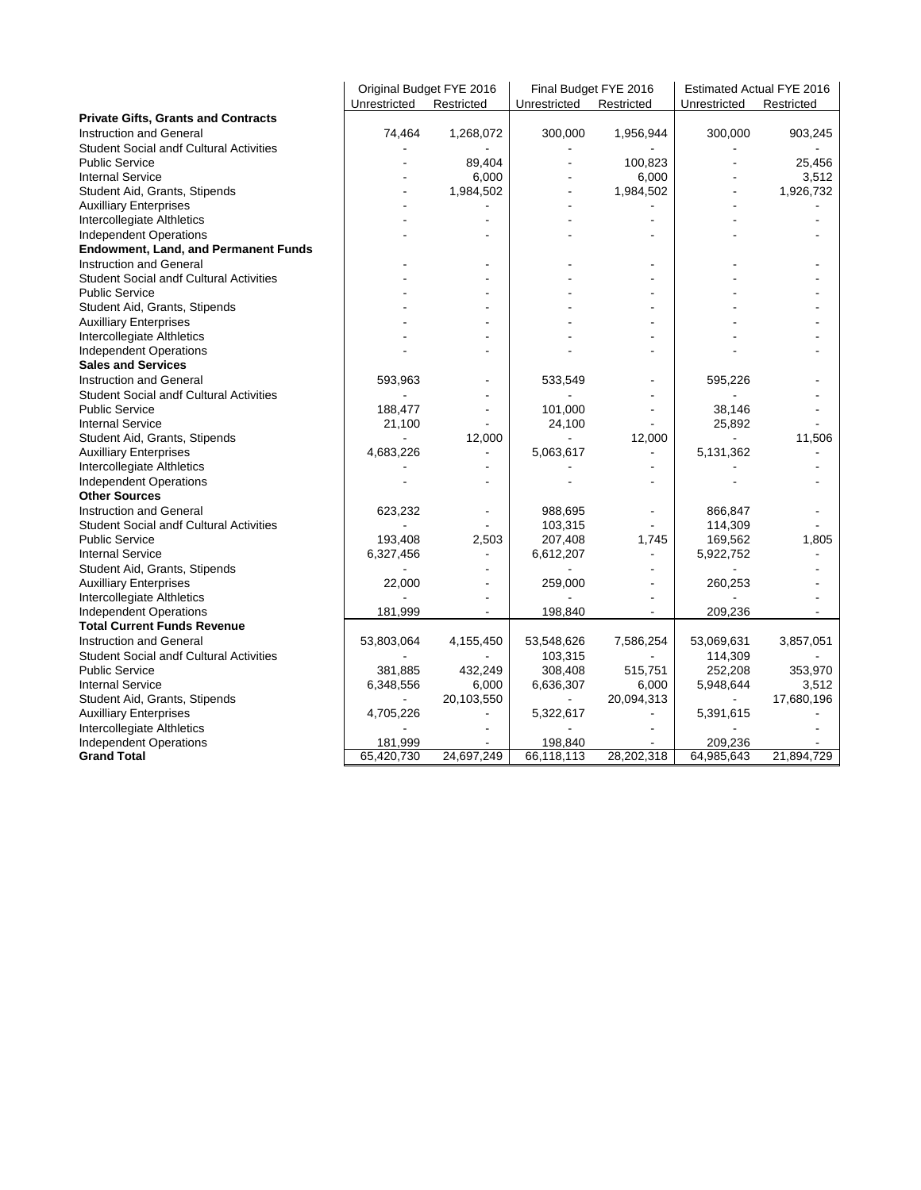| | Original Budget FYE 2016 | | Final Budget FYE 2016 | | Estimated Actual FYE 2016 | |
|---|---|---|---|---|---|---|
| | Unrestricted | Restricted | Unrestricted | Restricted | Unrestricted | Restricted |
| **Private Gifts, Grants and Contracts** | | | | | | |
| Instruction and General | 74,464 | 1,268,072 | 300,000 | 1,956,944 | 300,000 | 903,245 |
| Student Social andf Cultural Activities | - | - | - | - | - | - |
| Public Service | - | 89,404 | - | 100,823 | - | 25,456 |
| Internal Service | - | 6,000 | - | 6,000 | - | 3,512 |
| Student Aid, Grants, Stipends | - | 1,984,502 | - | 1,984,502 | - | 1,926,732 |
| Auxilliary Enterprises | - | - | - | - | - | - |
| Intercollegiate Althletics | - | - | - | - | - | - |
| Independent Operations | - | - | - | - | - | - |
| **Endowment, Land, and Permanent Funds** | | | | | | |
| Instruction and General | - | - | - | - | - | - |
| Student Social andf Cultural Activities | - | - | - | - | - | - |
| Public Service | - | - | - | - | - | - |
| Student Aid, Grants, Stipends | - | - | - | - | - | - |
| Auxilliary Enterprises | - | - | - | - | - | - |
| Intercollegiate Althletics | - | - | - | - | - | - |
| Independent Operations | - | - | - | - | - | - |
| **Sales and Services** | | | | | | |
| Instruction and General | 593,963 | - | 533,549 | - | 595,226 | - |
| Student Social andf Cultural Activities | - | - | - | - | - | - |
| Public Service | 188,477 | - | 101,000 | - | 38,146 | - |
| Internal Service | 21,100 | - | 24,100 | - | 25,892 | - |
| Student Aid, Grants, Stipends | - | 12,000 | - | 12,000 | - | 11,506 |
| Auxilliary Enterprises | 4,683,226 | - | 5,063,617 | - | 5,131,362 | - |
| Intercollegiate Althletics | - | - | - | - | - | - |
| Independent Operations | - | - | - | - | - | - |
| **Other Sources** | | | | | | |
| Instruction and General | 623,232 | - | 988,695 | - | 866,847 | - |
| Student Social andf Cultural Activities | - | - | 103,315 | - | 114,309 | - |
| Public Service | 193,408 | 2,503 | 207,408 | 1,745 | 169,562 | 1,805 |
| Internal Service | 6,327,456 | - | 6,612,207 | - | 5,922,752 | - |
| Student Aid, Grants, Stipends | - | - | - | - | - | - |
| Auxilliary Enterprises | 22,000 | - | 259,000 | - | 260,253 | - |
| Intercollegiate Althletics | - | - | - | - | - | - |
| Independent Operations | 181,999 | - | 198,840 | - | 209,236 | - |
| **Total Current Funds Revenue** | | | | | | |
| Instruction and General | 53,803,064 | 4,155,450 | 53,548,626 | 7,586,254 | 53,069,631 | 3,857,051 |
| Student Social andf Cultural Activities | - | - | 103,315 | - | 114,309 | - |
| Public Service | 381,885 | 432,249 | 308,408 | 515,751 | 252,208 | 353,970 |
| Internal Service | 6,348,556 | 6,000 | 6,636,307 | 6,000 | 5,948,644 | 3,512 |
| Student Aid, Grants, Stipends | - | 20,103,550 | - | 20,094,313 | - | 17,680,196 |
| Auxilliary Enterprises | 4,705,226 | - | 5,322,617 | - | 5,391,615 | - |
| Intercollegiate Althletics | - | - | - | - | - | - |
| Independent Operations | 181,999 | - | 198,840 | - | 209,236 | - |
| **Grand Total** | 65,420,730 | 24,697,249 | 66,118,113 | 28,202,318 | 64,985,643 | 21,894,729 |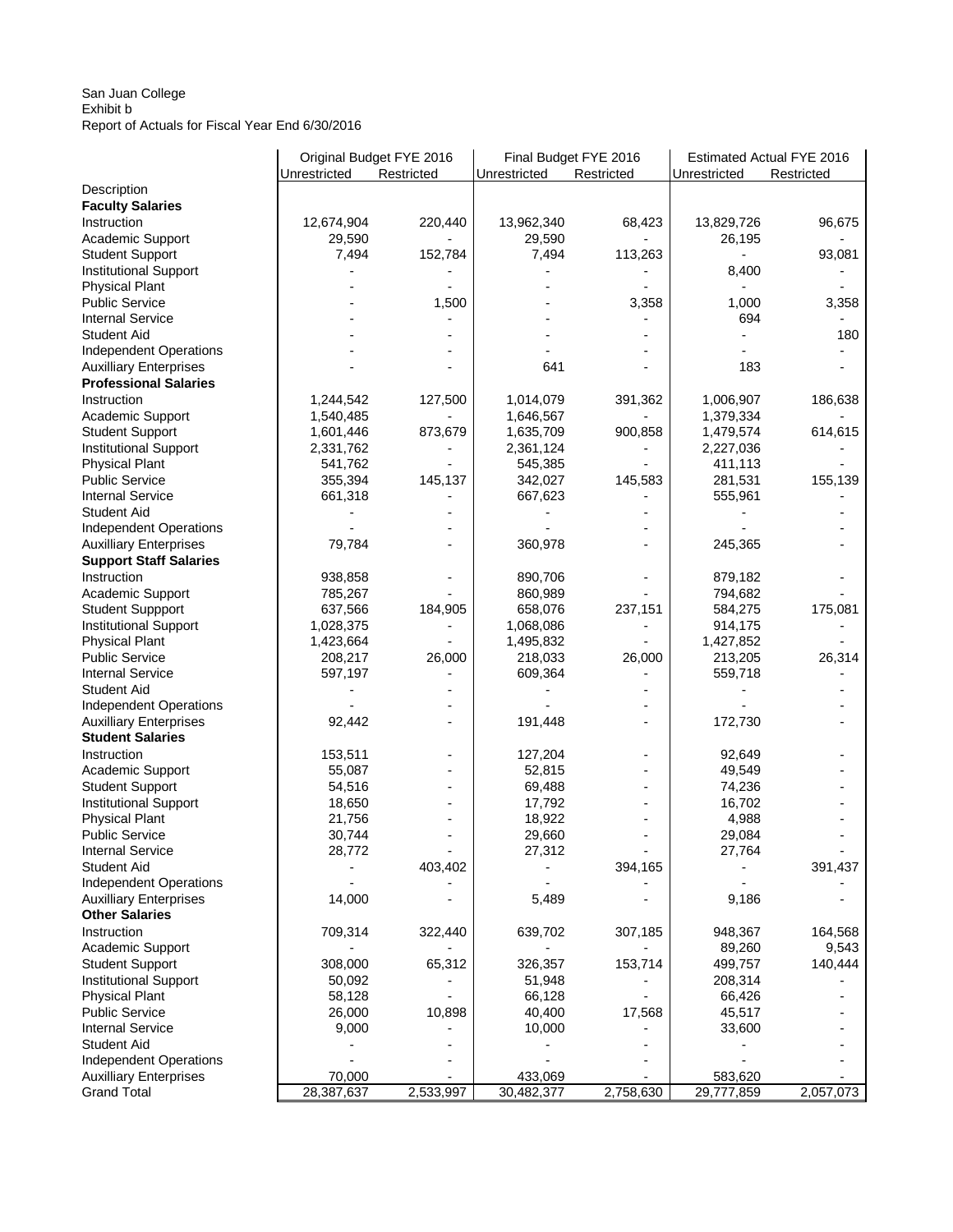San Juan College
Exhibit b
Report of Actuals for Fiscal Year End 6/30/2016

| | Original Budget FYE 2016 | | Final Budget FYE 2016 | | Estimated Actual FYE 2016 | |
|---|---|---|---|---|---|---|
| | Unrestricted | Restricted | Unrestricted | Restricted | Unrestricted | Restricted |
| Description | | | | | | |
| **Faculty Salaries** | | | | | | |
| Instruction | 12,674,904 | 220,440 | 13,962,340 | 68,423 | 13,829,726 | 96,675 |
| Academic Support | 29,590 | - | 29,590 | - | 26,195 | - |
| Student Support | 7,494 | 152,784 | 7,494 | 113,263 | - | 93,081 |
| Institutional Support | - | - | - | - | 8,400 | - |
| Physical Plant | - | - | - | - | - | - |
| Public Service | - | 1,500 | - | 3,358 | 1,000 | 3,358 |
| Internal Service | - | - | - | - | 694 | - |
| Student Aid | - | - | - | - | - | 180 |
| Independent Operations | - | - | - | - | - | - |
| Auxilliary Enterprises | - | - | 641 | - | 183 | - |
| **Professional Salaries** | | | | | | |
| Instruction | 1,244,542 | 127,500 | 1,014,079 | 391,362 | 1,006,907 | 186,638 |
| Academic Support | 1,540,485 | - | 1,646,567 | - | 1,379,334 | - |
| Student Support | 1,601,446 | 873,679 | 1,635,709 | 900,858 | 1,479,574 | 614,615 |
| Institutional Support | 2,331,762 | - | 2,361,124 | - | 2,227,036 | - |
| Physical Plant | 541,762 | - | 545,385 | - | 411,113 | - |
| Public Service | 355,394 | 145,137 | 342,027 | 145,583 | 281,531 | 155,139 |
| Internal Service | 661,318 | - | 667,623 | - | 555,961 | - |
| Student Aid | - | - | - | - | - | - |
| Independent Operations | - | - | - | - | - | - |
| Auxilliary Enterprises | 79,784 | - | 360,978 | - | 245,365 | - |
| **Support Staff Salaries** | | | | | | |
| Instruction | 938,858 | - | 890,706 | - | 879,182 | - |
| Academic Support | 785,267 | - | 860,989 | - | 794,682 | - |
| Student Suppport | 637,566 | 184,905 | 658,076 | 237,151 | 584,275 | 175,081 |
| Institutional Support | 1,028,375 | - | 1,068,086 | - | 914,175 | - |
| Physical Plant | 1,423,664 | - | 1,495,832 | - | 1,427,852 | - |
| Public Service | 208,217 | 26,000 | 218,033 | 26,000 | 213,205 | 26,314 |
| Internal Service | 597,197 | - | 609,364 | - | 559,718 | - |
| Student Aid | - | - | - | - | - | - |
| Independent Operations | - | - | - | - | - | - |
| Auxilliary Enterprises | 92,442 | - | 191,448 | - | 172,730 | - |
| **Student Salaries** | | | | | | |
| Instruction | 153,511 | - | 127,204 | - | 92,649 | - |
| Academic Support | 55,087 | - | 52,815 | - | 49,549 | - |
| Student Support | 54,516 | - | 69,488 | - | 74,236 | - |
| Institutional Support | 18,650 | - | 17,792 | - | 16,702 | - |
| Physical Plant | 21,756 | - | 18,922 | - | 4,988 | - |
| Public Service | 30,744 | - | 29,660 | - | 29,084 | - |
| Internal Service | 28,772 | - | 27,312 | - | 27,764 | - |
| Student Aid | - | 403,402 | - | 394,165 | - | 391,437 |
| Independent Operations | - | - | - | - | - | - |
| Auxilliary Enterprises | 14,000 | - | 5,489 | - | 9,186 | - |
| **Other Salaries** | | | | | | |
| Instruction | 709,314 | 322,440 | 639,702 | 307,185 | 948,367 | 164,568 |
| Academic Support | - | - | - | - | 89,260 | 9,543 |
| Student Support | 308,000 | 65,312 | 326,357 | 153,714 | 499,757 | 140,444 |
| Institutional Support | 50,092 | - | 51,948 | - | 208,314 | - |
| Physical Plant | 58,128 | - | 66,128 | - | 66,426 | - |
| Public Service | 26,000 | 10,898 | 40,400 | 17,568 | 45,517 | - |
| Internal Service | 9,000 | - | 10,000 | - | 33,600 | - |
| Student Aid | - | - | - | - | - | - |
| Independent Operations | - | - | - | - | - | - |
| Auxilliary Enterprises | 70,000 | - | 433,069 | - | 583,620 | - |
| Grand Total | 28,387,637 | 2,533,997 | 30,482,377 | 2,758,630 | 29,777,859 | 2,057,073 |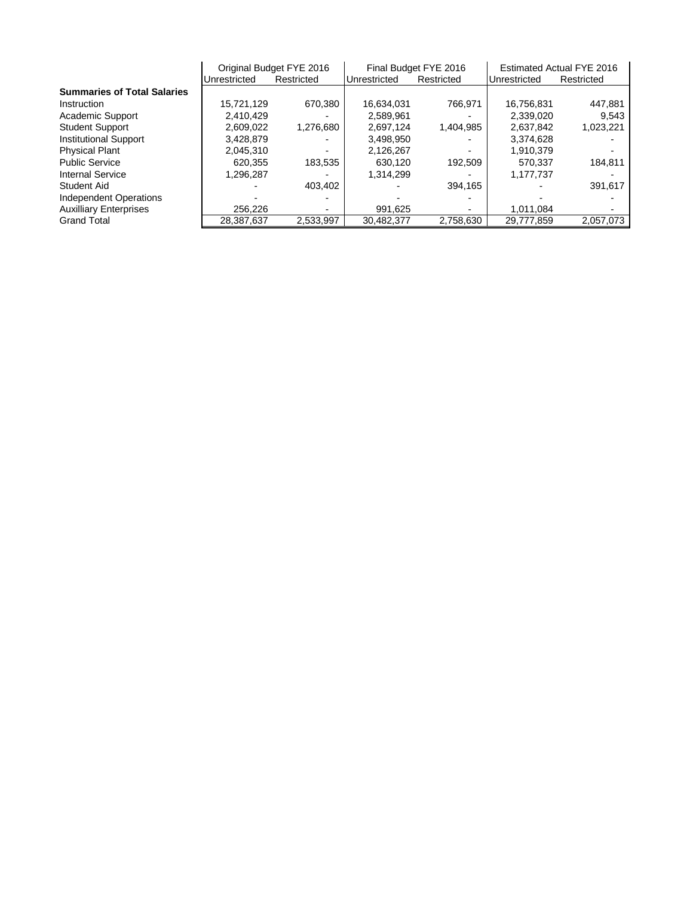| | Original Budget FYE 2016 | | Final Budget FYE 2016 | | Estimated Actual FYE 2016 | |
|---|---|---|---|---|---|---|
| | Unrestricted | Restricted | Unrestricted | Restricted | Unrestricted | Restricted |
| **Summaries of Total Salaries** | | | | | | |
| Instruction | 15,721,129 | 670,380 | 16,634,031 | 766,971 | 16,756,831 | 447,881 |
| Academic Support | 2,410,429 | - | 2,589,961 | - | 2,339,020 | 9,543 |
| Student Support | 2,609,022 | 1,276,680 | 2,697,124 | 1,404,985 | 2,637,842 | 1,023,221 |
| Institutional Support | 3,428,879 | - | 3,498,950 | - | 3,374,628 | - |
| Physical Plant | 2,045,310 | - | 2,126,267 | - | 1,910,379 | - |
| Public Service | 620,355 | 183,535 | 630,120 | 192,509 | 570,337 | 184,811 |
| Internal Service | 1,296,287 | - | 1,314,299 | - | 1,177,737 | - |
| Student Aid | - | 403,402 | - | 394,165 | - | 391,617 |
| Independent Operations | - | - | - | - | - | - |
| Auxilliary Enterprises | 256,226 | - | 991,625 | - | 1,011,084 | - |
| Grand Total | 28,387,637 | 2,533,997 | 30,482,377 | 2,758,630 | 29,777,859 | 2,057,073 |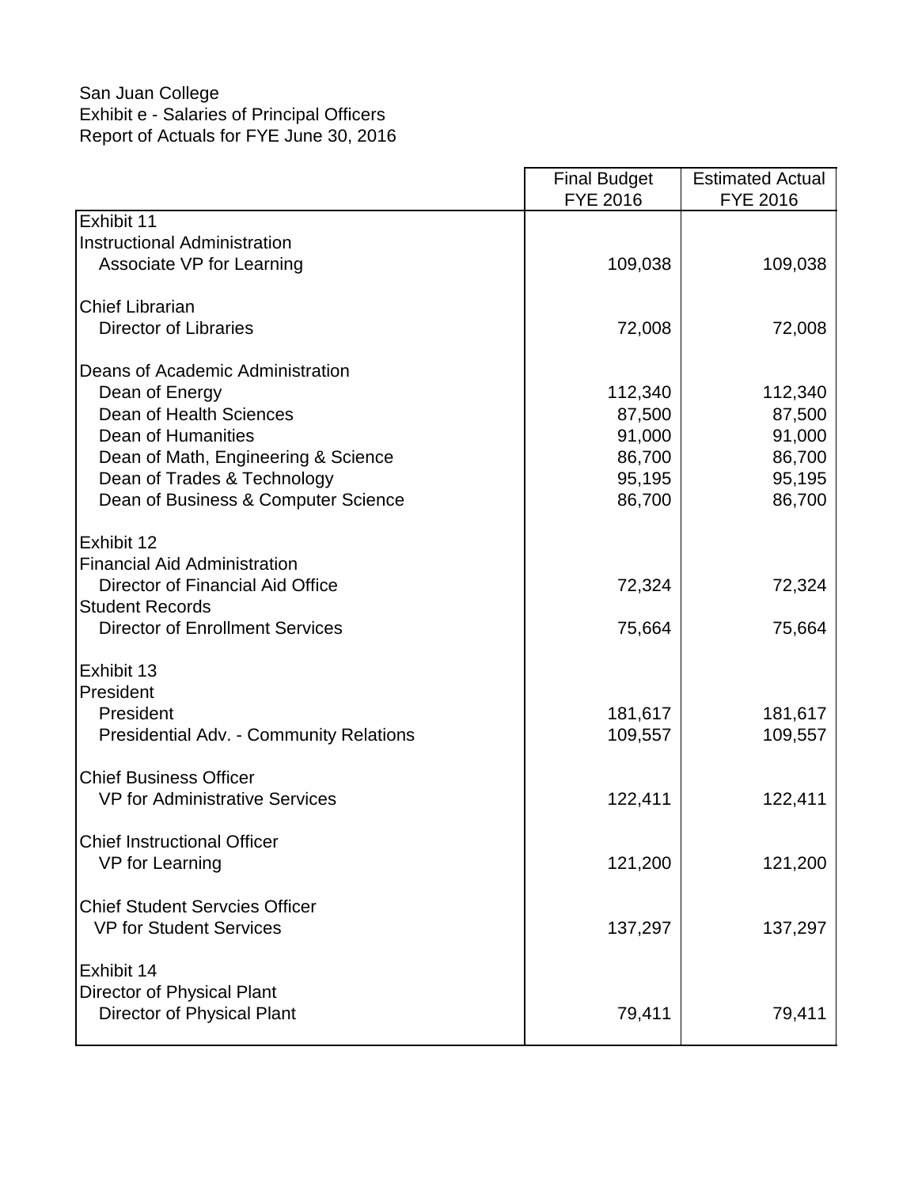San Juan College
Exhibit e - Salaries of Principal Officers
Report of Actuals for FYE June 30, 2016

| | Final Budget FYE 2016 | Estimated Actual FYE 2016 |
|---|---|---|
| Exhibit 11 | | |
| Instructional Administration | | |
| Associate VP for Learning | 109,038 | 109,038 |
| | | |
| Chief Librarian | | |
| Director of Libraries | 72,008 | 72,008 |
| | | |
| Deans of Academic Administration | | |
| Dean of Energy | 112,340 | 112,340 |
| Dean of Health Sciences | 87,500 | 87,500 |
| Dean of Humanities | 91,000 | 91,000 |
| Dean of Math, Engineering & Science | 86,700 | 86,700 |
| Dean of Trades & Technology | 95,195 | 95,195 |
| Dean of Business & Computer Science | 86,700 | 86,700 |
| | | |
| Exhibit 12 | | |
| Financial Aid Administration | | |
| Director of Financial Aid Office | 72,324 | 72,324 |
| Student Records | | |
| Director of Enrollment Services | 75,664 | 75,664 |
| | | |
| Exhibit 13 | | |
| President | | |
| President | 181,617 | 181,617 |
| Presidential Adv. - Community Relations | 109,557 | 109,557 |
| | | |
| Chief Business Officer | | |
| VP for Administrative Services | 122,411 | 122,411 |
| | | |
| Chief Instructional Officer | | |
| VP for Learning | 121,200 | 121,200 |
| | | |
| Chief Student Servcies Officer | | |
| VP for Student Services | 137,297 | 137,297 |
| | | |
| Exhibit 14 | | |
| Director of Physical Plant | | |
| Director of Physical Plant | 79,411 | 79,411 |